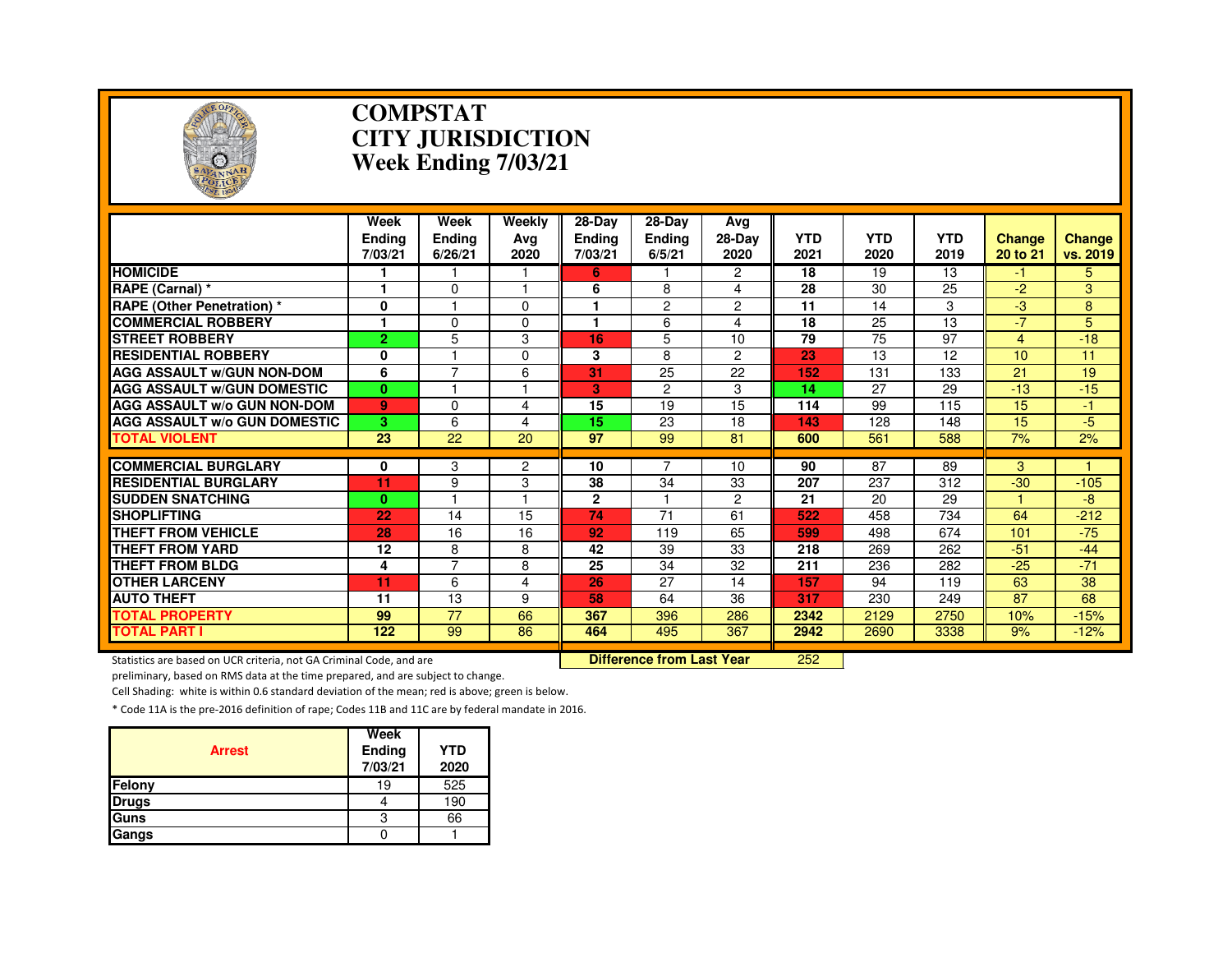# COMPSTAT
# CITY JURISDICTION
# Week Ending 7/03/21

| | Week Ending 7/03/21 | Week Ending 6/26/21 | Weekly Avg 2020 | 28-Day Ending 7/03/21 | 28-Day Ending 6/5/21 | Avg 28-Day 2020 | YTD 2021 | YTD 2020 | YTD 2019 | Change 20 to 21 | Change vs. 2019 |
|---|---|---|---|---|---|---|---|---|---|---|---|
| HOMICIDE | 1 | 1 | 1 | 6 | 1 | 2 | 18 | 19 | 13 | -1 | 5 |
| RAPE (Carnal) * | 1 | 0 | 1 | 6 | 8 | 4 | 28 | 30 | 25 | -2 | 3 |
| RAPE (Other Penetration) * | 0 | 1 | 0 | 1 | 2 | 2 | 11 | 14 | 3 | -3 | 8 |
| COMMERCIAL ROBBERY | 1 | 0 | 0 | 1 | 6 | 4 | 18 | 25 | 13 | -7 | 5 |
| STREET ROBBERY | 2 | 5 | 3 | 16 | 5 | 10 | 79 | 75 | 97 | 4 | -18 |
| RESIDENTIAL ROBBERY | 0 | 1 | 0 | 3 | 8 | 2 | 23 | 13 | 12 | 10 | 11 |
| AGG ASSAULT w/GUN NON-DOM | 6 | 7 | 6 | 31 | 25 | 22 | 152 | 131 | 133 | 21 | 19 |
| AGG ASSAULT w/GUN DOMESTIC | 0 | 1 | 1 | 3 | 2 | 3 | 14 | 27 | 29 | -13 | -15 |
| AGG ASSAULT w/o GUN NON-DOM | 9 | 0 | 4 | 15 | 19 | 15 | 114 | 99 | 115 | 15 | -1 |
| AGG ASSAULT w/o GUN DOMESTIC | 3 | 6 | 4 | 15 | 23 | 18 | 143 | 128 | 148 | 15 | -5 |
| TOTAL VIOLENT | 23 | 22 | 20 | 97 | 99 | 81 | 600 | 561 | 588 | 7% | 2% |
| COMMERCIAL BURGLARY | 0 | 3 | 2 | 10 | 7 | 10 | 90 | 87 | 89 | 3 | 1 |
| RESIDENTIAL BURGLARY | 11 | 9 | 3 | 38 | 34 | 33 | 207 | 237 | 312 | -30 | -105 |
| SUDDEN SNATCHING | 0 | 1 | 1 | 2 | 1 | 2 | 21 | 20 | 29 | 1 | -8 |
| SHOPLIFTING | 22 | 14 | 15 | 74 | 71 | 61 | 522 | 458 | 734 | 64 | -212 |
| THEFT FROM VEHICLE | 28 | 16 | 16 | 92 | 119 | 65 | 599 | 498 | 674 | 101 | -75 |
| THEFT FROM YARD | 12 | 8 | 8 | 42 | 39 | 33 | 218 | 269 | 262 | -51 | -44 |
| THEFT FROM BLDG | 4 | 7 | 8 | 25 | 34 | 32 | 211 | 236 | 282 | -25 | -71 |
| OTHER LARCENY | 11 | 6 | 4 | 26 | 27 | 14 | 157 | 94 | 119 | 63 | 38 |
| AUTO THEFT | 11 | 13 | 9 | 58 | 64 | 36 | 317 | 230 | 249 | 87 | 68 |
| TOTAL PROPERTY | 99 | 77 | 66 | 367 | 396 | 286 | 2342 | 2129 | 2750 | 10% | -15% |
| TOTAL PART I | 122 | 99 | 86 | 464 | 495 | 367 | 2942 | 2690 | 3338 | 9% | -12% |

**Difference from Last Year** 252

Statistics are based on UCR criteria, not GA Criminal Code, and are preliminary, based on RMS data at the time prepared, and are subject to change.

Cell Shading: white is within 0.6 standard deviation of the mean; red is above; green is below.

* Code 11A is the pre-2016 definition of rape; Codes 11B and 11C are by federal mandate in 2016.

| Arrest | Week Ending 7/03/21 | YTD 2020 |
|---|---|---|
| Felony | 19 | 525 |
| Drugs | 4 | 190 |
| Guns | 3 | 66 |
| Gangs | 0 | 1 |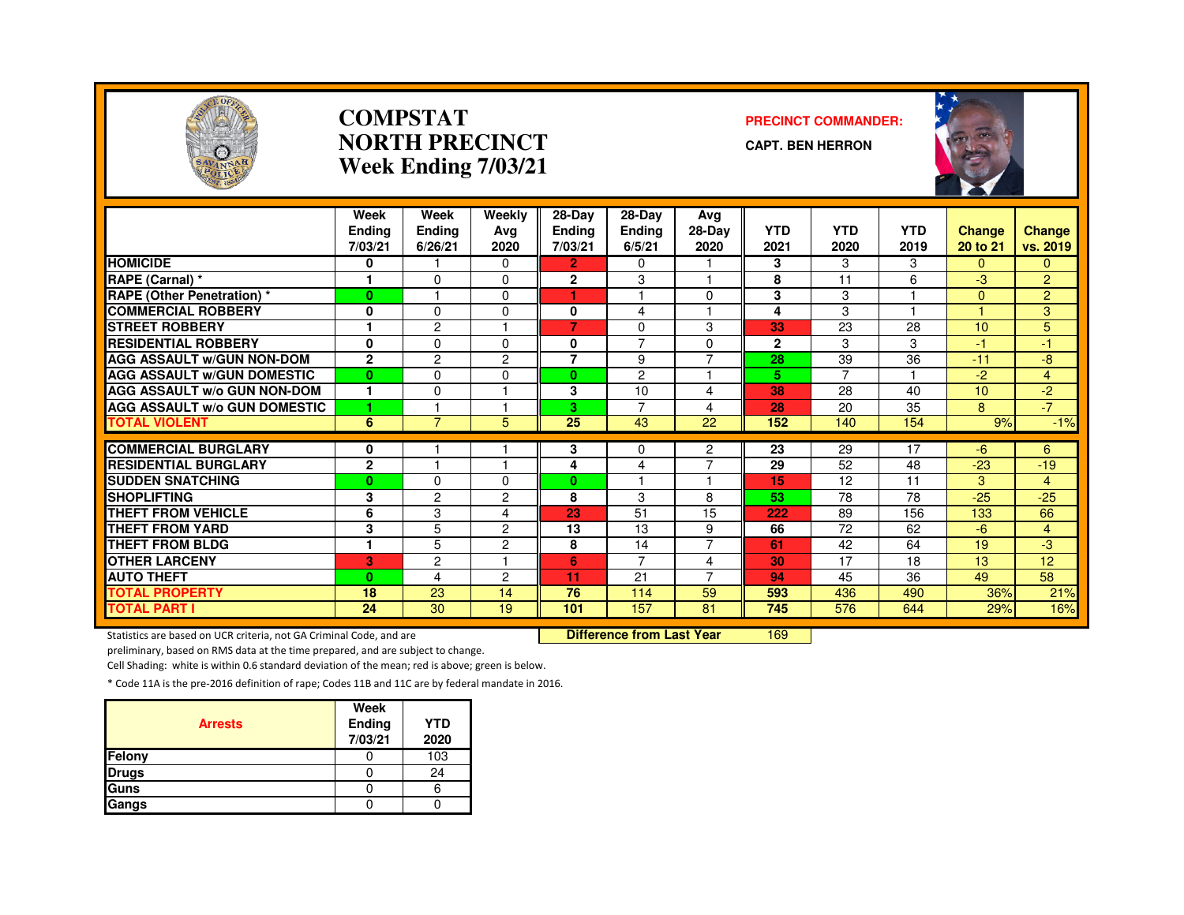# COMPSTAT
# NORTH PRECINCT
# Week Ending 7/03/21

**PRECINCT COMMANDER:**

**CAPT. BEN HERRON**

| | Week Ending 7/03/21 | Week Ending 6/26/21 | Weekly Avg 2020 | 28-Day Ending 7/03/21 | 28-Day Ending 6/5/21 | Avg 28-Day 2020 | YTD 2021 | YTD 2020 | YTD 2019 | Change 20 to 21 | Change vs. 2019 |
|---|---|---|---|---|---|---|---|---|---|---|---|
| HOMICIDE | 0 | 1 | 0 | 2 | 0 | 1 | 3 | 3 | 3 | 0 | 0 |
| RAPE (Carnal) * | 1 | 0 | 0 | 2 | 3 | 1 | 8 | 11 | 6 | -3 | 2 |
| RAPE (Other Penetration) * | 0 | 1 | 0 | 1 | 1 | 0 | 3 | 3 | 1 | 0 | 2 |
| COMMERCIAL ROBBERY | 0 | 0 | 0 | 0 | 4 | 1 | 4 | 3 | 1 | 1 | 3 |
| STREET ROBBERY | 1 | 2 | 1 | 7 | 0 | 3 | 33 | 23 | 28 | 10 | 5 |
| RESIDENTIAL ROBBERY | 0 | 0 | 0 | 0 | 7 | 0 | 2 | 3 | 3 | -1 | -1 |
| AGG ASSAULT w/GUN NON-DOM | 2 | 2 | 2 | 7 | 9 | 7 | 28 | 39 | 36 | -11 | -8 |
| AGG ASSAULT w/GUN DOMESTIC | 0 | 0 | 0 | 0 | 2 | 1 | 5 | 7 | 1 | -2 | 4 |
| AGG ASSAULT w/o GUN NON-DOM | 1 | 0 | 1 | 3 | 10 | 4 | 38 | 28 | 40 | 10 | -2 |
| AGG ASSAULT w/o GUN DOMESTIC | 1 | 1 | 1 | 3 | 7 | 4 | 28 | 20 | 35 | 8 | -7 |
| TOTAL VIOLENT | 6 | 7 | 5 | 25 | 43 | 22 | 152 | 140 | 154 | 9% | -1% |
| COMMERCIAL BURGLARY | 0 | 1 | 1 | 3 | 0 | 2 | 23 | 29 | 17 | -6 | 6 |
| RESIDENTIAL BURGLARY | 2 | 1 | 1 | 4 | 4 | 7 | 29 | 52 | 48 | -23 | -19 |
| SUDDEN SNATCHING | 0 | 0 | 0 | 0 | 1 | 1 | 15 | 12 | 11 | 3 | 4 |
| SHOPLIFTING | 3 | 2 | 2 | 8 | 3 | 8 | 53 | 78 | 78 | -25 | -25 |
| THEFT FROM VEHICLE | 6 | 3 | 4 | 23 | 51 | 15 | 222 | 89 | 156 | 133 | 66 |
| THEFT FROM YARD | 3 | 5 | 2 | 13 | 13 | 9 | 66 | 72 | 62 | -6 | 4 |
| THEFT FROM BLDG | 1 | 5 | 2 | 8 | 14 | 7 | 61 | 42 | 64 | 19 | -3 |
| OTHER LARCENY | 3 | 2 | 1 | 6 | 7 | 4 | 30 | 17 | 18 | 13 | 12 |
| AUTO THEFT | 0 | 4 | 2 | 11 | 21 | 7 | 94 | 45 | 36 | 49 | 58 |
| TOTAL PROPERTY | 18 | 23 | 14 | 76 | 114 | 59 | 593 | 436 | 490 | 36% | 21% |
| TOTAL PART I | 24 | 30 | 19 | 101 | 157 | 81 | 745 | 576 | 644 | 29% | 16% |

**Difference from Last Year** 169

Statistics are based on UCR criteria, not GA Criminal Code, and are preliminary, based on RMS data at the time prepared, and are subject to change.

Cell Shading: white is within 0.6 standard deviation of the mean; red is above; green is below.

* Code 11A is the pre-2016 definition of rape; Codes 11B and 11C are by federal mandate in 2016.

| Arrests | Week Ending 7/03/21 | YTD 2020 |
|---|---|---|
| Felony | 0 | 103 |
| Drugs | 0 | 24 |
| Guns | 0 | 6 |
| Gangs | 0 | 0 |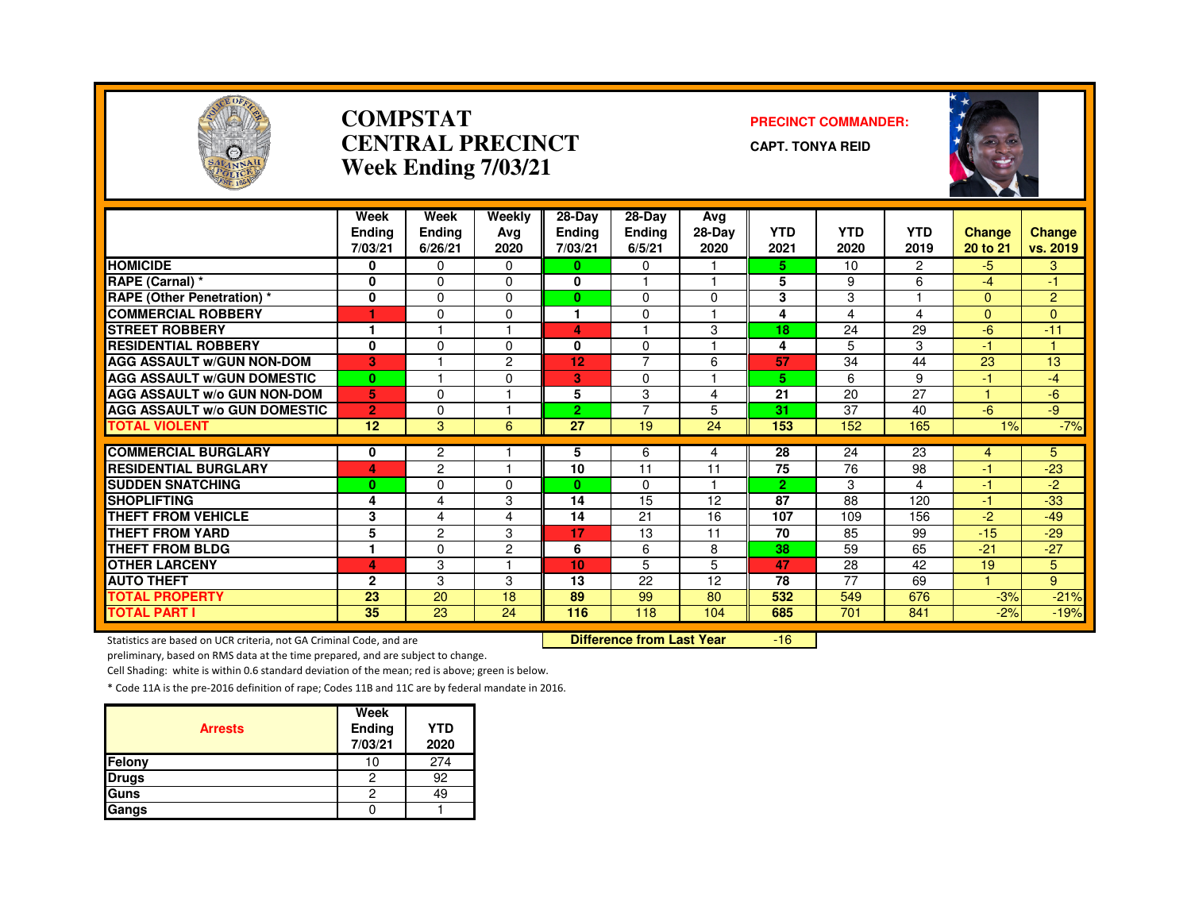# COMPSTAT CENTRAL PRECINCT Week Ending 7/03/21

**PRECINCT COMMANDER:**

**CAPT. TONYA REID**

| | Week Ending 7/03/21 | Week Ending 6/26/21 | Weekly Avg 2020 | 28-Day Ending 7/03/21 | 28-Day Ending 6/5/21 | Avg 28-Day 2020 | YTD 2021 | YTD 2020 | YTD 2019 | Change 20 to 21 | Change vs. 2019 |
|---|---|---|---|---|---|---|---|---|---|---|---|
| **HOMICIDE** | 0 | 0 | 0 | 0 | 0 | 1 | 5 | 10 | 2 | -5 | 3 |
| **RAPE (Carnal) *** | 0 | 0 | 0 | 0 | 1 | 1 | 5 | 9 | 6 | -4 | -1 |
| **RAPE (Other Penetration) *** | 0 | 0 | 0 | 0 | 0 | 0 | 3 | 3 | 1 | 0 | 2 |
| **COMMERCIAL ROBBERY** | 1 | 0 | 0 | 1 | 0 | 1 | 4 | 4 | 4 | 0 | 0 |
| **STREET ROBBERY** | 1 | 1 | 1 | 4 | 1 | 3 | 18 | 24 | 29 | -6 | -11 |
| **RESIDENTIAL ROBBERY** | 0 | 0 | 0 | 0 | 0 | 1 | 4 | 5 | 3 | -1 | 1 |
| **AGG ASSAULT w/GUN NON-DOM** | 3 | 1 | 2 | 12 | 7 | 6 | 57 | 34 | 44 | 23 | 13 |
| **AGG ASSAULT w/GUN DOMESTIC** | 0 | 1 | 0 | 3 | 0 | 1 | 5 | 6 | 9 | -1 | -4 |
| **AGG ASSAULT w/o GUN NON-DOM** | 5 | 0 | 1 | 5 | 3 | 4 | 21 | 20 | 27 | 1 | -6 |
| **AGG ASSAULT w/o GUN DOMESTIC** | 2 | 0 | 1 | 2 | 7 | 5 | 31 | 37 | 40 | -6 | -9 |
| **TOTAL VIOLENT** | 12 | 3 | 6 | 27 | 19 | 24 | 153 | 152 | 165 | 1% | -7% |
| **COMMERCIAL BURGLARY** | 0 | 2 | 1 | 5 | 6 | 4 | 28 | 24 | 23 | 4 | 5 |
| **RESIDENTIAL BURGLARY** | 4 | 2 | 1 | 10 | 11 | 11 | 75 | 76 | 98 | -1 | -23 |
| **SUDDEN SNATCHING** | 0 | 0 | 0 | 0 | 0 | 1 | 2 | 3 | 4 | -1 | -2 |
| **SHOPLIFTING** | 4 | 4 | 3 | 14 | 15 | 12 | 87 | 88 | 120 | -1 | -33 |
| **THEFT FROM VEHICLE** | 3 | 4 | 4 | 14 | 21 | 16 | 107 | 109 | 156 | -2 | -49 |
| **THEFT FROM YARD** | 5 | 2 | 3 | 17 | 13 | 11 | 70 | 85 | 99 | -15 | -29 |
| **THEFT FROM BLDG** | 1 | 0 | 2 | 6 | 6 | 8 | 38 | 59 | 65 | -21 | -27 |
| **OTHER LARCENY** | 4 | 3 | 1 | 10 | 5 | 5 | 47 | 28 | 42 | 19 | 5 |
| **AUTO THEFT** | 2 | 3 | 3 | 13 | 22 | 12 | 78 | 77 | 69 | 1 | 9 |
| **TOTAL PROPERTY** | 23 | 20 | 18 | 89 | 99 | 80 | 532 | 549 | 676 | -3% | -21% |
| **TOTAL PART I** | 35 | 23 | 24 | 116 | 118 | 104 | 685 | 701 | 841 | -2% | -19% |

**Difference from Last Year** -16

Statistics are based on UCR criteria, not GA Criminal Code, and are preliminary, based on RMS data at the time prepared, and are subject to change.

Cell Shading: white is within 0.6 standard deviation of the mean; red is above; green is below.

* Code 11A is the pre-2016 definition of rape; Codes 11B and 11C are by federal mandate in 2016.

| Arrests | Week Ending 7/03/21 | YTD 2020 |
|---|---|---|
| Felony | 10 | 274 |
| Drugs | 2 | 92 |
| Guns | 2 | 49 |
| Gangs | 0 | 1 |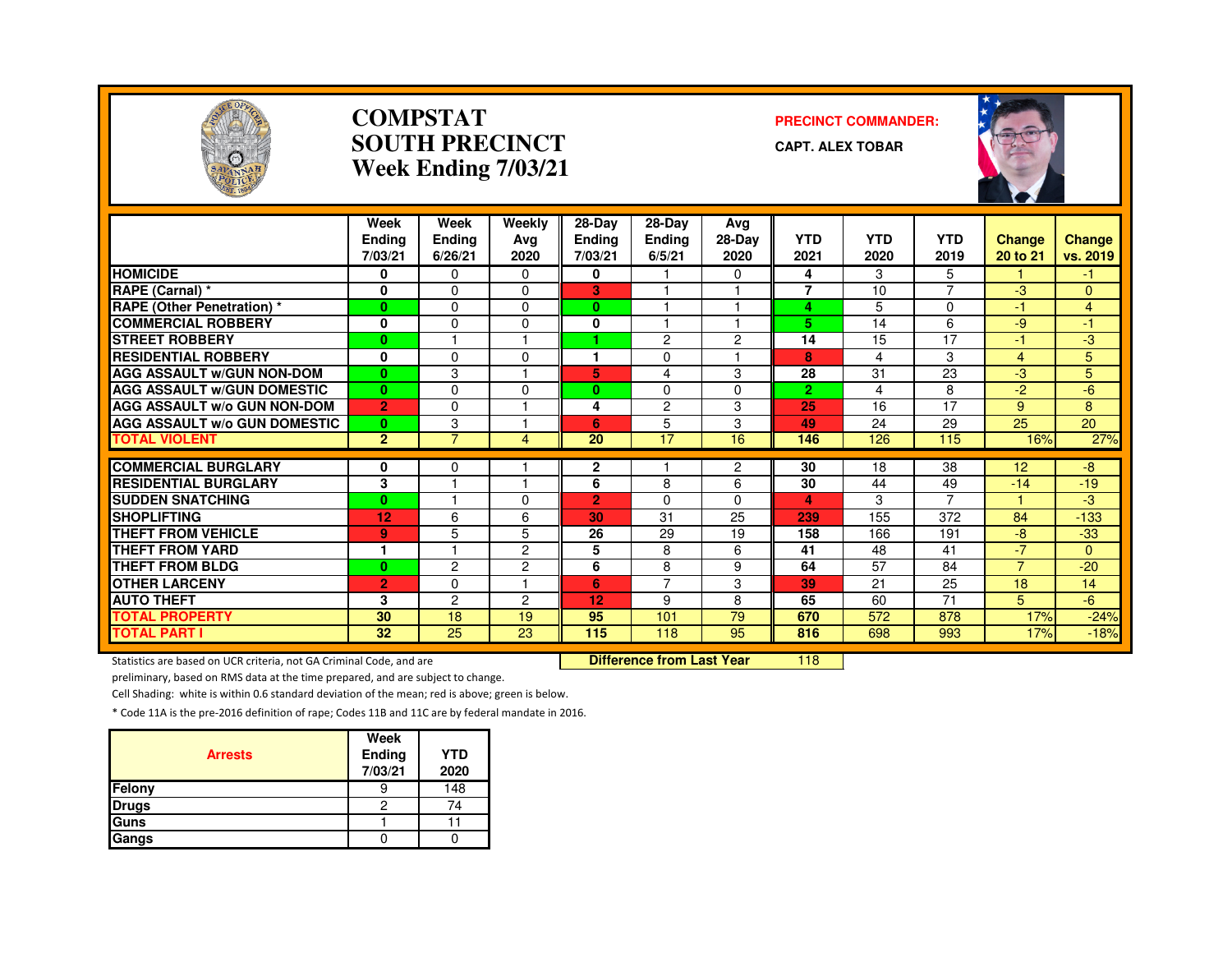# COMPSTAT
# SOUTH PRECINCT
# Week Ending 7/03/21

**PRECINCT COMMANDER:**

**CAPT. ALEX TOBAR**

| | Week Ending 7/03/21 | Week Ending 6/26/21 | Weekly Avg 2020 | 28-Day Ending 7/03/21 | 28-Day Ending 6/5/21 | Avg 28-Day 2020 | YTD 2021 | YTD 2020 | YTD 2019 | Change 20 to 21 | Change vs. 2019 |
|---|---|---|---|---|---|---|---|---|---|---|---|
| HOMICIDE | 0 | 0 | 0 | 0 | 1 | 0 | 4 | 3 | 5 | 1 | -1 |
| RAPE (Carnal) * | 0 | 0 | 0 | 3 | 1 | 1 | 7 | 10 | 7 | -3 | 0 |
| RAPE (Other Penetration) * | 0 | 0 | 0 | 0 | 1 | 1 | 4 | 5 | 0 | -1 | 4 |
| COMMERCIAL ROBBERY | 0 | 0 | 0 | 0 | 1 | 1 | 5 | 14 | 6 | -9 | -1 |
| STREET ROBBERY | 0 | 1 | 1 | 1 | 2 | 2 | 14 | 15 | 17 | -1 | -3 |
| RESIDENTIAL ROBBERY | 0 | 0 | 0 | 1 | 0 | 1 | 8 | 4 | 3 | 4 | 5 |
| AGG ASSAULT w/GUN NON-DOM | 0 | 3 | 1 | 5 | 4 | 3 | 28 | 31 | 23 | -3 | 5 |
| AGG ASSAULT w/GUN DOMESTIC | 0 | 0 | 0 | 0 | 0 | 0 | 2 | 4 | 8 | -2 | -6 |
| AGG ASSAULT w/o GUN NON-DOM | 2 | 0 | 1 | 4 | 2 | 3 | 25 | 16 | 17 | 9 | 8 |
| AGG ASSAULT w/o GUN DOMESTIC | 0 | 3 | 1 | 6 | 5 | 3 | 49 | 24 | 29 | 25 | 20 |
| TOTAL VIOLENT | 2 | 7 | 4 | 20 | 17 | 16 | 146 | 126 | 115 | 16% | 27% |
| COMMERCIAL BURGLARY | 0 | 0 | 1 | 2 | 1 | 2 | 30 | 18 | 38 | 12 | -8 |
| RESIDENTIAL BURGLARY | 3 | 1 | 1 | 6 | 8 | 6 | 30 | 44 | 49 | -14 | -19 |
| SUDDEN SNATCHING | 0 | 1 | 0 | 2 | 0 | 0 | 4 | 3 | 7 | 1 | -3 |
| SHOPLIFTING | 12 | 6 | 6 | 30 | 31 | 25 | 239 | 155 | 372 | 84 | -133 |
| THEFT FROM VEHICLE | 9 | 5 | 5 | 26 | 29 | 19 | 158 | 166 | 191 | -8 | -33 |
| THEFT FROM YARD | 1 | 1 | 2 | 5 | 8 | 6 | 41 | 48 | 41 | -7 | 0 |
| THEFT FROM BLDG | 0 | 2 | 2 | 6 | 8 | 9 | 64 | 57 | 84 | 7 | -20 |
| OTHER LARCENY | 2 | 0 | 1 | 6 | 7 | 3 | 39 | 21 | 25 | 18 | 14 |
| AUTO THEFT | 3 | 2 | 2 | 12 | 9 | 8 | 65 | 60 | 71 | 5 | -6 |
| TOTAL PROPERTY | 30 | 18 | 19 | 95 | 101 | 79 | 670 | 572 | 878 | 17% | -24% |
| TOTAL PART I | 32 | 25 | 23 | 115 | 118 | 95 | 816 | 698 | 993 | 17% | -18% |

**Difference from Last Year** 118

Statistics are based on UCR criteria, not GA Criminal Code, and are preliminary, based on RMS data at the time prepared, and are subject to change.

Cell Shading: white is within 0.6 standard deviation of the mean; red is above; green is below.

* Code 11A is the pre-2016 definition of rape; Codes 11B and 11C are by federal mandate in 2016.

| Arrests | Week Ending 7/03/21 | YTD 2020 |
|---|---|---|
| Felony | 9 | 148 |
| Drugs | 2 | 74 |
| Guns | 1 | 11 |
| Gangs | 0 | 0 |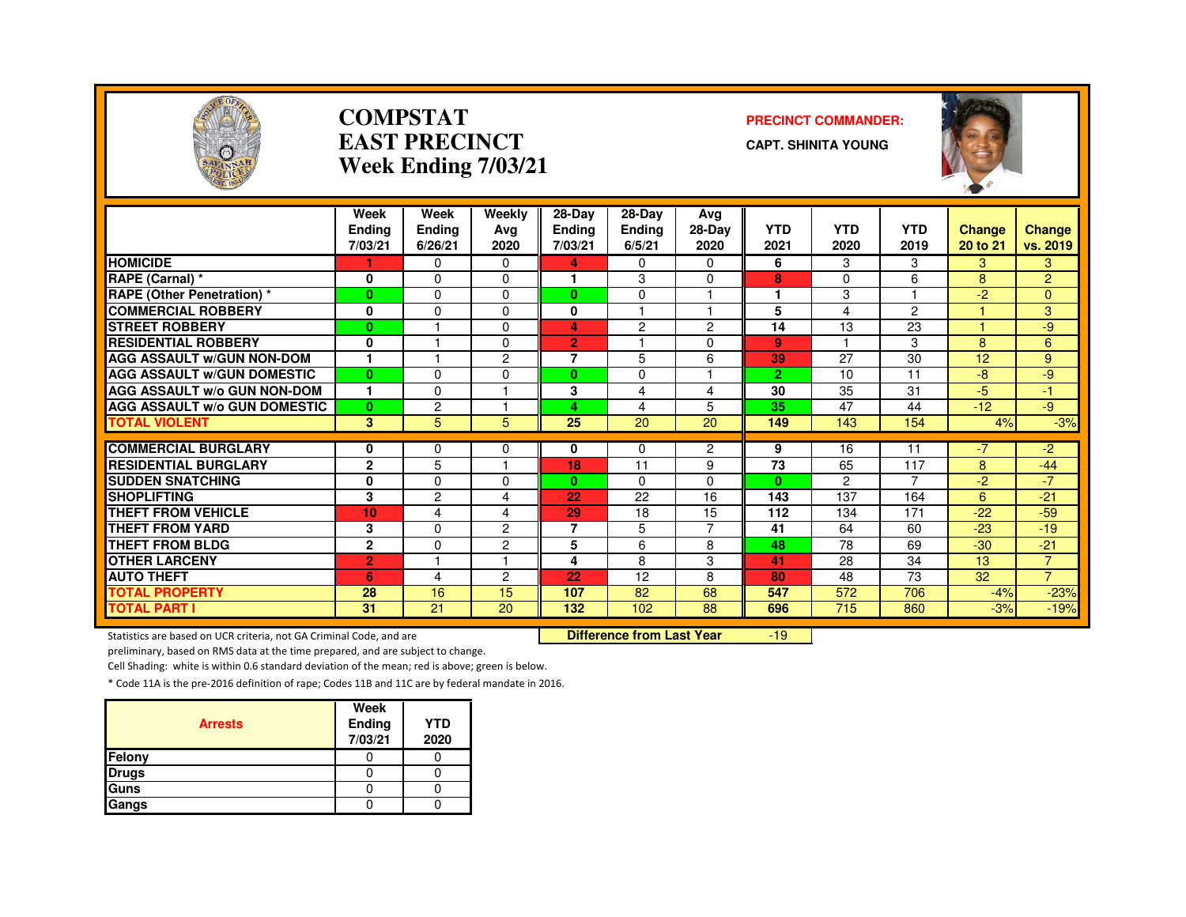# COMPSTAT
# EAST PRECINCT
# Week Ending 7/03/21

**PRECINCT COMMANDER:**

**CAPT. SHINITA YOUNG**

| | Week Ending 7/03/21 | Week Ending 6/26/21 | Weekly Avg 2020 | 28-Day Ending 7/03/21 | 28-Day Ending 6/5/21 | Avg 28-Day 2020 | YTD 2021 | YTD 2020 | YTD 2019 | Change 20 to 21 | Change vs. 2019 |
|---|---|---|---|---|---|---|---|---|---|---|---|
| HOMICIDE | 1 | 0 | 0 | 4 | 0 | 0 | 6 | 3 | 3 | 3 | 3 |
| RAPE (Carnal) * | 0 | 0 | 0 | 1 | 3 | 0 | 8 | 0 | 6 | 8 | 2 |
| RAPE (Other Penetration) * | 0 | 0 | 0 | 0 | 0 | 1 | 1 | 3 | 1 | -2 | 0 |
| COMMERCIAL ROBBERY | 0 | 0 | 0 | 0 | 1 | 1 | 5 | 4 | 2 | 1 | 3 |
| STREET ROBBERY | 0 | 1 | 0 | 4 | 2 | 2 | 14 | 13 | 23 | 1 | -9 |
| RESIDENTIAL ROBBERY | 0 | 1 | 0 | 2 | 1 | 0 | 9 | 1 | 3 | 8 | 6 |
| AGG ASSAULT w/GUN NON-DOM | 1 | 1 | 2 | 7 | 5 | 6 | 39 | 27 | 30 | 12 | 9 |
| AGG ASSAULT w/GUN DOMESTIC | 0 | 0 | 0 | 0 | 0 | 1 | 2 | 10 | 11 | -8 | -9 |
| AGG ASSAULT w/o GUN NON-DOM | 1 | 0 | 1 | 3 | 4 | 4 | 30 | 35 | 31 | -5 | -1 |
| AGG ASSAULT w/o GUN DOMESTIC | 0 | 2 | 1 | 4 | 4 | 5 | 35 | 47 | 44 | -12 | -9 |
| TOTAL VIOLENT | 3 | 5 | 5 | 25 | 20 | 20 | 149 | 143 | 154 | 4% | -3% |
| COMMERCIAL BURGLARY | 0 | 0 | 0 | 0 | 0 | 2 | 9 | 16 | 11 | -7 | -2 |
| RESIDENTIAL BURGLARY | 2 | 5 | 1 | 18 | 11 | 9 | 73 | 65 | 117 | 8 | -44 |
| SUDDEN SNATCHING | 0 | 0 | 0 | 0 | 0 | 0 | 0 | 2 | 7 | -2 | -7 |
| SHOPLIFTING | 3 | 2 | 4 | 22 | 22 | 16 | 143 | 137 | 164 | 6 | -21 |
| THEFT FROM VEHICLE | 10 | 4 | 4 | 29 | 18 | 15 | 112 | 134 | 171 | -22 | -59 |
| THEFT FROM YARD | 3 | 0 | 2 | 7 | 5 | 7 | 41 | 64 | 60 | -23 | -19 |
| THEFT FROM BLDG | 2 | 0 | 2 | 5 | 6 | 8 | 48 | 78 | 69 | -30 | -21 |
| OTHER LARCENY | 2 | 1 | 1 | 4 | 8 | 3 | 41 | 28 | 34 | 13 | 7 |
| AUTO THEFT | 6 | 4 | 2 | 22 | 12 | 8 | 80 | 48 | 73 | 32 | 7 |
| TOTAL PROPERTY | 28 | 16 | 15 | 107 | 82 | 68 | 547 | 572 | 706 | -4% | -23% |
| TOTAL PART I | 31 | 21 | 20 | 132 | 102 | 88 | 696 | 715 | 860 | -3% | -19% |

Statistics are based on UCR criteria, not GA Criminal Code, and are preliminary, based on RMS data at the time prepared, and are subject to change.

**Difference from Last Year** -19

Cell Shading: white is within 0.6 standard deviation of the mean; red is above; green is below.

* Code 11A is the pre-2016 definition of rape; Codes 11B and 11C are by federal mandate in 2016.

| Arrests | Week Ending 7/03/21 | YTD 2020 |
|---|---|---|
| Felony | 0 | 0 |
| Drugs | 0 | 0 |
| Guns | 0 | 0 |
| Gangs | 0 | 0 |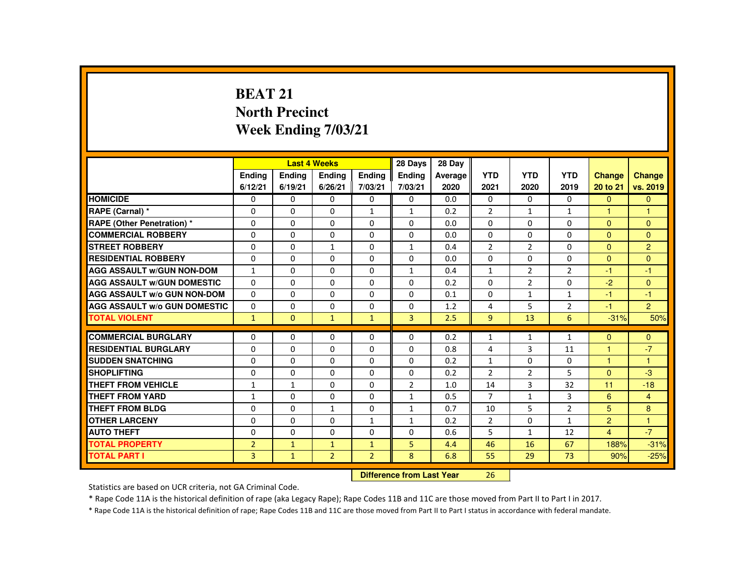# BEAT 21
# North Precinct
# Week Ending 7/03/21

| | Last 4 Weeks | | | | 28 Days | 28 Day | | | | | |
|---|---|---|---|---|---|---|---|---|---|---|---|
| | Ending 6/12/21 | Ending 6/19/21 | Ending 6/26/21 | Ending 7/03/21 | Ending 7/03/21 | Average 2020 | YTD 2021 | YTD 2020 | YTD 2019 | Change 20 to 21 | Change vs. 2019 |
| HOMICIDE | 0 | 0 | 0 | 0 | 0 | 0.0 | 0 | 0 | 0 | 0 | 0 |
| RAPE (Carnal) * | 0 | 0 | 0 | 1 | 1 | 0.2 | 2 | 1 | 1 | 1 | 1 |
| RAPE (Other Penetration) * | 0 | 0 | 0 | 0 | 0 | 0.0 | 0 | 0 | 0 | 0 | 0 |
| COMMERCIAL ROBBERY | 0 | 0 | 0 | 0 | 0 | 0.0 | 0 | 0 | 0 | 0 | 0 |
| STREET ROBBERY | 0 | 0 | 1 | 0 | 1 | 0.4 | 2 | 2 | 0 | 0 | 2 |
| RESIDENTIAL ROBBERY | 0 | 0 | 0 | 0 | 0 | 0.0 | 0 | 0 | 0 | 0 | 0 |
| AGG ASSAULT w/GUN NON-DOM | 1 | 0 | 0 | 0 | 1 | 0.4 | 1 | 2 | 2 | -1 | -1 |
| AGG ASSAULT w/GUN DOMESTIC | 0 | 0 | 0 | 0 | 0 | 0.2 | 0 | 2 | 0 | -2 | 0 |
| AGG ASSAULT w/o GUN NON-DOM | 0 | 0 | 0 | 0 | 0 | 0.1 | 0 | 1 | 1 | -1 | -1 |
| AGG ASSAULT w/o GUN DOMESTIC | 0 | 0 | 0 | 0 | 0 | 1.2 | 4 | 5 | 2 | -1 | 2 |
| TOTAL VIOLENT | 1 | 0 | 1 | 1 | 3 | 2.5 | 9 | 13 | 6 | -31% | 50% |
| COMMERCIAL BURGLARY | 0 | 0 | 0 | 0 | 0 | 0.2 | 1 | 1 | 1 | 0 | 0 |
| RESIDENTIAL BURGLARY | 0 | 0 | 0 | 0 | 0 | 0.8 | 4 | 3 | 11 | 1 | -7 |
| SUDDEN SNATCHING | 0 | 0 | 0 | 0 | 0 | 0.2 | 1 | 0 | 0 | 1 | 1 |
| SHOPLIFTING | 0 | 0 | 0 | 0 | 0 | 0.2 | 2 | 2 | 5 | 0 | -3 |
| THEFT FROM VEHICLE | 1 | 1 | 0 | 0 | 2 | 1.0 | 14 | 3 | 32 | 11 | -18 |
| THEFT FROM YARD | 1 | 0 | 0 | 0 | 1 | 0.5 | 7 | 1 | 3 | 6 | 4 |
| THEFT FROM BLDG | 0 | 0 | 1 | 0 | 1 | 0.7 | 10 | 5 | 2 | 5 | 8 |
| OTHER LARCENY | 0 | 0 | 0 | 1 | 1 | 0.2 | 2 | 0 | 1 | 2 | 1 |
| AUTO THEFT | 0 | 0 | 0 | 0 | 0 | 0.6 | 5 | 1 | 12 | 4 | -7 |
| TOTAL PROPERTY | 2 | 1 | 1 | 1 | 5 | 4.4 | 46 | 16 | 67 | 188% | -31% |
| TOTAL PART I | 3 | 1 | 2 | 2 | 8 | 6.8 | 55 | 29 | 73 | 90% | -25% |

**Difference from Last Year** 26

Statistics are based on UCR criteria, not GA Criminal Code.

* Rape Code 11A is the historical definition of rape (aka Legacy Rape); Rape Codes 11B and 11C are those moved from Part II to Part I in 2017.

* Rape Code 11A is the historical definition of rape; Rape Codes 11B and 11C are those moved from Part II to Part I status in accordance with federal mandate.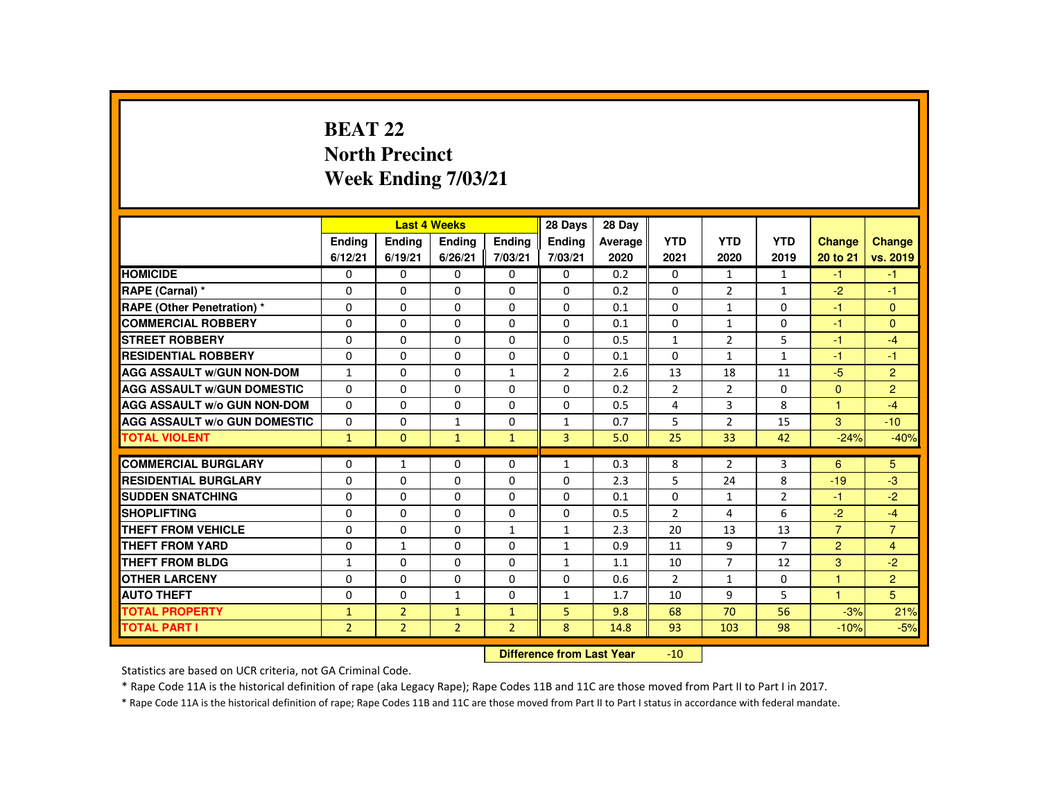# BEAT 22
## North Precinct
## Week Ending 7/03/21

| | Last 4 Weeks | | | | 28 Days | 28 Day | | | | | |
|---|---|---|---|---|---|---|---|---|---|---|---|
| | Ending 6/12/21 | Ending 6/19/21 | Ending 6/26/21 | Ending 7/03/21 | Ending 7/03/21 | Average 2020 | YTD 2021 | YTD 2020 | YTD 2019 | Change 20 to 21 | Change vs. 2019 |
| HOMICIDE | 0 | 0 | 0 | 0 | 0 | 0.2 | 0 | 1 | 1 | -1 | -1 |
| RAPE (Carnal) * | 0 | 0 | 0 | 0 | 0 | 0.2 | 0 | 2 | 1 | -2 | -1 |
| RAPE (Other Penetration) * | 0 | 0 | 0 | 0 | 0 | 0.1 | 0 | 1 | 0 | -1 | 0 |
| COMMERCIAL ROBBERY | 0 | 0 | 0 | 0 | 0 | 0.1 | 0 | 1 | 0 | -1 | 0 |
| STREET ROBBERY | 0 | 0 | 0 | 0 | 0 | 0.5 | 1 | 2 | 5 | -1 | -4 |
| RESIDENTIAL ROBBERY | 0 | 0 | 0 | 0 | 0 | 0.1 | 0 | 1 | 1 | -1 | -1 |
| AGG ASSAULT w/GUN NON-DOM | 1 | 0 | 0 | 1 | 2 | 2.6 | 13 | 18 | 11 | -5 | 2 |
| AGG ASSAULT w/GUN DOMESTIC | 0 | 0 | 0 | 0 | 0 | 0.2 | 2 | 2 | 0 | 0 | 2 |
| AGG ASSAULT w/o GUN NON-DOM | 0 | 0 | 0 | 0 | 0 | 0.5 | 4 | 3 | 8 | 1 | -4 |
| AGG ASSAULT w/o GUN DOMESTIC | 0 | 0 | 1 | 0 | 1 | 0.7 | 5 | 2 | 15 | 3 | -10 |
| TOTAL VIOLENT | 1 | 0 | 1 | 1 | 3 | 5.0 | 25 | 33 | 42 | -24% | -40% |
| COMMERCIAL BURGLARY | 0 | 1 | 0 | 0 | 1 | 0.3 | 8 | 2 | 3 | 6 | 5 |
| RESIDENTIAL BURGLARY | 0 | 0 | 0 | 0 | 0 | 2.3 | 5 | 24 | 8 | -19 | -3 |
| SUDDEN SNATCHING | 0 | 0 | 0 | 0 | 0 | 0.1 | 0 | 1 | 2 | -1 | -2 |
| SHOPLIFTING | 0 | 0 | 0 | 0 | 0 | 0.5 | 2 | 4 | 6 | -2 | -4 |
| THEFT FROM VEHICLE | 0 | 0 | 0 | 1 | 1 | 2.3 | 20 | 13 | 13 | 7 | 7 |
| THEFT FROM YARD | 0 | 1 | 0 | 0 | 1 | 0.9 | 11 | 9 | 7 | 2 | 4 |
| THEFT FROM BLDG | 1 | 0 | 0 | 0 | 1 | 1.1 | 10 | 7 | 12 | 3 | -2 |
| OTHER LARCENY | 0 | 0 | 0 | 0 | 0 | 0.6 | 2 | 1 | 0 | 1 | 2 |
| AUTO THEFT | 0 | 0 | 1 | 0 | 1 | 1.7 | 10 | 9 | 5 | 1 | 5 |
| TOTAL PROPERTY | 1 | 2 | 1 | 1 | 5 | 9.8 | 68 | 70 | 56 | -3% | 21% |
| TOTAL PART I | 2 | 2 | 2 | 2 | 8 | 14.8 | 93 | 103 | 98 | -10% | -5% |

**Difference from Last Year** -10

Statistics are based on UCR criteria, not GA Criminal Code.

* Rape Code 11A is the historical definition of rape (aka Legacy Rape); Rape Codes 11B and 11C are those moved from Part II to Part I in 2017.

* Rape Code 11A is the historical definition of rape; Rape Codes 11B and 11C are those moved from Part II to Part I status in accordance with federal mandate.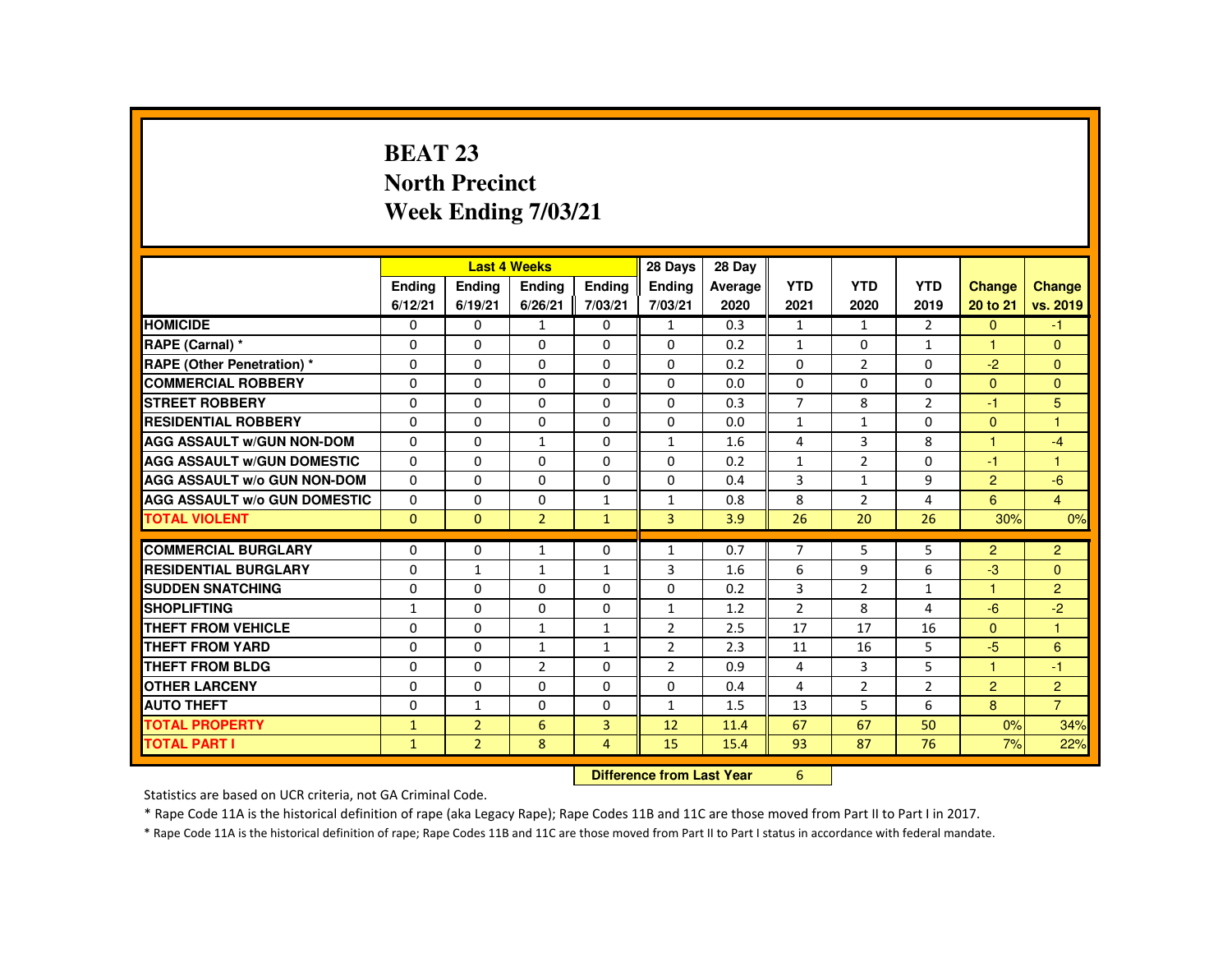# BEAT 23
## North Precinct
## Week Ending 7/03/21

| | Last 4 Weeks | | | | 28 Days | 28 Day | | | | | |
|---|---|---|---|---|---|---|---|---|---|---|---|
| | Ending 6/12/21 | Ending 6/19/21 | Ending 6/26/21 | Ending 7/03/21 | Ending 7/03/21 | Average 2020 | YTD 2021 | YTD 2020 | YTD 2019 | Change 20 to 21 | Change vs. 2019 |
| HOMICIDE | 0 | 0 | 1 | 0 | 1 | 0.3 | 1 | 1 | 2 | 0 | -1 |
| RAPE (Carnal) * | 0 | 0 | 0 | 0 | 0 | 0.2 | 1 | 0 | 1 | 1 | 0 |
| RAPE (Other Penetration) * | 0 | 0 | 0 | 0 | 0 | 0.2 | 0 | 2 | 0 | -2 | 0 |
| COMMERCIAL ROBBERY | 0 | 0 | 0 | 0 | 0 | 0.0 | 0 | 0 | 0 | 0 | 0 |
| STREET ROBBERY | 0 | 0 | 0 | 0 | 0 | 0.3 | 7 | 8 | 2 | -1 | 5 |
| RESIDENTIAL ROBBERY | 0 | 0 | 0 | 0 | 0 | 0.0 | 1 | 1 | 0 | 0 | 1 |
| AGG ASSAULT w/GUN NON-DOM | 0 | 0 | 1 | 0 | 1 | 1.6 | 4 | 3 | 8 | 1 | -4 |
| AGG ASSAULT w/GUN DOMESTIC | 0 | 0 | 0 | 0 | 0 | 0.2 | 1 | 2 | 0 | -1 | 1 |
| AGG ASSAULT w/o GUN NON-DOM | 0 | 0 | 0 | 0 | 0 | 0.4 | 3 | 1 | 9 | 2 | -6 |
| AGG ASSAULT w/o GUN DOMESTIC | 0 | 0 | 0 | 1 | 1 | 0.8 | 8 | 2 | 4 | 6 | 4 |
| TOTAL VIOLENT | 0 | 0 | 2 | 1 | 3 | 3.9 | 26 | 20 | 26 | 30% | 0% |
| COMMERCIAL BURGLARY | 0 | 0 | 1 | 0 | 1 | 0.7 | 7 | 5 | 5 | 2 | 2 |
| RESIDENTIAL BURGLARY | 0 | 1 | 1 | 1 | 3 | 1.6 | 6 | 9 | 6 | -3 | 0 |
| SUDDEN SNATCHING | 0 | 0 | 0 | 0 | 0 | 0.2 | 3 | 2 | 1 | 1 | 2 |
| SHOPLIFTING | 1 | 0 | 0 | 0 | 1 | 1.2 | 2 | 8 | 4 | -6 | -2 |
| THEFT FROM VEHICLE | 0 | 0 | 1 | 1 | 2 | 2.5 | 17 | 17 | 16 | 0 | 1 |
| THEFT FROM YARD | 0 | 0 | 1 | 1 | 2 | 2.3 | 11 | 16 | 5 | -5 | 6 |
| THEFT FROM BLDG | 0 | 0 | 2 | 0 | 2 | 0.9 | 4 | 3 | 5 | 1 | -1 |
| OTHER LARCENY | 0 | 0 | 0 | 0 | 0 | 0.4 | 4 | 2 | 2 | 2 | 2 |
| AUTO THEFT | 0 | 1 | 0 | 0 | 1 | 1.5 | 13 | 5 | 6 | 8 | 7 |
| TOTAL PROPERTY | 1 | 2 | 6 | 3 | 12 | 11.4 | 67 | 67 | 50 | 0% | 34% |
| TOTAL PART I | 1 | 2 | 8 | 4 | 15 | 15.4 | 93 | 87 | 76 | 7% | 22% |

**Difference from Last Year** 6

Statistics are based on UCR criteria, not GA Criminal Code.

* Rape Code 11A is the historical definition of rape (aka Legacy Rape); Rape Codes 11B and 11C are those moved from Part II to Part I in 2017.

* Rape Code 11A is the historical definition of rape; Rape Codes 11B and 11C are those moved from Part II to Part I status in accordance with federal mandate.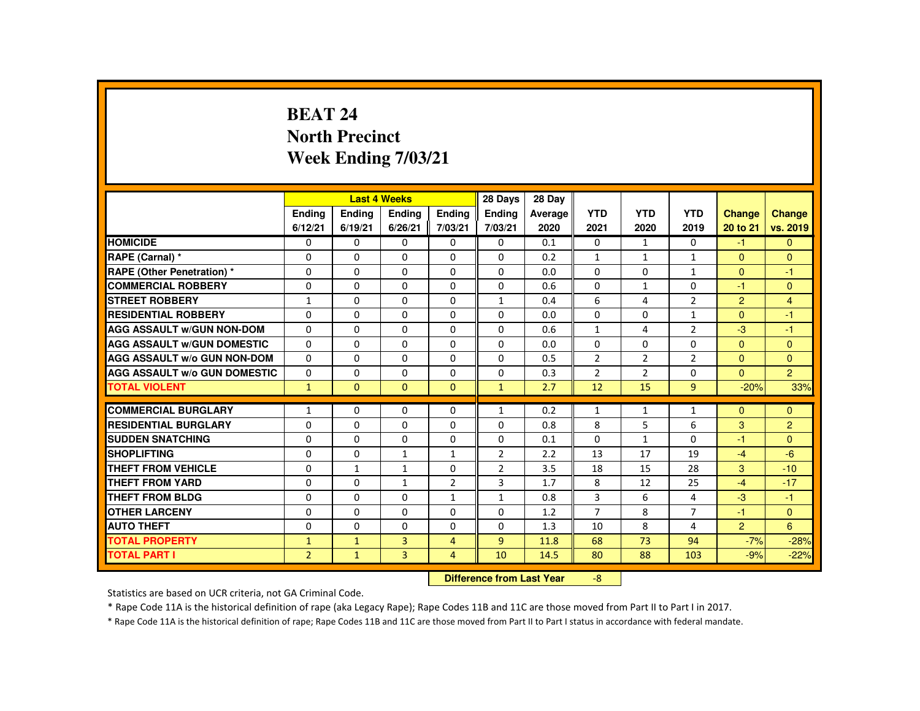# BEAT 24
## North Precinct
## Week Ending 7/03/21

| | Last 4 Weeks | | | | 28 Days | 28 Day | | | | | |
|---|---|---|---|---|---|---|---|---|---|---|---|
| | Ending 6/12/21 | Ending 6/19/21 | Ending 6/26/21 | Ending 7/03/21 | Ending 7/03/21 | Average 2020 | YTD 2021 | YTD 2020 | YTD 2019 | Change 20 to 21 | Change vs. 2019 |
| HOMICIDE | 0 | 0 | 0 | 0 | 0 | 0.1 | 0 | 1 | 0 | -1 | 0 |
| RAPE (Carnal) * | 0 | 0 | 0 | 0 | 0 | 0.2 | 1 | 1 | 1 | 0 | 0 |
| RAPE (Other Penetration) * | 0 | 0 | 0 | 0 | 0 | 0.0 | 0 | 0 | 1 | 0 | -1 |
| COMMERCIAL ROBBERY | 0 | 0 | 0 | 0 | 0 | 0.6 | 0 | 1 | 0 | -1 | 0 |
| STREET ROBBERY | 1 | 0 | 0 | 0 | 1 | 0.4 | 6 | 4 | 2 | 2 | 4 |
| RESIDENTIAL ROBBERY | 0 | 0 | 0 | 0 | 0 | 0.0 | 0 | 0 | 1 | 0 | -1 |
| AGG ASSAULT w/GUN NON-DOM | 0 | 0 | 0 | 0 | 0 | 0.6 | 1 | 4 | 2 | -3 | -1 |
| AGG ASSAULT w/GUN DOMESTIC | 0 | 0 | 0 | 0 | 0 | 0.0 | 0 | 0 | 0 | 0 | 0 |
| AGG ASSAULT w/o GUN NON-DOM | 0 | 0 | 0 | 0 | 0 | 0.5 | 2 | 2 | 2 | 0 | 0 |
| AGG ASSAULT w/o GUN DOMESTIC | 0 | 0 | 0 | 0 | 0 | 0.3 | 2 | 2 | 0 | 0 | 2 |
| TOTAL VIOLENT | 1 | 0 | 0 | 0 | 1 | 2.7 | 12 | 15 | 9 | -20% | 33% |
| COMMERCIAL BURGLARY | 1 | 0 | 0 | 0 | 1 | 0.2 | 1 | 1 | 1 | 0 | 0 |
| RESIDENTIAL BURGLARY | 0 | 0 | 0 | 0 | 0 | 0.8 | 8 | 5 | 6 | 3 | 2 |
| SUDDEN SNATCHING | 0 | 0 | 0 | 0 | 0 | 0.1 | 0 | 1 | 0 | -1 | 0 |
| SHOPLIFTING | 0 | 0 | 1 | 1 | 2 | 2.2 | 13 | 17 | 19 | -4 | -6 |
| THEFT FROM VEHICLE | 0 | 1 | 1 | 0 | 2 | 3.5 | 18 | 15 | 28 | 3 | -10 |
| THEFT FROM YARD | 0 | 0 | 1 | 2 | 3 | 1.7 | 8 | 12 | 25 | -4 | -17 |
| THEFT FROM BLDG | 0 | 0 | 0 | 1 | 1 | 0.8 | 3 | 6 | 4 | -3 | -1 |
| OTHER LARCENY | 0 | 0 | 0 | 0 | 0 | 1.2 | 7 | 8 | 7 | -1 | 0 |
| AUTO THEFT | 0 | 0 | 0 | 0 | 0 | 1.3 | 10 | 8 | 4 | 2 | 6 |
| TOTAL PROPERTY | 1 | 1 | 3 | 4 | 9 | 11.8 | 68 | 73 | 94 | -7% | -28% |
| TOTAL PART I | 2 | 1 | 3 | 4 | 10 | 14.5 | 80 | 88 | 103 | -9% | -22% |

**Difference from Last Year** -8

Statistics are based on UCR criteria, not GA Criminal Code.

* Rape Code 11A is the historical definition of rape (aka Legacy Rape); Rape Codes 11B and 11C are those moved from Part II to Part I in 2017.

* Rape Code 11A is the historical definition of rape; Rape Codes 11B and 11C are those moved from Part II to Part I status in accordance with federal mandate.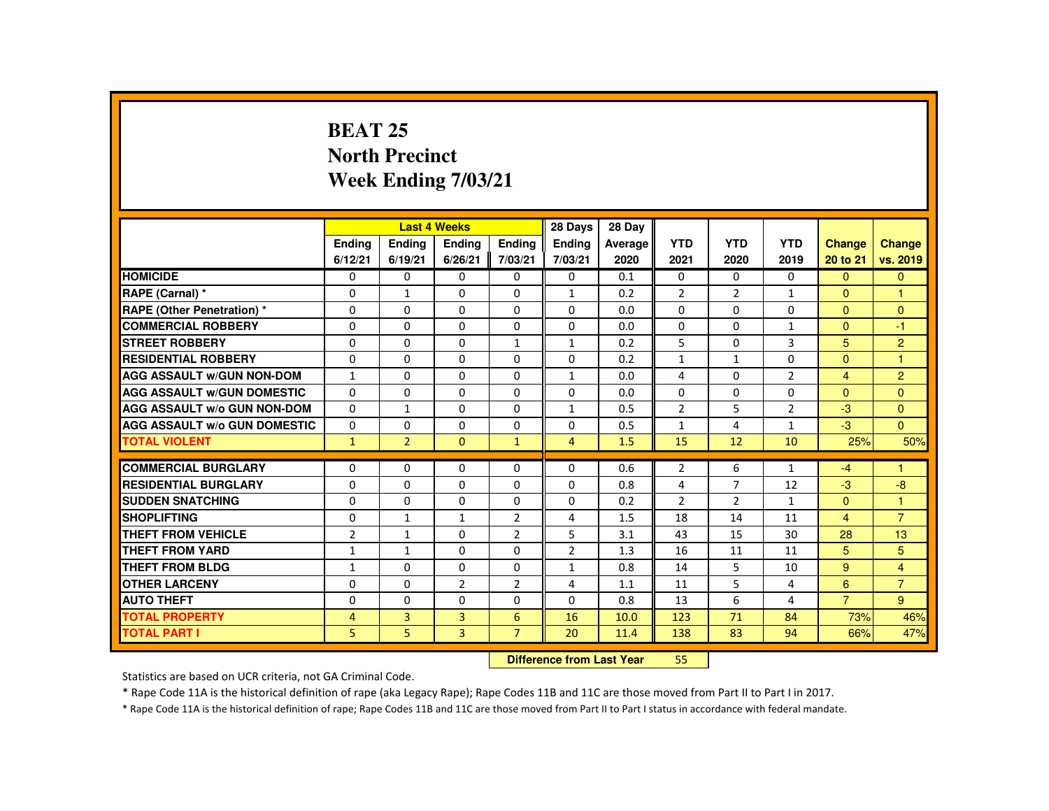# BEAT 25
## North Precinct
## Week Ending 7/03/21

| | Last 4 Weeks | | | | 28 Days | 28 Day | | | | | |
|---|---|---|---|---|---|---|---|---|---|---|---|
| | Ending 6/12/21 | Ending 6/19/21 | Ending 6/26/21 | Ending 7/03/21 | Ending 7/03/21 | Average 2020 | YTD 2021 | YTD 2020 | YTD 2019 | Change 20 to 21 | Change vs. 2019 |
| HOMICIDE | 0 | 0 | 0 | 0 | 0 | 0.1 | 0 | 0 | 0 | 0 | 0 |
| RAPE (Carnal) * | 0 | 1 | 0 | 0 | 1 | 0.2 | 2 | 2 | 1 | 0 | 1 |
| RAPE (Other Penetration) * | 0 | 0 | 0 | 0 | 0 | 0.0 | 0 | 0 | 0 | 0 | 0 |
| COMMERCIAL ROBBERY | 0 | 0 | 0 | 0 | 0 | 0.0 | 0 | 0 | 1 | 0 | -1 |
| STREET ROBBERY | 0 | 0 | 0 | 1 | 1 | 0.2 | 5 | 0 | 3 | 5 | 2 |
| RESIDENTIAL ROBBERY | 0 | 0 | 0 | 0 | 0 | 0.2 | 1 | 1 | 0 | 0 | 1 |
| AGG ASSAULT w/GUN NON-DOM | 1 | 0 | 0 | 0 | 1 | 0.0 | 4 | 0 | 2 | 4 | 2 |
| AGG ASSAULT w/GUN DOMESTIC | 0 | 0 | 0 | 0 | 0 | 0.0 | 0 | 0 | 0 | 0 | 0 |
| AGG ASSAULT w/o GUN NON-DOM | 0 | 1 | 0 | 0 | 1 | 0.5 | 2 | 5 | 2 | -3 | 0 |
| AGG ASSAULT w/o GUN DOMESTIC | 0 | 0 | 0 | 0 | 0 | 0.5 | 1 | 4 | 1 | -3 | 0 |
| TOTAL VIOLENT | 1 | 2 | 0 | 1 | 4 | 1.5 | 15 | 12 | 10 | 25% | 50% |
| COMMERCIAL BURGLARY | 0 | 0 | 0 | 0 | 0 | 0.6 | 2 | 6 | 1 | -4 | 1 |
| RESIDENTIAL BURGLARY | 0 | 0 | 0 | 0 | 0 | 0.8 | 4 | 7 | 12 | -3 | -8 |
| SUDDEN SNATCHING | 0 | 0 | 0 | 0 | 0 | 0.2 | 2 | 2 | 1 | 0 | 1 |
| SHOPLIFTING | 0 | 1 | 1 | 2 | 4 | 1.5 | 18 | 14 | 11 | 4 | 7 |
| THEFT FROM VEHICLE | 2 | 1 | 0 | 2 | 5 | 3.1 | 43 | 15 | 30 | 28 | 13 |
| THEFT FROM YARD | 1 | 1 | 0 | 0 | 2 | 1.3 | 16 | 11 | 11 | 5 | 5 |
| THEFT FROM BLDG | 1 | 0 | 0 | 0 | 1 | 0.8 | 14 | 5 | 10 | 9 | 4 |
| OTHER LARCENY | 0 | 0 | 2 | 2 | 4 | 1.1 | 11 | 5 | 4 | 6 | 7 |
| AUTO THEFT | 0 | 0 | 0 | 0 | 0 | 0.8 | 13 | 6 | 4 | 7 | 9 |
| TOTAL PROPERTY | 4 | 3 | 3 | 6 | 16 | 10.0 | 123 | 71 | 84 | 73% | 46% |
| TOTAL PART I | 5 | 5 | 3 | 7 | 20 | 11.4 | 138 | 83 | 94 | 66% | 47% |

**Difference from Last Year** 55

Statistics are based on UCR criteria, not GA Criminal Code.

* Rape Code 11A is the historical definition of rape (aka Legacy Rape); Rape Codes 11B and 11C are those moved from Part II to Part I in 2017.

* Rape Code 11A is the historical definition of rape; Rape Codes 11B and 11C are those moved from Part II to Part I status in accordance with federal mandate.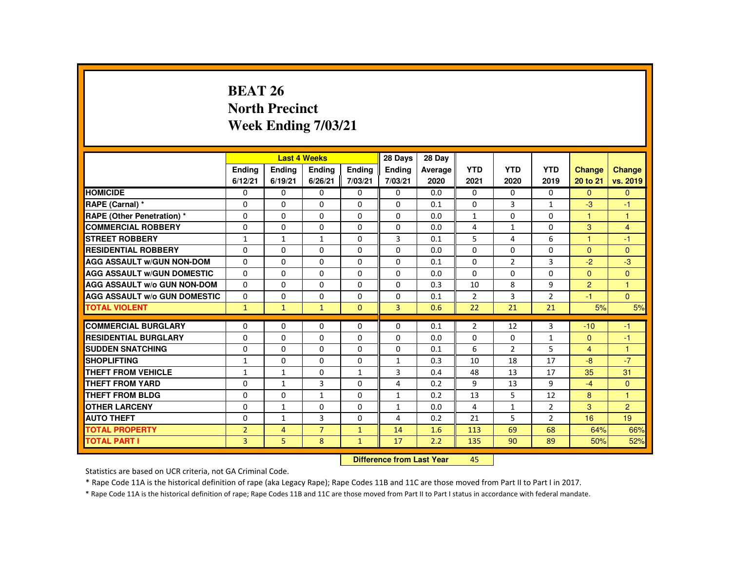# BEAT 26
## North Precinct
## Week Ending 7/03/21

| | Last 4 Weeks | | | | 28 Days | 28 Day | YTD | YTD | YTD | Change | Change |
|---|---|---|---|---|---|---|---|---|---|---|---|
| | Ending 6/12/21 | Ending 6/19/21 | Ending 6/26/21 | Ending 7/03/21 | Ending 7/03/21 | Average 2020 | 2021 | 2020 | 2019 | 20 to 21 | vs. 2019 |
| **HOMICIDE** | 0 | 0 | 0 | 0 | 0 | 0.0 | 0 | 0 | 0 | 0 | 0 |
| **RAPE (Carnal) *** | 0 | 0 | 0 | 0 | 0 | 0.1 | 0 | 3 | 1 | -3 | -1 |
| **RAPE (Other Penetration) *** | 0 | 0 | 0 | 0 | 0 | 0.0 | 1 | 0 | 0 | 1 | 1 |
| **COMMERCIAL ROBBERY** | 0 | 0 | 0 | 0 | 0 | 0.0 | 4 | 1 | 0 | 3 | 4 |
| **STREET ROBBERY** | 1 | 1 | 1 | 0 | 3 | 0.1 | 5 | 4 | 6 | 1 | -1 |
| **RESIDENTIAL ROBBERY** | 0 | 0 | 0 | 0 | 0 | 0.0 | 0 | 0 | 0 | 0 | 0 |
| **AGG ASSAULT w/GUN NON-DOM** | 0 | 0 | 0 | 0 | 0 | 0.1 | 0 | 2 | 3 | -2 | -3 |
| **AGG ASSAULT w/GUN DOMESTIC** | 0 | 0 | 0 | 0 | 0 | 0.0 | 0 | 0 | 0 | 0 | 0 |
| **AGG ASSAULT w/o GUN NON-DOM** | 0 | 0 | 0 | 0 | 0 | 0.3 | 10 | 8 | 9 | 2 | 1 |
| **AGG ASSAULT w/o GUN DOMESTIC** | 0 | 0 | 0 | 0 | 0 | 0.1 | 2 | 3 | 2 | -1 | 0 |
| **TOTAL VIOLENT** | 1 | 1 | 1 | 0 | 3 | 0.6 | 22 | 21 | 21 | 5% | 5% |
| **COMMERCIAL BURGLARY** | 0 | 0 | 0 | 0 | 0 | 0.1 | 2 | 12 | 3 | -10 | -1 |
| **RESIDENTIAL BURGLARY** | 0 | 0 | 0 | 0 | 0 | 0.0 | 0 | 0 | 1 | 0 | -1 |
| **SUDDEN SNATCHING** | 0 | 0 | 0 | 0 | 0 | 0.1 | 6 | 2 | 5 | 4 | 1 |
| **SHOPLIFTING** | 1 | 0 | 0 | 0 | 1 | 0.3 | 10 | 18 | 17 | -8 | -7 |
| **THEFT FROM VEHICLE** | 1 | 1 | 0 | 1 | 3 | 0.4 | 48 | 13 | 17 | 35 | 31 |
| **THEFT FROM YARD** | 0 | 1 | 3 | 0 | 4 | 0.2 | 9 | 13 | 9 | -4 | 0 |
| **THEFT FROM BLDG** | 0 | 0 | 1 | 0 | 1 | 0.2 | 13 | 5 | 12 | 8 | 1 |
| **OTHER LARCENY** | 0 | 1 | 0 | 0 | 1 | 0.0 | 4 | 1 | 2 | 3 | 2 |
| **AUTO THEFT** | 0 | 1 | 3 | 0 | 4 | 0.2 | 21 | 5 | 2 | 16 | 19 |
| **TOTAL PROPERTY** | 2 | 4 | 7 | 1 | 14 | 1.6 | 113 | 69 | 68 | 64% | 66% |
| **TOTAL PART I** | 3 | 5 | 8 | 1 | 17 | 2.2 | 135 | 90 | 89 | 50% | 52% |

**Difference from Last Year** 45

Statistics are based on UCR criteria, not GA Criminal Code.

* Rape Code 11A is the historical definition of rape (aka Legacy Rape); Rape Codes 11B and 11C are those moved from Part II to Part I in 2017.

* Rape Code 11A is the historical definition of rape; Rape Codes 11B and 11C are those moved from Part II to Part I status in accordance with federal mandate.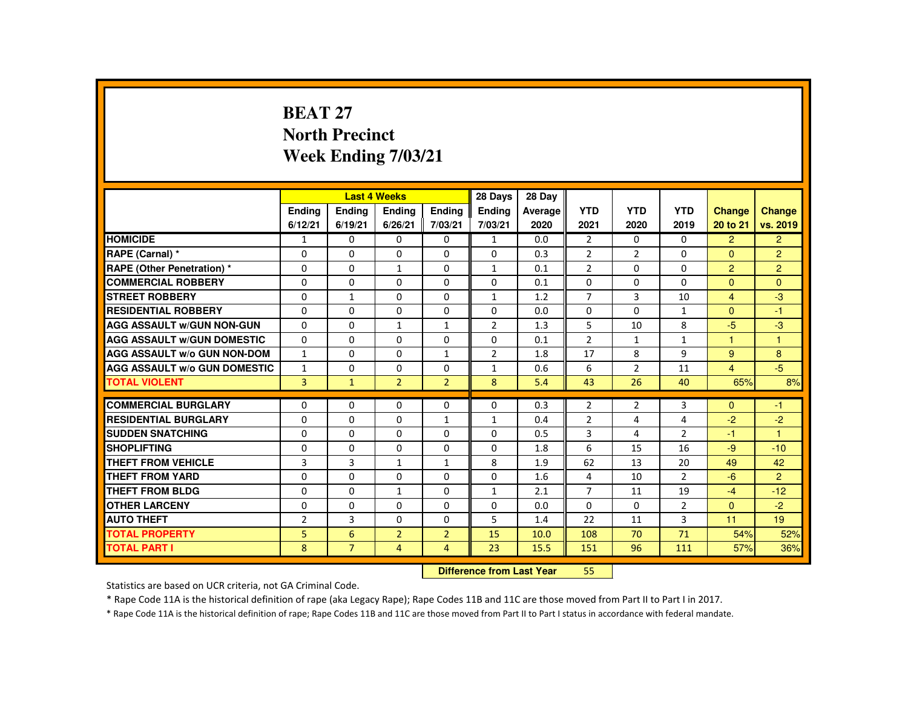# BEAT 27
## North Precinct
## Week Ending 7/03/21

| | Last 4 Weeks | | | | 28 Days | 28 Day | | | | | |
|---|---|---|---|---|---|---|---|---|---|---|---|
| | Ending 6/12/21 | Ending 6/19/21 | Ending 6/26/21 | Ending 7/03/21 | Ending 7/03/21 | Average 2020 | YTD 2021 | YTD 2020 | YTD 2019 | Change 20 to 21 | Change vs. 2019 |
| HOMICIDE | 1 | 0 | 0 | 0 | 1 | 0.0 | 2 | 0 | 0 | 2 | 2 |
| RAPE (Carnal) * | 0 | 0 | 0 | 0 | 0 | 0.3 | 2 | 2 | 0 | 0 | 2 |
| RAPE (Other Penetration) * | 0 | 0 | 1 | 0 | 1 | 0.1 | 2 | 0 | 0 | 2 | 2 |
| COMMERCIAL ROBBERY | 0 | 0 | 0 | 0 | 0 | 0.1 | 0 | 0 | 0 | 0 | 0 |
| STREET ROBBERY | 0 | 1 | 0 | 0 | 1 | 1.2 | 7 | 3 | 10 | 4 | -3 |
| RESIDENTIAL ROBBERY | 0 | 0 | 0 | 0 | 0 | 0.0 | 0 | 0 | 1 | 0 | -1 |
| AGG ASSAULT w/GUN NON-GUN | 0 | 0 | 1 | 1 | 2 | 1.3 | 5 | 10 | 8 | -5 | -3 |
| AGG ASSAULT w/GUN DOMESTIC | 0 | 0 | 0 | 0 | 0 | 0.1 | 2 | 1 | 1 | 1 | 1 |
| AGG ASSAULT w/o GUN NON-DOM | 1 | 0 | 0 | 1 | 2 | 1.8 | 17 | 8 | 9 | 9 | 8 |
| AGG ASSAULT w/o GUN DOMESTIC | 1 | 0 | 0 | 0 | 1 | 0.6 | 6 | 2 | 11 | 4 | -5 |
| TOTAL VIOLENT | 3 | 1 | 2 | 2 | 8 | 5.4 | 43 | 26 | 40 | 65% | 8% |
| COMMERCIAL BURGLARY | 0 | 0 | 0 | 0 | 0 | 0.3 | 2 | 2 | 3 | 0 | -1 |
| RESIDENTIAL BURGLARY | 0 | 0 | 0 | 1 | 1 | 0.4 | 2 | 4 | 4 | -2 | -2 |
| SUDDEN SNATCHING | 0 | 0 | 0 | 0 | 0 | 0.5 | 3 | 4 | 2 | -1 | 1 |
| SHOPLIFTING | 0 | 0 | 0 | 0 | 0 | 1.8 | 6 | 15 | 16 | -9 | -10 |
| THEFT FROM VEHICLE | 3 | 3 | 1 | 1 | 8 | 1.9 | 62 | 13 | 20 | 49 | 42 |
| THEFT FROM YARD | 0 | 0 | 0 | 0 | 0 | 1.6 | 4 | 10 | 2 | -6 | 2 |
| THEFT FROM BLDG | 0 | 0 | 1 | 0 | 1 | 2.1 | 7 | 11 | 19 | -4 | -12 |
| OTHER LARCENY | 0 | 0 | 0 | 0 | 0 | 0.0 | 0 | 0 | 2 | 0 | -2 |
| AUTO THEFT | 2 | 3 | 0 | 0 | 5 | 1.4 | 22 | 11 | 3 | 11 | 19 |
| TOTAL PROPERTY | 5 | 6 | 2 | 2 | 15 | 10.0 | 108 | 70 | 71 | 54% | 52% |
| TOTAL PART I | 8 | 7 | 4 | 4 | 23 | 15.5 | 151 | 96 | 111 | 57% | 36% |

**Difference from Last Year** 55

Statistics are based on UCR criteria, not GA Criminal Code.

* Rape Code 11A is the historical definition of rape (aka Legacy Rape); Rape Codes 11B and 11C are those moved from Part II to Part I in 2017.

* Rape Code 11A is the historical definition of rape; Rape Codes 11B and 11C are those moved from Part II to Part I status in accordance with federal mandate.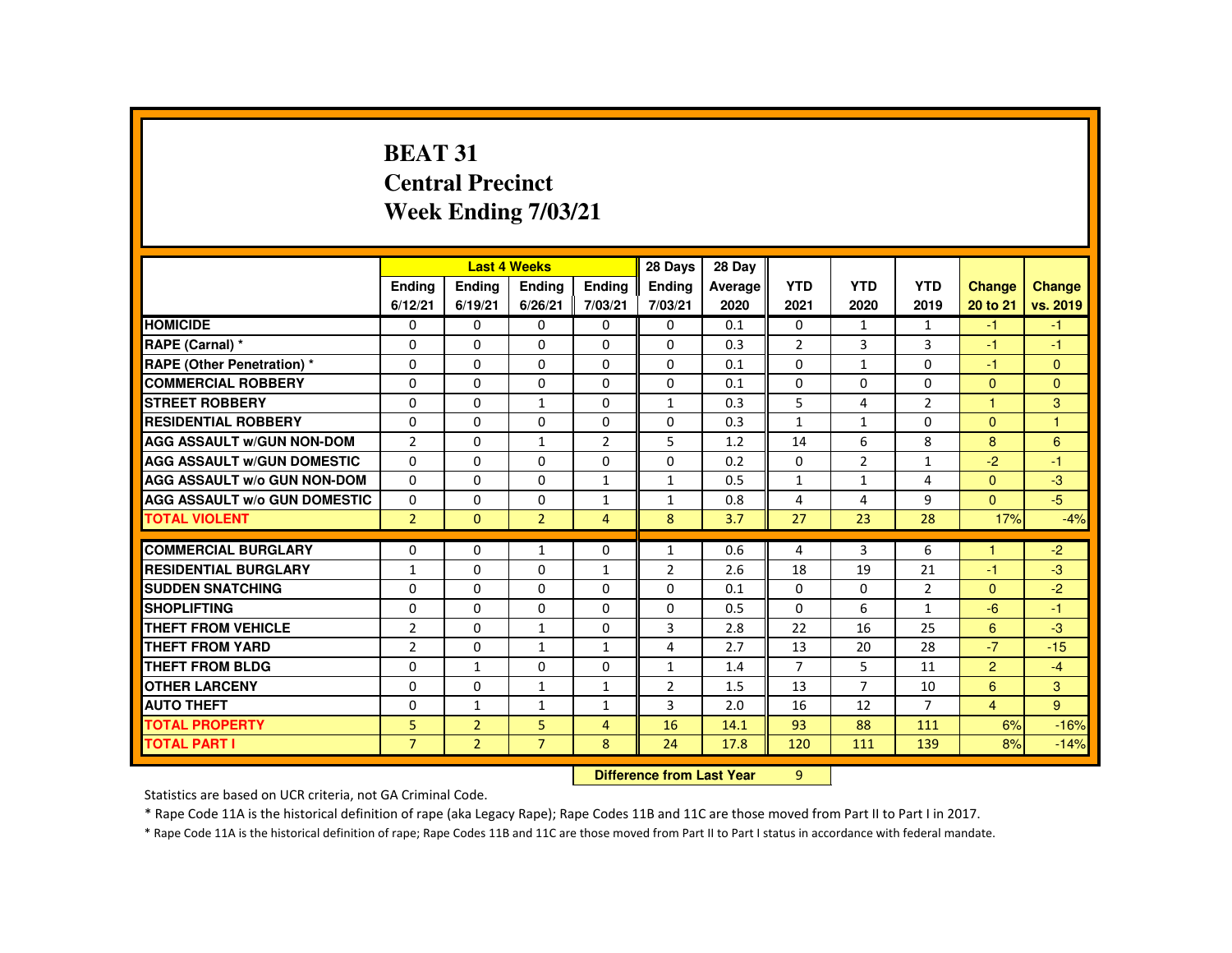# BEAT 31
## Central Precinct
## Week Ending 7/03/21

| | Last 4 Weeks | | | | 28 Days | 28 Day | | | | | |
|---|---|---|---|---|---|---|---|---|---|---|---|
| | Ending 6/12/21 | Ending 6/19/21 | Ending 6/26/21 | Ending 7/03/21 | Ending 7/03/21 | Average 2020 | YTD 2021 | YTD 2020 | YTD 2019 | Change 20 to 21 | Change vs. 2019 |
| HOMICIDE | 0 | 0 | 0 | 0 | 0 | 0.1 | 0 | 1 | 1 | -1 | -1 |
| RAPE (Carnal) * | 0 | 0 | 0 | 0 | 0 | 0.3 | 2 | 3 | 3 | -1 | -1 |
| RAPE (Other Penetration) * | 0 | 0 | 0 | 0 | 0 | 0.1 | 0 | 1 | 0 | -1 | 0 |
| COMMERCIAL ROBBERY | 0 | 0 | 0 | 0 | 0 | 0.1 | 0 | 0 | 0 | 0 | 0 |
| STREET ROBBERY | 0 | 0 | 1 | 0 | 1 | 0.3 | 5 | 4 | 2 | 1 | 3 |
| RESIDENTIAL ROBBERY | 0 | 0 | 0 | 0 | 0 | 0.3 | 1 | 1 | 0 | 0 | 1 |
| AGG ASSAULT w/GUN NON-DOM | 2 | 0 | 1 | 2 | 5 | 1.2 | 14 | 6 | 8 | 8 | 6 |
| AGG ASSAULT w/GUN DOMESTIC | 0 | 0 | 0 | 0 | 0 | 0.2 | 0 | 2 | 1 | -2 | -1 |
| AGG ASSAULT w/o GUN NON-DOM | 0 | 0 | 0 | 1 | 1 | 0.5 | 1 | 1 | 4 | 0 | -3 |
| AGG ASSAULT w/o GUN DOMESTIC | 0 | 0 | 0 | 1 | 1 | 0.8 | 4 | 4 | 9 | 0 | -5 |
| TOTAL VIOLENT | 2 | 0 | 2 | 4 | 8 | 3.7 | 27 | 23 | 28 | 17% | -4% |
| COMMERCIAL BURGLARY | 0 | 0 | 1 | 0 | 1 | 0.6 | 4 | 3 | 6 | 1 | -2 |
| RESIDENTIAL BURGLARY | 1 | 0 | 0 | 1 | 2 | 2.6 | 18 | 19 | 21 | -1 | -3 |
| SUDDEN SNATCHING | 0 | 0 | 0 | 0 | 0 | 0.1 | 0 | 0 | 2 | 0 | -2 |
| SHOPLIFTING | 0 | 0 | 0 | 0 | 0 | 0.5 | 0 | 6 | 1 | -6 | -1 |
| THEFT FROM VEHICLE | 2 | 0 | 1 | 0 | 3 | 2.8 | 22 | 16 | 25 | 6 | -3 |
| THEFT FROM YARD | 2 | 0 | 1 | 1 | 4 | 2.7 | 13 | 20 | 28 | -7 | -15 |
| THEFT FROM BLDG | 0 | 1 | 0 | 0 | 1 | 1.4 | 7 | 5 | 11 | 2 | -4 |
| OTHER LARCENY | 0 | 0 | 1 | 1 | 2 | 1.5 | 13 | 7 | 10 | 6 | 3 |
| AUTO THEFT | 0 | 1 | 1 | 1 | 3 | 2.0 | 16 | 12 | 7 | 4 | 9 |
| TOTAL PROPERTY | 5 | 2 | 5 | 4 | 16 | 14.1 | 93 | 88 | 111 | 6% | -16% |
| TOTAL PART I | 7 | 2 | 7 | 8 | 24 | 17.8 | 120 | 111 | 139 | 8% | -14% |

**Difference from Last Year** 9

Statistics are based on UCR criteria, not GA Criminal Code.

* Rape Code 11A is the historical definition of rape (aka Legacy Rape); Rape Codes 11B and 11C are those moved from Part II to Part I in 2017.

* Rape Code 11A is the historical definition of rape; Rape Codes 11B and 11C are those moved from Part II to Part I status in accordance with federal mandate.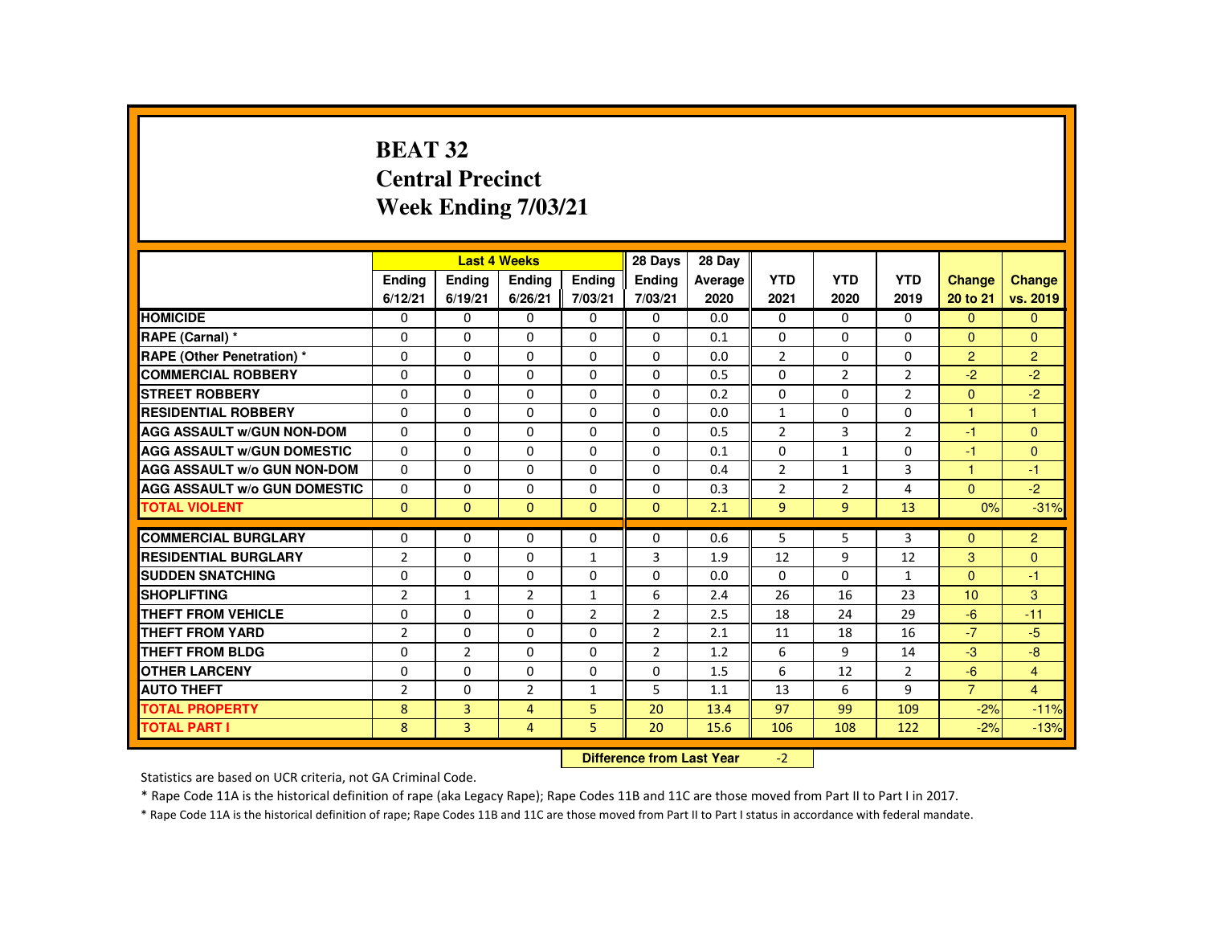# BEAT 32
# Central Precinct
# Week Ending 7/03/21

| | Last 4 Weeks | | | | 28 Days | 28 Day | | | | | |
|---|---|---|---|---|---|---|---|---|---|---|---|
| | Ending 6/12/21 | Ending 6/19/21 | Ending 6/26/21 | Ending 7/03/21 | Ending 7/03/21 | Average 2020 | YTD 2021 | YTD 2020 | YTD 2019 | Change 20 to 21 | Change vs. 2019 |
| HOMICIDE | 0 | 0 | 0 | 0 | 0 | 0.0 | 0 | 0 | 0 | 0 | 0 |
| RAPE (Carnal) * | 0 | 0 | 0 | 0 | 0 | 0.1 | 0 | 0 | 0 | 0 | 0 |
| RAPE (Other Penetration) * | 0 | 0 | 0 | 0 | 0 | 0.0 | 2 | 0 | 0 | 2 | 2 |
| COMMERCIAL ROBBERY | 0 | 0 | 0 | 0 | 0 | 0.5 | 0 | 2 | 2 | -2 | -2 |
| STREET ROBBERY | 0 | 0 | 0 | 0 | 0 | 0.2 | 0 | 0 | 2 | 0 | -2 |
| RESIDENTIAL ROBBERY | 0 | 0 | 0 | 0 | 0 | 0.0 | 1 | 0 | 0 | 1 | 1 |
| AGG ASSAULT w/GUN NON-DOM | 0 | 0 | 0 | 0 | 0 | 0.5 | 2 | 3 | 2 | -1 | 0 |
| AGG ASSAULT w/GUN DOMESTIC | 0 | 0 | 0 | 0 | 0 | 0.1 | 0 | 1 | 0 | -1 | 0 |
| AGG ASSAULT w/o GUN NON-DOM | 0 | 0 | 0 | 0 | 0 | 0.4 | 2 | 1 | 3 | 1 | -1 |
| AGG ASSAULT w/o GUN DOMESTIC | 0 | 0 | 0 | 0 | 0 | 0.3 | 2 | 2 | 4 | 0 | -2 |
| TOTAL VIOLENT | 0 | 0 | 0 | 0 | 0 | 2.1 | 9 | 9 | 13 | 0% | -31% |
| COMMERCIAL BURGLARY | 0 | 0 | 0 | 0 | 0 | 0.6 | 5 | 5 | 3 | 0 | 2 |
| RESIDENTIAL BURGLARY | 2 | 0 | 0 | 1 | 3 | 1.9 | 12 | 9 | 12 | 3 | 0 |
| SUDDEN SNATCHING | 0 | 0 | 0 | 0 | 0 | 0.0 | 0 | 0 | 1 | 0 | -1 |
| SHOPLIFTING | 2 | 1 | 2 | 1 | 6 | 2.4 | 26 | 16 | 23 | 10 | 3 |
| THEFT FROM VEHICLE | 0 | 0 | 0 | 2 | 2 | 2.5 | 18 | 24 | 29 | -6 | -11 |
| THEFT FROM YARD | 2 | 0 | 0 | 0 | 2 | 2.1 | 11 | 18 | 16 | -7 | -5 |
| THEFT FROM BLDG | 0 | 2 | 0 | 0 | 2 | 1.2 | 6 | 9 | 14 | -3 | -8 |
| OTHER LARCENY | 0 | 0 | 0 | 0 | 0 | 1.5 | 6 | 12 | 2 | -6 | 4 |
| AUTO THEFT | 2 | 0 | 2 | 1 | 5 | 1.1 | 13 | 6 | 9 | 7 | 4 |
| TOTAL PROPERTY | 8 | 3 | 4 | 5 | 20 | 13.4 | 97 | 99 | 109 | -2% | -11% |
| TOTAL PART I | 8 | 3 | 4 | 5 | 20 | 15.6 | 106 | 108 | 122 | -2% | -13% |

**Difference from Last Year** -2

Statistics are based on UCR criteria, not GA Criminal Code.

* Rape Code 11A is the historical definition of rape (aka Legacy Rape); Rape Codes 11B and 11C are those moved from Part II to Part I in 2017.

* Rape Code 11A is the historical definition of rape; Rape Codes 11B and 11C are those moved from Part II to Part I status in accordance with federal mandate.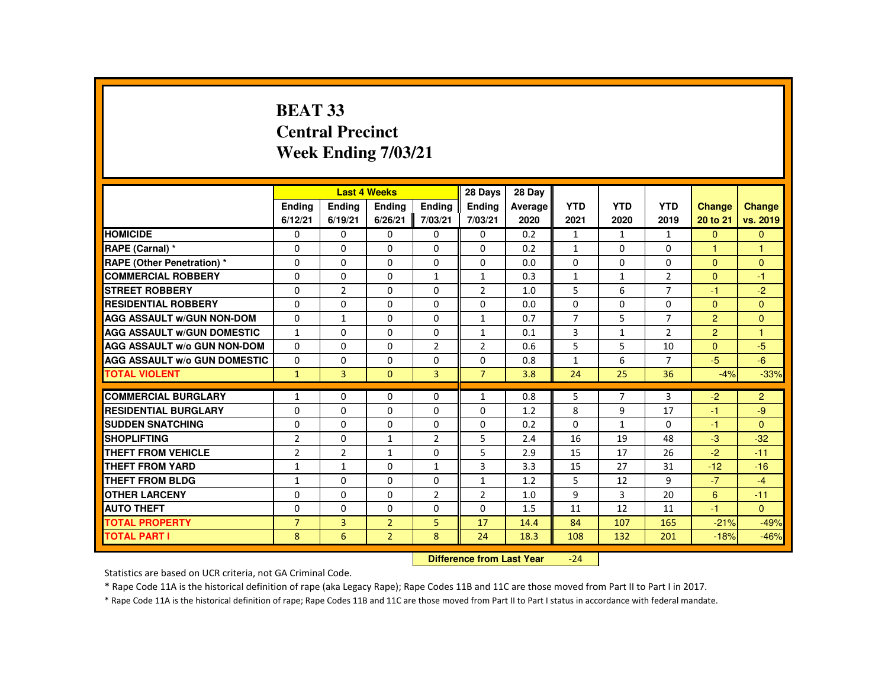# BEAT 33
## Central Precinct
## Week Ending 7/03/21

| | Last 4 Weeks | | | | 28 Days | 28 Day | | | | | |
|---|---|---|---|---|---|---|---|---|---|---|---|
| | Ending 6/12/21 | Ending 6/19/21 | Ending 6/26/21 | Ending 7/03/21 | Ending 7/03/21 | Average 2020 | YTD 2021 | YTD 2020 | YTD 2019 | Change 20 to 21 | Change vs. 2019 |
| HOMICIDE | 0 | 0 | 0 | 0 | 0 | 0.2 | 1 | 1 | 1 | 0 | 0 |
| RAPE (Carnal) * | 0 | 0 | 0 | 0 | 0 | 0.2 | 1 | 0 | 0 | 1 | 1 |
| RAPE (Other Penetration) * | 0 | 0 | 0 | 0 | 0 | 0.0 | 0 | 0 | 0 | 0 | 0 |
| COMMERCIAL ROBBERY | 0 | 0 | 0 | 1 | 1 | 0.3 | 1 | 1 | 2 | 0 | -1 |
| STREET ROBBERY | 0 | 2 | 0 | 0 | 2 | 1.0 | 5 | 6 | 7 | -1 | -2 |
| RESIDENTIAL ROBBERY | 0 | 0 | 0 | 0 | 0 | 0.0 | 0 | 0 | 0 | 0 | 0 |
| AGG ASSAULT w/GUN NON-DOM | 0 | 1 | 0 | 0 | 1 | 0.7 | 7 | 5 | 7 | 2 | 0 |
| AGG ASSAULT w/GUN DOMESTIC | 1 | 0 | 0 | 0 | 1 | 0.1 | 3 | 1 | 2 | 2 | 1 |
| AGG ASSAULT w/o GUN NON-DOM | 0 | 0 | 0 | 2 | 2 | 0.6 | 5 | 5 | 10 | 0 | -5 |
| AGG ASSAULT w/o GUN DOMESTIC | 0 | 0 | 0 | 0 | 0 | 0.8 | 1 | 6 | 7 | -5 | -6 |
| TOTAL VIOLENT | 1 | 3 | 0 | 3 | 7 | 3.8 | 24 | 25 | 36 | -4% | -33% |
| COMMERCIAL BURGLARY | 1 | 0 | 0 | 0 | 1 | 0.8 | 5 | 7 | 3 | -2 | 2 |
| RESIDENTIAL BURGLARY | 0 | 0 | 0 | 0 | 0 | 1.2 | 8 | 9 | 17 | -1 | -9 |
| SUDDEN SNATCHING | 0 | 0 | 0 | 0 | 0 | 0.2 | 0 | 1 | 0 | -1 | 0 |
| SHOPLIFTING | 2 | 0 | 1 | 2 | 5 | 2.4 | 16 | 19 | 48 | -3 | -32 |
| THEFT FROM VEHICLE | 2 | 2 | 1 | 0 | 5 | 2.9 | 15 | 17 | 26 | -2 | -11 |
| THEFT FROM YARD | 1 | 1 | 0 | 1 | 3 | 3.3 | 15 | 27 | 31 | -12 | -16 |
| THEFT FROM BLDG | 1 | 0 | 0 | 0 | 1 | 1.2 | 5 | 12 | 9 | -7 | -4 |
| OTHER LARCENY | 0 | 0 | 0 | 2 | 2 | 1.0 | 9 | 3 | 20 | 6 | -11 |
| AUTO THEFT | 0 | 0 | 0 | 0 | 0 | 1.5 | 11 | 12 | 11 | -1 | 0 |
| TOTAL PROPERTY | 7 | 3 | 2 | 5 | 17 | 14.4 | 84 | 107 | 165 | -21% | -49% |
| TOTAL PART I | 8 | 6 | 2 | 8 | 24 | 18.3 | 108 | 132 | 201 | -18% | -46% |

**Difference from Last Year** -24

Statistics are based on UCR criteria, not GA Criminal Code.

* Rape Code 11A is the historical definition of rape (aka Legacy Rape); Rape Codes 11B and 11C are those moved from Part II to Part I in 2017.

* Rape Code 11A is the historical definition of rape; Rape Codes 11B and 11C are those moved from Part II to Part I status in accordance with federal mandate.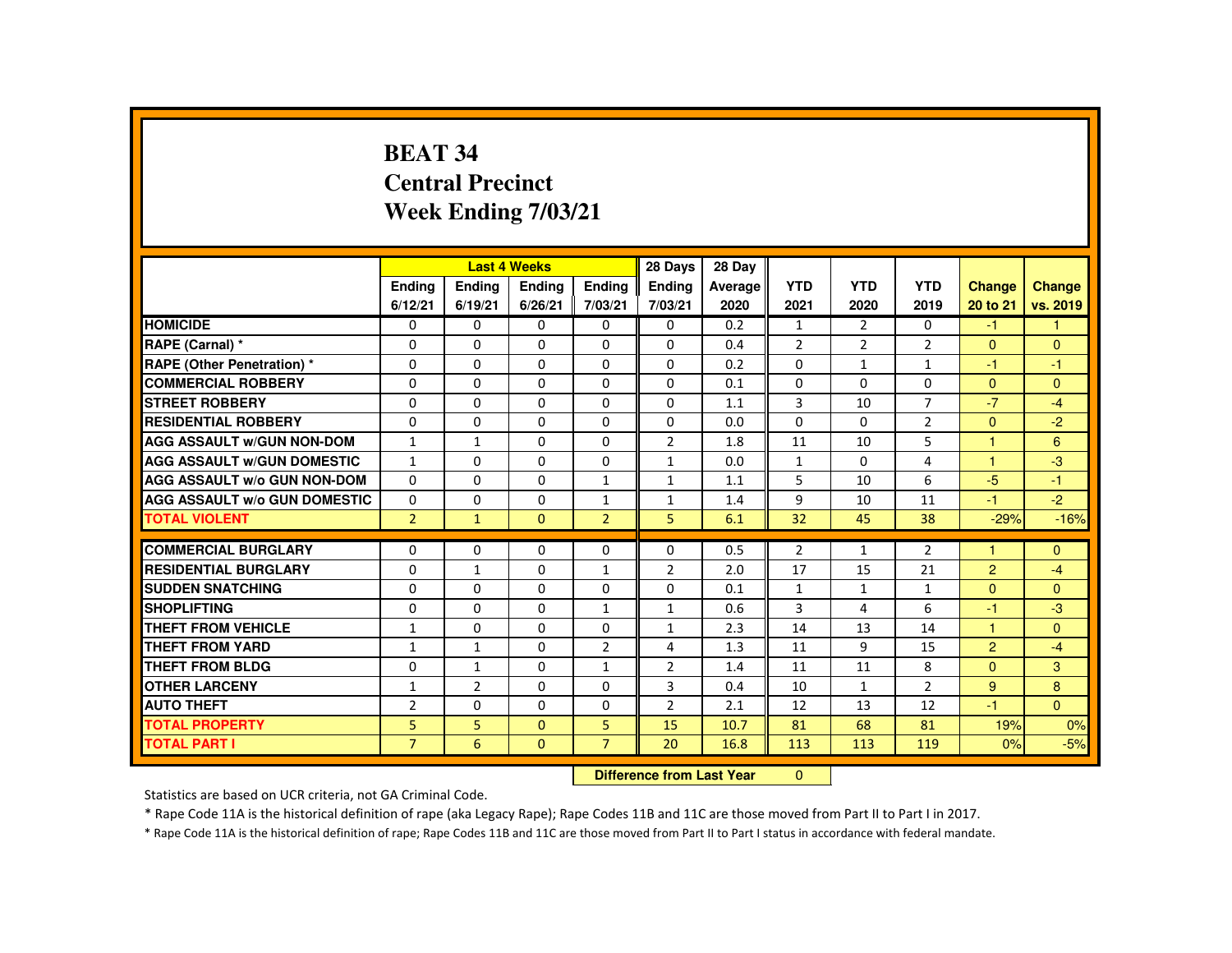# BEAT 34
## Central Precinct
## Week Ending 7/03/21

| | Last 4 Weeks | | | | 28 Days | 28 Day | | | | | |
|---|---|---|---|---|---|---|---|---|---|---|---|
| | Ending 6/12/21 | Ending 6/19/21 | Ending 6/26/21 | Ending 7/03/21 | Ending 7/03/21 | Average 2020 | YTD 2021 | YTD 2020 | YTD 2019 | Change 20 to 21 | Change vs. 2019 |
| **HOMICIDE** | 0 | 0 | 0 | 0 | 0 | 0.2 | 1 | 2 | 0 | -1 | 1 |
| **RAPE (Carnal) *** | 0 | 0 | 0 | 0 | 0 | 0.4 | 2 | 2 | 2 | 0 | 0 |
| **RAPE (Other Penetration) *** | 0 | 0 | 0 | 0 | 0 | 0.2 | 0 | 1 | 1 | -1 | -1 |
| **COMMERCIAL ROBBERY** | 0 | 0 | 0 | 0 | 0 | 0.1 | 0 | 0 | 0 | 0 | 0 |
| **STREET ROBBERY** | 0 | 0 | 0 | 0 | 0 | 1.1 | 3 | 10 | 7 | -7 | -4 |
| **RESIDENTIAL ROBBERY** | 0 | 0 | 0 | 0 | 0 | 0.0 | 0 | 0 | 2 | 0 | -2 |
| **AGG ASSAULT w/GUN NON-DOM** | 1 | 1 | 0 | 0 | 2 | 1.8 | 11 | 10 | 5 | 1 | 6 |
| **AGG ASSAULT w/GUN DOMESTIC** | 1 | 0 | 0 | 0 | 1 | 0.0 | 1 | 0 | 4 | 1 | -3 |
| **AGG ASSAULT w/o GUN NON-DOM** | 0 | 0 | 0 | 1 | 1 | 1.1 | 5 | 10 | 6 | -5 | -1 |
| **AGG ASSAULT w/o GUN DOMESTIC** | 0 | 0 | 0 | 1 | 1 | 1.4 | 9 | 10 | 11 | -1 | -2 |
| **TOTAL VIOLENT** | 2 | 1 | 0 | 2 | 5 | 6.1 | 32 | 45 | 38 | -29% | -16% |
| **COMMERCIAL BURGLARY** | 0 | 0 | 0 | 0 | 0 | 0.5 | 2 | 1 | 2 | 1 | 0 |
| **RESIDENTIAL BURGLARY** | 0 | 1 | 0 | 1 | 2 | 2.0 | 17 | 15 | 21 | 2 | -4 |
| **SUDDEN SNATCHING** | 0 | 0 | 0 | 0 | 0 | 0.1 | 1 | 1 | 1 | 0 | 0 |
| **SHOPLIFTING** | 0 | 0 | 0 | 1 | 1 | 0.6 | 3 | 4 | 6 | -1 | -3 |
| **THEFT FROM VEHICLE** | 1 | 0 | 0 | 0 | 1 | 2.3 | 14 | 13 | 14 | 1 | 0 |
| **THEFT FROM YARD** | 1 | 1 | 0 | 2 | 4 | 1.3 | 11 | 9 | 15 | 2 | -4 |
| **THEFT FROM BLDG** | 0 | 1 | 0 | 1 | 2 | 1.4 | 11 | 11 | 8 | 0 | 3 |
| **OTHER LARCENY** | 1 | 2 | 0 | 0 | 3 | 0.4 | 10 | 1 | 2 | 9 | 8 |
| **AUTO THEFT** | 2 | 0 | 0 | 0 | 2 | 2.1 | 12 | 13 | 12 | -1 | 0 |
| **TOTAL PROPERTY** | 5 | 5 | 0 | 5 | 15 | 10.7 | 81 | 68 | 81 | 19% | 0% |
| **TOTAL PART I** | 7 | 6 | 0 | 7 | 20 | 16.8 | 113 | 113 | 119 | 0% | -5% |

**Difference from Last Year** 0

Statistics are based on UCR criteria, not GA Criminal Code.

* Rape Code 11A is the historical definition of rape (aka Legacy Rape); Rape Codes 11B and 11C are those moved from Part II to Part I in 2017.

* Rape Code 11A is the historical definition of rape; Rape Codes 11B and 11C are those moved from Part II to Part I status in accordance with federal mandate.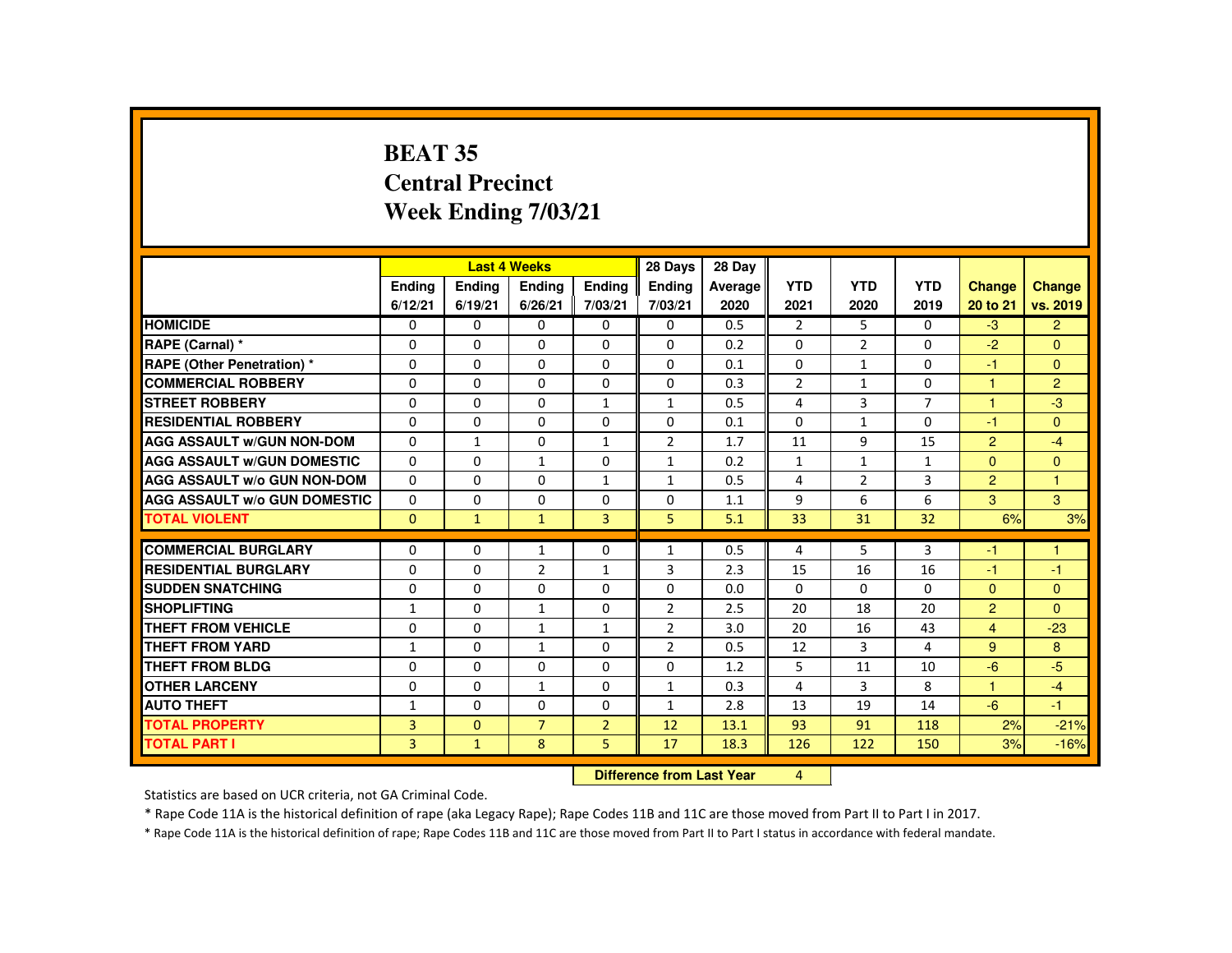# BEAT 35
## Central Precinct
## Week Ending 7/03/21

| | Last 4 Weeks | | | | 28 Days | 28 Day | | | | | |
|---|---|---|---|---|---|---|---|---|---|---|---|
| | Ending 6/12/21 | Ending 6/19/21 | Ending 6/26/21 | Ending 7/03/21 | Ending 7/03/21 | Average 2020 | YTD 2021 | YTD 2020 | YTD 2019 | Change 20 to 21 | Change vs. 2019 |
| HOMICIDE | 0 | 0 | 0 | 0 | 0 | 0.5 | 2 | 5 | 0 | -3 | 2 |
| RAPE (Carnal) * | 0 | 0 | 0 | 0 | 0 | 0.2 | 0 | 2 | 0 | -2 | 0 |
| RAPE (Other Penetration) * | 0 | 0 | 0 | 0 | 0 | 0.1 | 0 | 1 | 0 | -1 | 0 |
| COMMERCIAL ROBBERY | 0 | 0 | 0 | 0 | 0 | 0.3 | 2 | 1 | 0 | 1 | 2 |
| STREET ROBBERY | 0 | 0 | 0 | 1 | 1 | 0.5 | 4 | 3 | 7 | 1 | -3 |
| RESIDENTIAL ROBBERY | 0 | 0 | 0 | 0 | 0 | 0.1 | 0 | 1 | 0 | -1 | 0 |
| AGG ASSAULT w/GUN NON-DOM | 0 | 1 | 0 | 1 | 2 | 1.7 | 11 | 9 | 15 | 2 | -4 |
| AGG ASSAULT w/GUN DOMESTIC | 0 | 0 | 1 | 0 | 1 | 0.2 | 1 | 1 | 1 | 0 | 0 |
| AGG ASSAULT w/o GUN NON-DOM | 0 | 0 | 0 | 1 | 1 | 0.5 | 4 | 2 | 3 | 2 | 1 |
| AGG ASSAULT w/o GUN DOMESTIC | 0 | 0 | 0 | 0 | 0 | 1.1 | 9 | 6 | 6 | 3 | 3 |
| TOTAL VIOLENT | 0 | 1 | 1 | 3 | 5 | 5.1 | 33 | 31 | 32 | 6% | 3% |
| COMMERCIAL BURGLARY | 0 | 0 | 1 | 0 | 1 | 0.5 | 4 | 5 | 3 | -1 | 1 |
| RESIDENTIAL BURGLARY | 0 | 0 | 2 | 1 | 3 | 2.3 | 15 | 16 | 16 | -1 | -1 |
| SUDDEN SNATCHING | 0 | 0 | 0 | 0 | 0 | 0.0 | 0 | 0 | 0 | 0 | 0 |
| SHOPLIFTING | 1 | 0 | 1 | 0 | 2 | 2.5 | 20 | 18 | 20 | 2 | 0 |
| THEFT FROM VEHICLE | 0 | 0 | 1 | 1 | 2 | 3.0 | 20 | 16 | 43 | 4 | -23 |
| THEFT FROM YARD | 1 | 0 | 1 | 0 | 2 | 0.5 | 12 | 3 | 4 | 9 | 8 |
| THEFT FROM BLDG | 0 | 0 | 0 | 0 | 0 | 1.2 | 5 | 11 | 10 | -6 | -5 |
| OTHER LARCENY | 0 | 0 | 1 | 0 | 1 | 0.3 | 4 | 3 | 8 | 1 | -4 |
| AUTO THEFT | 1 | 0 | 0 | 0 | 1 | 2.8 | 13 | 19 | 14 | -6 | -1 |
| TOTAL PROPERTY | 3 | 0 | 7 | 2 | 12 | 13.1 | 93 | 91 | 118 | 2% | -21% |
| TOTAL PART I | 3 | 1 | 8 | 5 | 17 | 18.3 | 126 | 122 | 150 | 3% | -16% |

**Difference from Last Year** 4

Statistics are based on UCR criteria, not GA Criminal Code.

* Rape Code 11A is the historical definition of rape (aka Legacy Rape); Rape Codes 11B and 11C are those moved from Part II to Part I in 2017.

* Rape Code 11A is the historical definition of rape; Rape Codes 11B and 11C are those moved from Part II to Part I status in accordance with federal mandate.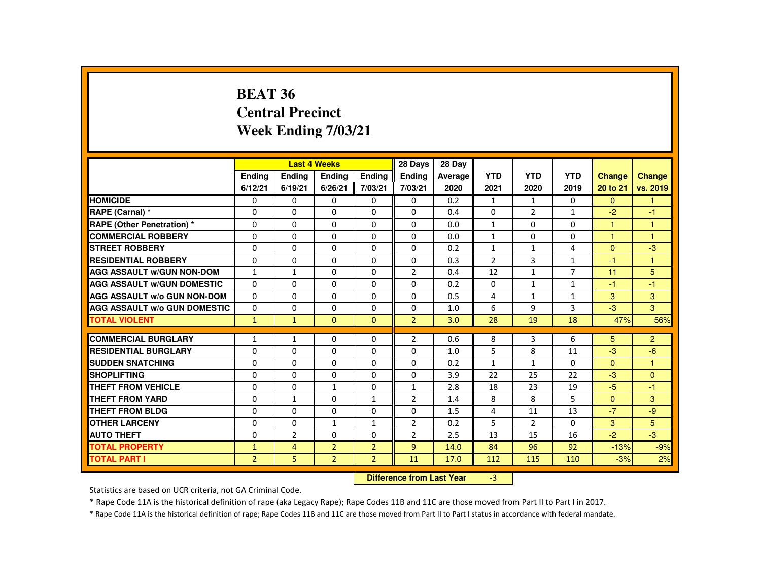# BEAT 36
# Central Precinct
# Week Ending 7/03/21

| | Last 4 Weeks | | | | 28 Days | 28 Day | | | | | |
|---|---|---|---|---|---|---|---|---|---|---|---|
| | Ending 6/12/21 | Ending 6/19/21 | Ending 6/26/21 | Ending 7/03/21 | Ending 7/03/21 | Average 2020 | YTD 2021 | YTD 2020 | YTD 2019 | Change 20 to 21 | Change vs. 2019 |
| HOMICIDE | 0 | 0 | 0 | 0 | 0 | 0.2 | 1 | 1 | 0 | 0 | 1 |
| RAPE (Carnal) * | 0 | 0 | 0 | 0 | 0 | 0.4 | 0 | 2 | 1 | -2 | -1 |
| RAPE (Other Penetration) * | 0 | 0 | 0 | 0 | 0 | 0.0 | 1 | 0 | 0 | 1 | 1 |
| COMMERCIAL ROBBERY | 0 | 0 | 0 | 0 | 0 | 0.0 | 1 | 0 | 0 | 1 | 1 |
| STREET ROBBERY | 0 | 0 | 0 | 0 | 0 | 0.2 | 1 | 1 | 4 | 0 | -3 |
| RESIDENTIAL ROBBERY | 0 | 0 | 0 | 0 | 0 | 0.3 | 2 | 3 | 1 | -1 | 1 |
| AGG ASSAULT w/GUN NON-DOM | 1 | 1 | 0 | 0 | 2 | 0.4 | 12 | 1 | 7 | 11 | 5 |
| AGG ASSAULT w/GUN DOMESTIC | 0 | 0 | 0 | 0 | 0 | 0.2 | 0 | 1 | 1 | -1 | -1 |
| AGG ASSAULT w/o GUN NON-DOM | 0 | 0 | 0 | 0 | 0 | 0.5 | 4 | 1 | 1 | 3 | 3 |
| AGG ASSAULT w/o GUN DOMESTIC | 0 | 0 | 0 | 0 | 0 | 1.0 | 6 | 9 | 3 | -3 | 3 |
| TOTAL VIOLENT | 1 | 1 | 0 | 0 | 2 | 3.0 | 28 | 19 | 18 | 47% | 56% |
| COMMERCIAL BURGLARY | 1 | 1 | 0 | 0 | 2 | 0.6 | 8 | 3 | 6 | 5 | 2 |
| RESIDENTIAL BURGLARY | 0 | 0 | 0 | 0 | 0 | 1.0 | 5 | 8 | 11 | -3 | -6 |
| SUDDEN SNATCHING | 0 | 0 | 0 | 0 | 0 | 0.2 | 1 | 1 | 0 | 0 | 1 |
| SHOPLIFTING | 0 | 0 | 0 | 0 | 0 | 3.9 | 22 | 25 | 22 | -3 | 0 |
| THEFT FROM VEHICLE | 0 | 0 | 1 | 0 | 1 | 2.8 | 18 | 23 | 19 | -5 | -1 |
| THEFT FROM YARD | 0 | 1 | 0 | 1 | 2 | 1.4 | 8 | 8 | 5 | 0 | 3 |
| THEFT FROM BLDG | 0 | 0 | 0 | 0 | 0 | 1.5 | 4 | 11 | 13 | -7 | -9 |
| OTHER LARCENY | 0 | 0 | 1 | 1 | 2 | 0.2 | 5 | 2 | 0 | 3 | 5 |
| AUTO THEFT | 0 | 2 | 0 | 0 | 2 | 2.5 | 13 | 15 | 16 | -2 | -3 |
| TOTAL PROPERTY | 1 | 4 | 2 | 2 | 9 | 14.0 | 84 | 96 | 92 | -13% | -9% |
| TOTAL PART I | 2 | 5 | 2 | 2 | 11 | 17.0 | 112 | 115 | 110 | -3% | 2% |

**Difference from Last Year** -3

Statistics are based on UCR criteria, not GA Criminal Code.

* Rape Code 11A is the historical definition of rape (aka Legacy Rape); Rape Codes 11B and 11C are those moved from Part II to Part I in 2017.

* Rape Code 11A is the historical definition of rape; Rape Codes 11B and 11C are those moved from Part II to Part I status in accordance with federal mandate.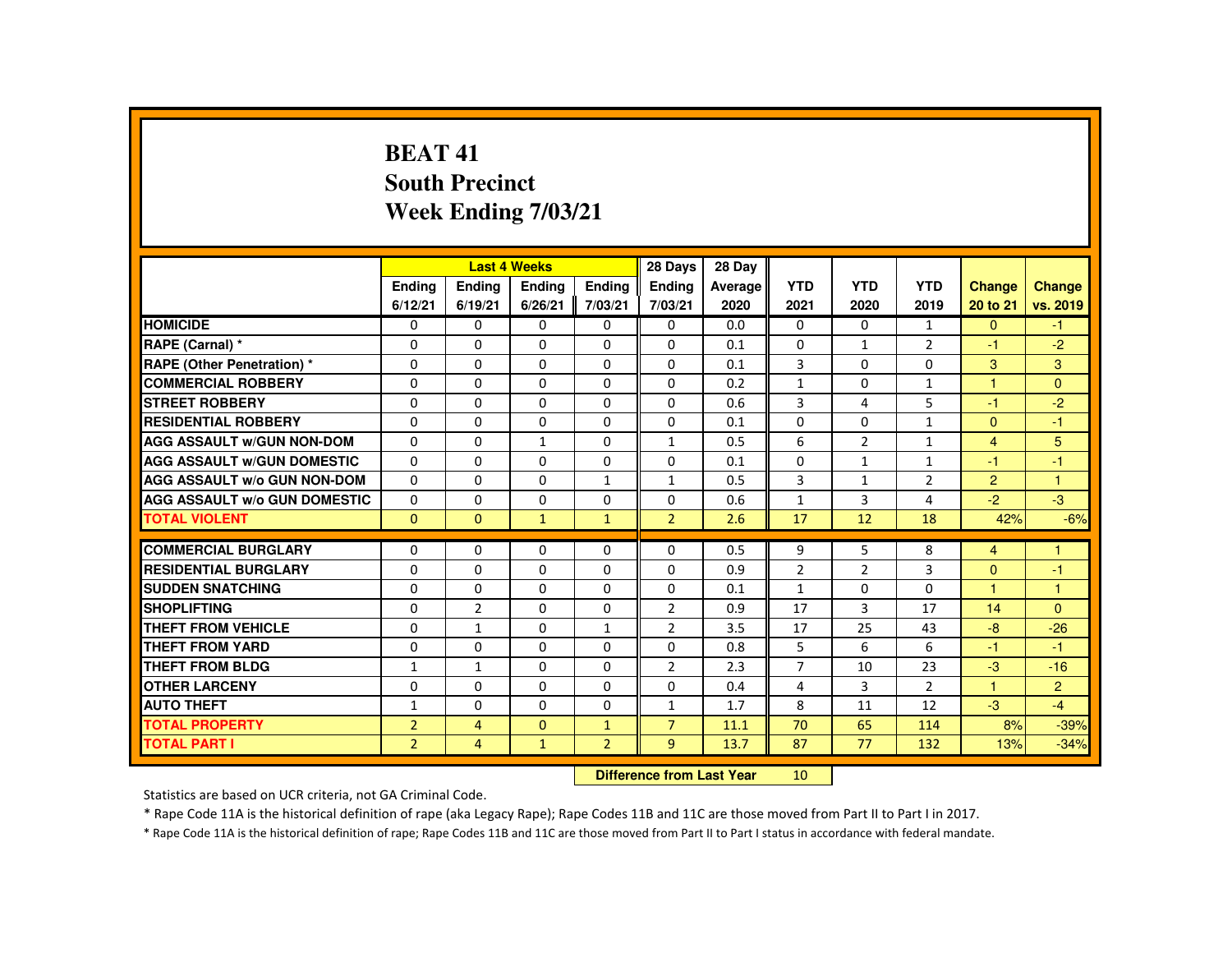# BEAT 41
## South Precinct
## Week Ending 7/03/21

| | Last 4 Weeks | | | | 28 Days | 28 Day | | | | | |
|---|---|---|---|---|---|---|---|---|---|---|---|
| | Ending 6/12/21 | Ending 6/19/21 | Ending 6/26/21 | Ending 7/03/21 | Ending 7/03/21 | Average 2020 | YTD 2021 | YTD 2020 | YTD 2019 | Change 20 to 21 | Change vs. 2019 |
| HOMICIDE | 0 | 0 | 0 | 0 | 0 | 0.0 | 0 | 0 | 1 | 0 | -1 |
| RAPE (Carnal) * | 0 | 0 | 0 | 0 | 0 | 0.1 | 0 | 1 | 2 | -1 | -2 |
| RAPE (Other Penetration) * | 0 | 0 | 0 | 0 | 0 | 0.1 | 3 | 0 | 0 | 3 | 3 |
| COMMERCIAL ROBBERY | 0 | 0 | 0 | 0 | 0 | 0.2 | 1 | 0 | 1 | 1 | 0 |
| STREET ROBBERY | 0 | 0 | 0 | 0 | 0 | 0.6 | 3 | 4 | 5 | -1 | -2 |
| RESIDENTIAL ROBBERY | 0 | 0 | 0 | 0 | 0 | 0.1 | 0 | 0 | 1 | 0 | -1 |
| AGG ASSAULT w/GUN NON-DOM | 0 | 0 | 1 | 0 | 1 | 0.5 | 6 | 2 | 1 | 4 | 5 |
| AGG ASSAULT w/GUN DOMESTIC | 0 | 0 | 0 | 0 | 0 | 0.1 | 0 | 1 | 1 | -1 | -1 |
| AGG ASSAULT w/o GUN NON-DOM | 0 | 0 | 0 | 1 | 1 | 0.5 | 3 | 1 | 2 | 2 | 1 |
| AGG ASSAULT w/o GUN DOMESTIC | 0 | 0 | 0 | 0 | 0 | 0.6 | 1 | 3 | 4 | -2 | -3 |
| TOTAL VIOLENT | 0 | 0 | 1 | 1 | 2 | 2.6 | 17 | 12 | 18 | 42% | -6% |
| COMMERCIAL BURGLARY | 0 | 0 | 0 | 0 | 0 | 0.5 | 9 | 5 | 8 | 4 | 1 |
| RESIDENTIAL BURGLARY | 0 | 0 | 0 | 0 | 0 | 0.9 | 2 | 2 | 3 | 0 | -1 |
| SUDDEN SNATCHING | 0 | 0 | 0 | 0 | 0 | 0.1 | 1 | 0 | 0 | 1 | 1 |
| SHOPLIFTING | 0 | 2 | 0 | 0 | 2 | 0.9 | 17 | 3 | 17 | 14 | 0 |
| THEFT FROM VEHICLE | 0 | 1 | 0 | 1 | 2 | 3.5 | 17 | 25 | 43 | -8 | -26 |
| THEFT FROM YARD | 0 | 0 | 0 | 0 | 0 | 0.8 | 5 | 6 | 6 | -1 | -1 |
| THEFT FROM BLDG | 1 | 1 | 0 | 0 | 2 | 2.3 | 7 | 10 | 23 | -3 | -16 |
| OTHER LARCENY | 0 | 0 | 0 | 0 | 0 | 0.4 | 4 | 3 | 2 | 1 | 2 |
| AUTO THEFT | 1 | 0 | 0 | 0 | 1 | 1.7 | 8 | 11 | 12 | -3 | -4 |
| TOTAL PROPERTY | 2 | 4 | 0 | 1 | 7 | 11.1 | 70 | 65 | 114 | 8% | -39% |
| TOTAL PART I | 2 | 4 | 1 | 2 | 9 | 13.7 | 87 | 77 | 132 | 13% | -34% |

**Difference from Last Year** 10

Statistics are based on UCR criteria, not GA Criminal Code.

* Rape Code 11A is the historical definition of rape (aka Legacy Rape); Rape Codes 11B and 11C are those moved from Part II to Part I in 2017.

* Rape Code 11A is the historical definition of rape; Rape Codes 11B and 11C are those moved from Part II to Part I status in accordance with federal mandate.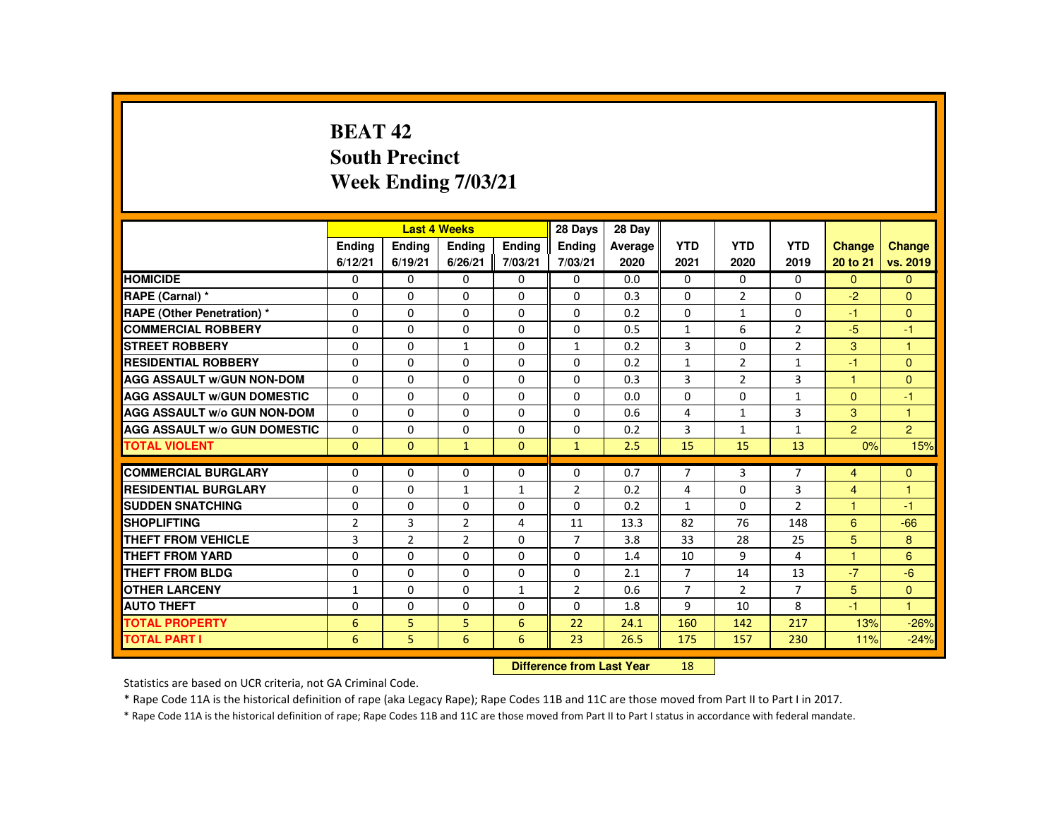# BEAT 42
## South Precinct
## Week Ending 7/03/21

| | Last 4 Weeks | | | | 28 Days | 28 Day | YTD | YTD | YTD | Change | Change |
|---|---|---|---|---|---|---|---|---|---|---|---|
| | Ending 6/12/21 | Ending 6/19/21 | Ending 6/26/21 | Ending 7/03/21 | Ending 7/03/21 | Average 2020 | 2021 | 2020 | 2019 | 20 to 21 | vs. 2019 |
| HOMICIDE | 0 | 0 | 0 | 0 | 0 | 0.0 | 0 | 0 | 0 | 0 | 0 |
| RAPE (Carnal) * | 0 | 0 | 0 | 0 | 0 | 0.3 | 0 | 2 | 0 | -2 | 0 |
| RAPE (Other Penetration) * | 0 | 0 | 0 | 0 | 0 | 0.2 | 0 | 1 | 0 | -1 | 0 |
| COMMERCIAL ROBBERY | 0 | 0 | 0 | 0 | 0 | 0.5 | 1 | 6 | 2 | -5 | -1 |
| STREET ROBBERY | 0 | 0 | 1 | 0 | 1 | 0.2 | 3 | 0 | 2 | 3 | 1 |
| RESIDENTIAL ROBBERY | 0 | 0 | 0 | 0 | 0 | 0.2 | 1 | 2 | 1 | -1 | 0 |
| AGG ASSAULT w/GUN NON-DOM | 0 | 0 | 0 | 0 | 0 | 0.3 | 3 | 2 | 3 | 1 | 0 |
| AGG ASSAULT w/GUN DOMESTIC | 0 | 0 | 0 | 0 | 0 | 0.0 | 0 | 0 | 1 | 0 | -1 |
| AGG ASSAULT w/o GUN NON-DOM | 0 | 0 | 0 | 0 | 0 | 0.6 | 4 | 1 | 3 | 3 | 1 |
| AGG ASSAULT w/o GUN DOMESTIC | 0 | 0 | 0 | 0 | 0 | 0.2 | 3 | 1 | 1 | 2 | 2 |
| TOTAL VIOLENT | 0 | 0 | 1 | 0 | 1 | 2.5 | 15 | 15 | 13 | 0% | 15% |
| COMMERCIAL BURGLARY | 0 | 0 | 0 | 0 | 0 | 0.7 | 7 | 3 | 7 | 4 | 0 |
| RESIDENTIAL BURGLARY | 0 | 0 | 1 | 1 | 2 | 0.2 | 4 | 0 | 3 | 4 | 1 |
| SUDDEN SNATCHING | 0 | 0 | 0 | 0 | 0 | 0.2 | 1 | 0 | 2 | 1 | -1 |
| SHOPLIFTING | 2 | 3 | 2 | 4 | 11 | 13.3 | 82 | 76 | 148 | 6 | -66 |
| THEFT FROM VEHICLE | 3 | 2 | 2 | 0 | 7 | 3.8 | 33 | 28 | 25 | 5 | 8 |
| THEFT FROM YARD | 0 | 0 | 0 | 0 | 0 | 1.4 | 10 | 9 | 4 | 1 | 6 |
| THEFT FROM BLDG | 0 | 0 | 0 | 0 | 0 | 2.1 | 7 | 14 | 13 | -7 | -6 |
| OTHER LARCENY | 1 | 0 | 0 | 1 | 2 | 0.6 | 7 | 2 | 7 | 5 | 0 |
| AUTO THEFT | 0 | 0 | 0 | 0 | 0 | 1.8 | 9 | 10 | 8 | -1 | 1 |
| TOTAL PROPERTY | 6 | 5 | 5 | 6 | 22 | 24.1 | 160 | 142 | 217 | 13% | -26% |
| TOTAL PART I | 6 | 5 | 6 | 6 | 23 | 26.5 | 175 | 157 | 230 | 11% | -24% |

**Difference from Last Year** 18

Statistics are based on UCR criteria, not GA Criminal Code.

* Rape Code 11A is the historical definition of rape (aka Legacy Rape); Rape Codes 11B and 11C are those moved from Part II to Part I in 2017.

* Rape Code 11A is the historical definition of rape; Rape Codes 11B and 11C are those moved from Part II to Part I status in accordance with federal mandate.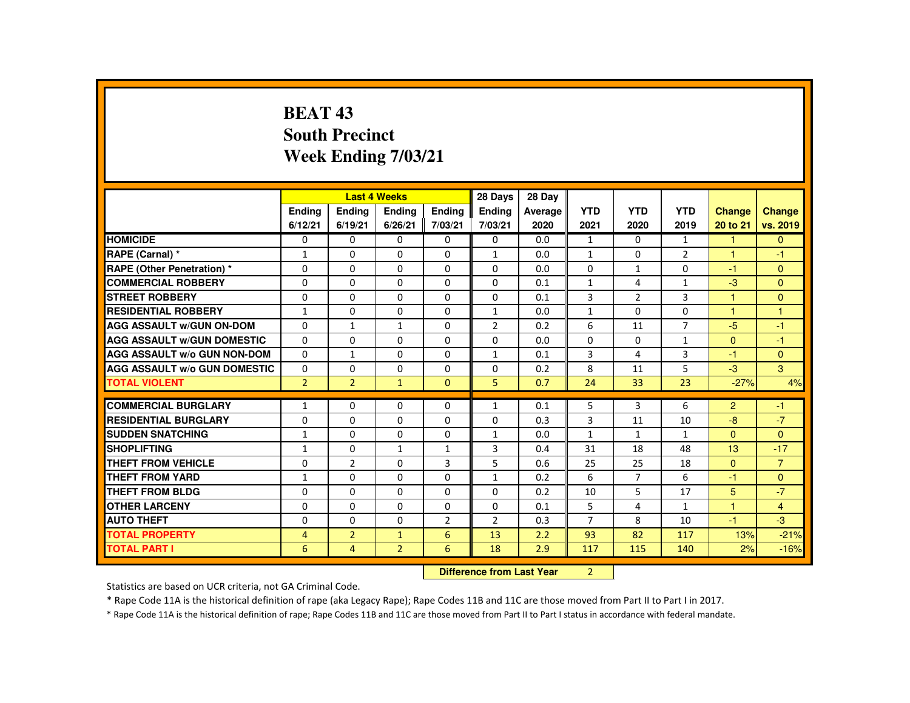# BEAT 43
## South Precinct
## Week Ending 7/03/21

| | Last 4 Weeks | | | | 28 Days | 28 Day | | | | | |
|---|---|---|---|---|---|---|---|---|---|---|---|
| | Ending 6/12/21 | Ending 6/19/21 | Ending 6/26/21 | Ending 7/03/21 | Ending 7/03/21 | Average 2020 | YTD 2021 | YTD 2020 | YTD 2019 | Change 20 to 21 | Change vs. 2019 |
| HOMICIDE | 0 | 0 | 0 | 0 | 0 | 0.0 | 1 | 0 | 1 | 1 | 0 |
| RAPE (Carnal) * | 1 | 0 | 0 | 0 | 1 | 0.0 | 1 | 0 | 2 | 1 | -1 |
| RAPE (Other Penetration) * | 0 | 0 | 0 | 0 | 0 | 0.0 | 0 | 1 | 0 | -1 | 0 |
| COMMERCIAL ROBBERY | 0 | 0 | 0 | 0 | 0 | 0.1 | 1 | 4 | 1 | -3 | 0 |
| STREET ROBBERY | 0 | 0 | 0 | 0 | 0 | 0.1 | 3 | 2 | 3 | 1 | 0 |
| RESIDENTIAL ROBBERY | 1 | 0 | 0 | 0 | 1 | 0.0 | 1 | 0 | 0 | 1 | 1 |
| AGG ASSAULT w/GUN ON-DOM | 0 | 1 | 1 | 0 | 2 | 0.2 | 6 | 11 | 7 | -5 | -1 |
| AGG ASSAULT w/GUN DOMESTIC | 0 | 0 | 0 | 0 | 0 | 0.0 | 0 | 0 | 1 | 0 | -1 |
| AGG ASSAULT w/o GUN NON-DOM | 0 | 1 | 0 | 0 | 1 | 0.1 | 3 | 4 | 3 | -1 | 0 |
| AGG ASSAULT w/o GUN DOMESTIC | 0 | 0 | 0 | 0 | 0 | 0.2 | 8 | 11 | 5 | -3 | 3 |
| TOTAL VIOLENT | 2 | 2 | 1 | 0 | 5 | 0.7 | 24 | 33 | 23 | -27% | 4% |
| COMMERCIAL BURGLARY | 1 | 0 | 0 | 0 | 1 | 0.1 | 5 | 3 | 6 | 2 | -1 |
| RESIDENTIAL BURGLARY | 0 | 0 | 0 | 0 | 0 | 0.3 | 3 | 11 | 10 | -8 | -7 |
| SUDDEN SNATCHING | 1 | 0 | 0 | 0 | 1 | 0.0 | 1 | 1 | 1 | 0 | 0 |
| SHOPLIFTING | 1 | 0 | 1 | 1 | 3 | 0.4 | 31 | 18 | 48 | 13 | -17 |
| THEFT FROM VEHICLE | 0 | 2 | 0 | 3 | 5 | 0.6 | 25 | 25 | 18 | 0 | 7 |
| THEFT FROM YARD | 1 | 0 | 0 | 0 | 1 | 0.2 | 6 | 7 | 6 | -1 | 0 |
| THEFT FROM BLDG | 0 | 0 | 0 | 0 | 0 | 0.2 | 10 | 5 | 17 | 5 | -7 |
| OTHER LARCENY | 0 | 0 | 0 | 0 | 0 | 0.1 | 5 | 4 | 1 | 1 | 4 |
| AUTO THEFT | 0 | 0 | 0 | 2 | 2 | 0.3 | 7 | 8 | 10 | -1 | -3 |
| TOTAL PROPERTY | 4 | 2 | 1 | 6 | 13 | 2.2 | 93 | 82 | 117 | 13% | -21% |
| TOTAL PART I | 6 | 4 | 2 | 6 | 18 | 2.9 | 117 | 115 | 140 | 2% | -16% |

**Difference from Last Year** 2

Statistics are based on UCR criteria, not GA Criminal Code.

* Rape Code 11A is the historical definition of rape (aka Legacy Rape); Rape Codes 11B and 11C are those moved from Part II to Part I in 2017.

* Rape Code 11A is the historical definition of rape; Rape Codes 11B and 11C are those moved from Part II to Part I status in accordance with federal mandate.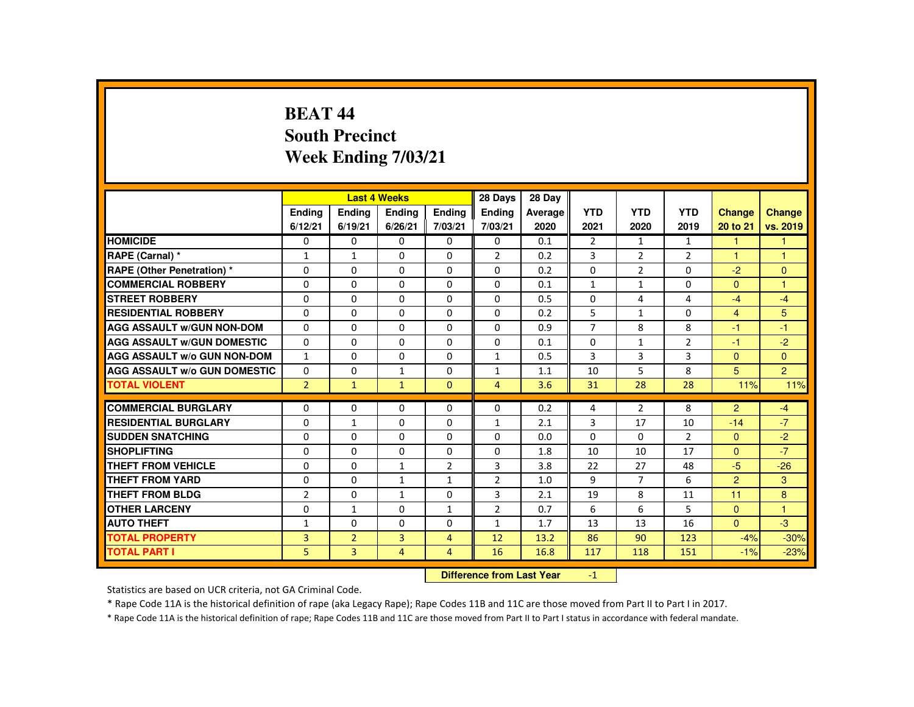# BEAT 44
## South Precinct
## Week Ending 7/03/21

| | Last 4 Weeks | | | | 28 Days | 28 Day | | | | | |
|---|---|---|---|---|---|---|---|---|---|---|---|
| | Ending 6/12/21 | Ending 6/19/21 | Ending 6/26/21 | Ending 7/03/21 | Ending 7/03/21 | Average 2020 | YTD 2021 | YTD 2020 | YTD 2019 | Change 20 to 21 | Change vs. 2019 |
| HOMICIDE | 0 | 0 | 0 | 0 | 0 | 0.1 | 2 | 1 | 1 | 1 | 1 |
| RAPE (Carnal) * | 1 | 1 | 0 | 0 | 2 | 0.2 | 3 | 2 | 2 | 1 | 1 |
| RAPE (Other Penetration) * | 0 | 0 | 0 | 0 | 0 | 0.2 | 0 | 2 | 0 | -2 | 0 |
| COMMERCIAL ROBBERY | 0 | 0 | 0 | 0 | 0 | 0.1 | 1 | 1 | 0 | 0 | 1 |
| STREET ROBBERY | 0 | 0 | 0 | 0 | 0 | 0.5 | 0 | 4 | 4 | -4 | -4 |
| RESIDENTIAL ROBBERY | 0 | 0 | 0 | 0 | 0 | 0.2 | 5 | 1 | 0 | 4 | 5 |
| AGG ASSAULT w/GUN NON-DOM | 0 | 0 | 0 | 0 | 0 | 0.9 | 7 | 8 | 8 | -1 | -1 |
| AGG ASSAULT w/GUN DOMESTIC | 0 | 0 | 0 | 0 | 0 | 0.1 | 0 | 1 | 2 | -1 | -2 |
| AGG ASSAULT w/o GUN NON-DOM | 1 | 0 | 0 | 0 | 1 | 0.5 | 3 | 3 | 3 | 0 | 0 |
| AGG ASSAULT w/o GUN DOMESTIC | 0 | 0 | 1 | 0 | 1 | 1.1 | 10 | 5 | 8 | 5 | 2 |
| TOTAL VIOLENT | 2 | 1 | 1 | 0 | 4 | 3.6 | 31 | 28 | 28 | 11% | 11% |
| COMMERCIAL BURGLARY | 0 | 0 | 0 | 0 | 0 | 0.2 | 4 | 2 | 8 | 2 | -4 |
| RESIDENTIAL BURGLARY | 0 | 1 | 0 | 0 | 1 | 2.1 | 3 | 17 | 10 | -14 | -7 |
| SUDDEN SNATCHING | 0 | 0 | 0 | 0 | 0 | 0.0 | 0 | 0 | 2 | 0 | -2 |
| SHOPLIFTING | 0 | 0 | 0 | 0 | 0 | 1.8 | 10 | 10 | 17 | 0 | -7 |
| THEFT FROM VEHICLE | 0 | 0 | 1 | 2 | 3 | 3.8 | 22 | 27 | 48 | -5 | -26 |
| THEFT FROM YARD | 0 | 0 | 1 | 1 | 2 | 1.0 | 9 | 7 | 6 | 2 | 3 |
| THEFT FROM BLDG | 2 | 0 | 1 | 0 | 3 | 2.1 | 19 | 8 | 11 | 11 | 8 |
| OTHER LARCENY | 0 | 1 | 0 | 1 | 2 | 0.7 | 6 | 6 | 5 | 0 | 1 |
| AUTO THEFT | 1 | 0 | 0 | 0 | 1 | 1.7 | 13 | 13 | 16 | 0 | -3 |
| TOTAL PROPERTY | 3 | 2 | 3 | 4 | 12 | 13.2 | 86 | 90 | 123 | -4% | -30% |
| TOTAL PART I | 5 | 3 | 4 | 4 | 16 | 16.8 | 117 | 118 | 151 | -1% | -23% |

**Difference from Last Year** -1

Statistics are based on UCR criteria, not GA Criminal Code.

* Rape Code 11A is the historical definition of rape (aka Legacy Rape); Rape Codes 11B and 11C are those moved from Part II to Part I in 2017.

* Rape Code 11A is the historical definition of rape; Rape Codes 11B and 11C are those moved from Part II to Part I status in accordance with federal mandate.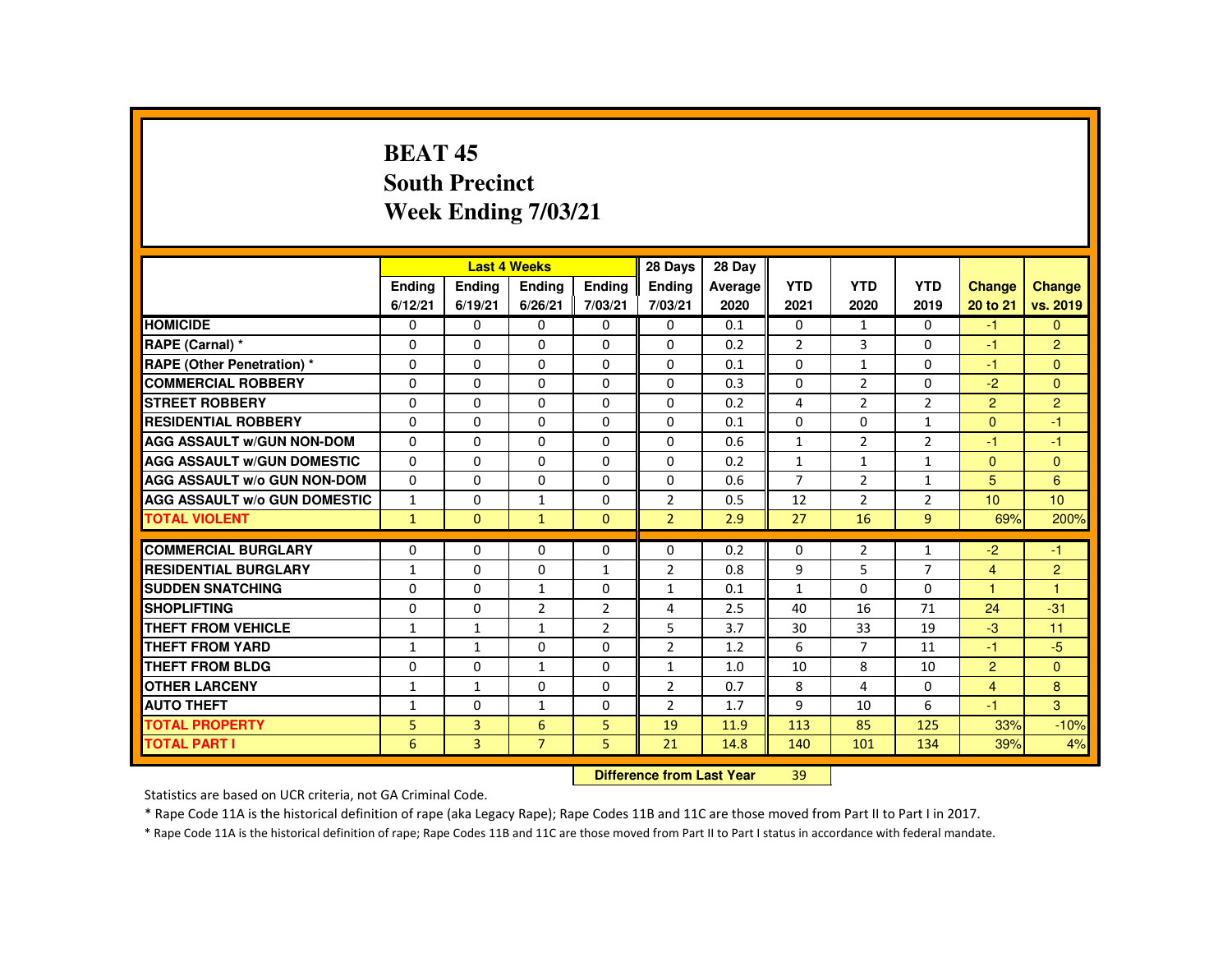# BEAT 45
## South Precinct
## Week Ending 7/03/21

| | Last 4 Weeks | | | | 28 Days | 28 Day | | | | | |
|---|---|---|---|---|---|---|---|---|---|---|---|
| | Ending 6/12/21 | Ending 6/19/21 | Ending 6/26/21 | Ending 7/03/21 | Ending 7/03/21 | Average 2020 | YTD 2021 | YTD 2020 | YTD 2019 | Change 20 to 21 | Change vs. 2019 |
| HOMICIDE | 0 | 0 | 0 | 0 | 0 | 0.1 | 0 | 1 | 0 | -1 | 0 |
| RAPE (Carnal) * | 0 | 0 | 0 | 0 | 0 | 0.2 | 2 | 3 | 0 | -1 | 2 |
| RAPE (Other Penetration) * | 0 | 0 | 0 | 0 | 0 | 0.1 | 0 | 1 | 0 | -1 | 0 |
| COMMERCIAL ROBBERY | 0 | 0 | 0 | 0 | 0 | 0.3 | 0 | 2 | 0 | -2 | 0 |
| STREET ROBBERY | 0 | 0 | 0 | 0 | 0 | 0.2 | 4 | 2 | 2 | 2 | 2 |
| RESIDENTIAL ROBBERY | 0 | 0 | 0 | 0 | 0 | 0.1 | 0 | 0 | 1 | 0 | -1 |
| AGG ASSAULT w/GUN NON-DOM | 0 | 0 | 0 | 0 | 0 | 0.6 | 1 | 2 | 2 | -1 | -1 |
| AGG ASSAULT w/GUN DOMESTIC | 0 | 0 | 0 | 0 | 0 | 0.2 | 1 | 1 | 1 | 0 | 0 |
| AGG ASSAULT w/o GUN NON-DOM | 0 | 0 | 0 | 0 | 0 | 0.6 | 7 | 2 | 1 | 5 | 6 |
| AGG ASSAULT w/o GUN DOMESTIC | 1 | 0 | 1 | 0 | 2 | 0.5 | 12 | 2 | 2 | 10 | 10 |
| TOTAL VIOLENT | 1 | 0 | 1 | 0 | 2 | 2.9 | 27 | 16 | 9 | 69% | 200% |
| COMMERCIAL BURGLARY | 0 | 0 | 0 | 0 | 0 | 0.2 | 0 | 2 | 1 | -2 | -1 |
| RESIDENTIAL BURGLARY | 1 | 0 | 0 | 1 | 2 | 0.8 | 9 | 5 | 7 | 4 | 2 |
| SUDDEN SNATCHING | 0 | 0 | 1 | 0 | 1 | 0.1 | 1 | 0 | 0 | 1 | 1 |
| SHOPLIFTING | 0 | 0 | 2 | 2 | 4 | 2.5 | 40 | 16 | 71 | 24 | -31 |
| THEFT FROM VEHICLE | 1 | 1 | 1 | 2 | 5 | 3.7 | 30 | 33 | 19 | -3 | 11 |
| THEFT FROM YARD | 1 | 1 | 0 | 0 | 2 | 1.2 | 6 | 7 | 11 | -1 | -5 |
| THEFT FROM BLDG | 0 | 0 | 1 | 0 | 1 | 1.0 | 10 | 8 | 10 | 2 | 0 |
| OTHER LARCENY | 1 | 1 | 0 | 0 | 2 | 0.7 | 8 | 4 | 0 | 4 | 8 |
| AUTO THEFT | 1 | 0 | 1 | 0 | 2 | 1.7 | 9 | 10 | 6 | -1 | 3 |
| TOTAL PROPERTY | 5 | 3 | 6 | 5 | 19 | 11.9 | 113 | 85 | 125 | 33% | -10% |
| TOTAL PART I | 6 | 3 | 7 | 5 | 21 | 14.8 | 140 | 101 | 134 | 39% | 4% |

**Difference from Last Year** 39

Statistics are based on UCR criteria, not GA Criminal Code.

* Rape Code 11A is the historical definition of rape (aka Legacy Rape); Rape Codes 11B and 11C are those moved from Part II to Part I in 2017.

* Rape Code 11A is the historical definition of rape; Rape Codes 11B and 11C are those moved from Part II to Part I status in accordance with federal mandate.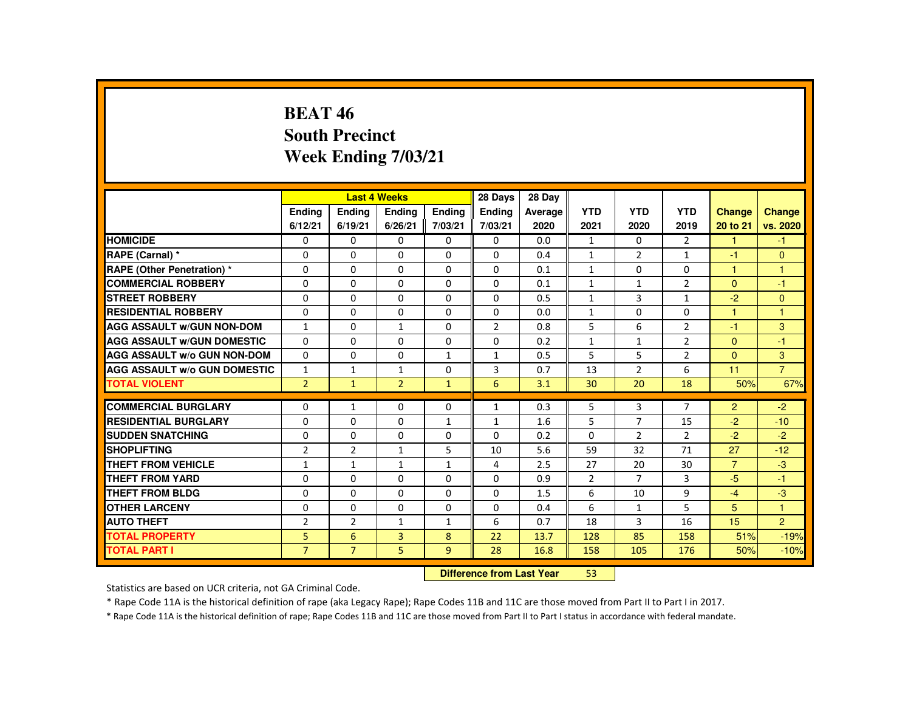# BEAT 46
## South Precinct
## Week Ending 7/03/21

| | Last 4 Weeks | | | | 28 Days | 28 Day | | | | | |
|---|---|---|---|---|---|---|---|---|---|---|---|
| | Ending 6/12/21 | Ending 6/19/21 | Ending 6/26/21 | Ending 7/03/21 | Ending 7/03/21 | Average 2020 | YTD 2021 | YTD 2020 | YTD 2019 | Change 20 to 21 | Change vs. 2020 |
| HOMICIDE | 0 | 0 | 0 | 0 | 0 | 0.0 | 1 | 0 | 2 | 1 | -1 |
| RAPE (Carnal) * | 0 | 0 | 0 | 0 | 0 | 0.4 | 1 | 2 | 1 | -1 | 0 |
| RAPE (Other Penetration) * | 0 | 0 | 0 | 0 | 0 | 0.1 | 1 | 0 | 0 | 1 | 1 |
| COMMERCIAL ROBBERY | 0 | 0 | 0 | 0 | 0 | 0.1 | 1 | 1 | 2 | 0 | -1 |
| STREET ROBBERY | 0 | 0 | 0 | 0 | 0 | 0.5 | 1 | 3 | 1 | -2 | 0 |
| RESIDENTIAL ROBBERY | 0 | 0 | 0 | 0 | 0 | 0.0 | 1 | 0 | 0 | 1 | 1 |
| AGG ASSAULT w/GUN NON-DOM | 1 | 0 | 1 | 0 | 2 | 0.8 | 5 | 6 | 2 | -1 | 3 |
| AGG ASSAULT w/GUN DOMESTIC | 0 | 0 | 0 | 0 | 0 | 0.2 | 1 | 1 | 2 | 0 | -1 |
| AGG ASSAULT w/o GUN NON-DOM | 0 | 0 | 0 | 1 | 1 | 0.5 | 5 | 5 | 2 | 0 | 3 |
| AGG ASSAULT w/o GUN DOMESTIC | 1 | 1 | 1 | 0 | 3 | 0.7 | 13 | 2 | 6 | 11 | 7 |
| TOTAL VIOLENT | 2 | 1 | 2 | 1 | 6 | 3.1 | 30 | 20 | 18 | 50% | 67% |
| COMMERCIAL BURGLARY | 0 | 1 | 0 | 0 | 1 | 0.3 | 5 | 3 | 7 | 2 | -2 |
| RESIDENTIAL BURGLARY | 0 | 0 | 0 | 1 | 1 | 1.6 | 5 | 7 | 15 | -2 | -10 |
| SUDDEN SNATCHING | 0 | 0 | 0 | 0 | 0 | 0.2 | 0 | 2 | 2 | -2 | -2 |
| SHOPLIFTING | 2 | 2 | 1 | 5 | 10 | 5.6 | 59 | 32 | 71 | 27 | -12 |
| THEFT FROM VEHICLE | 1 | 1 | 1 | 1 | 4 | 2.5 | 27 | 20 | 30 | 7 | -3 |
| THEFT FROM YARD | 0 | 0 | 0 | 0 | 0 | 0.9 | 2 | 7 | 3 | -5 | -1 |
| THEFT FROM BLDG | 0 | 0 | 0 | 0 | 0 | 1.5 | 6 | 10 | 9 | -4 | -3 |
| OTHER LARCENY | 0 | 0 | 0 | 0 | 0 | 0.4 | 6 | 1 | 5 | 5 | 1 |
| AUTO THEFT | 2 | 2 | 1 | 1 | 6 | 0.7 | 18 | 3 | 16 | 15 | 2 |
| TOTAL PROPERTY | 5 | 6 | 3 | 8 | 22 | 13.7 | 128 | 85 | 158 | 51% | -19% |
| TOTAL PART I | 7 | 7 | 5 | 9 | 28 | 16.8 | 158 | 105 | 176 | 50% | -10% |

**Difference from Last Year** 53

Statistics are based on UCR criteria, not GA Criminal Code.

* Rape Code 11A is the historical definition of rape (aka Legacy Rape); Rape Codes 11B and 11C are those moved from Part II to Part I in 2017.

* Rape Code 11A is the historical definition of rape; Rape Codes 11B and 11C are those moved from Part II to Part I status in accordance with federal mandate.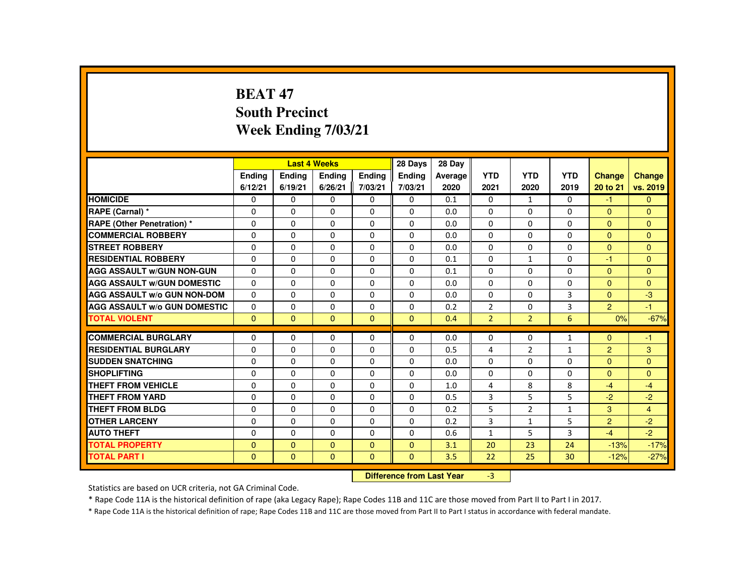# BEAT 47
## South Precinct
## Week Ending 7/03/21

| | Last 4 Weeks | | | | 28 Days | 28 Day | | | | | |
|---|---|---|---|---|---|---|---|---|---|---|---|
| | Ending 6/12/21 | Ending 6/19/21 | Ending 6/26/21 | Ending 7/03/21 | Ending 7/03/21 | Average 2020 | YTD 2021 | YTD 2020 | YTD 2019 | Change 20 to 21 | Change vs. 2019 |
| HOMICIDE | 0 | 0 | 0 | 0 | 0 | 0.1 | 0 | 1 | 0 | -1 | 0 |
| RAPE (Carnal) * | 0 | 0 | 0 | 0 | 0 | 0.0 | 0 | 0 | 0 | 0 | 0 |
| RAPE (Other Penetration) * | 0 | 0 | 0 | 0 | 0 | 0.0 | 0 | 0 | 0 | 0 | 0 |
| COMMERCIAL ROBBERY | 0 | 0 | 0 | 0 | 0 | 0.0 | 0 | 0 | 0 | 0 | 0 |
| STREET ROBBERY | 0 | 0 | 0 | 0 | 0 | 0.0 | 0 | 0 | 0 | 0 | 0 |
| RESIDENTIAL ROBBERY | 0 | 0 | 0 | 0 | 0 | 0.1 | 0 | 1 | 0 | -1 | 0 |
| AGG ASSAULT w/GUN NON-GUN | 0 | 0 | 0 | 0 | 0 | 0.1 | 0 | 0 | 0 | 0 | 0 |
| AGG ASSAULT w/GUN DOMESTIC | 0 | 0 | 0 | 0 | 0 | 0.0 | 0 | 0 | 0 | 0 | 0 |
| AGG ASSAULT w/o GUN NON-DOM | 0 | 0 | 0 | 0 | 0 | 0.0 | 0 | 0 | 3 | 0 | -3 |
| AGG ASSAULT w/o GUN DOMESTIC | 0 | 0 | 0 | 0 | 0 | 0.2 | 2 | 0 | 3 | 2 | -1 |
| TOTAL VIOLENT | 0 | 0 | 0 | 0 | 0 | 0.4 | 2 | 2 | 6 | 0% | -67% |
| COMMERCIAL BURGLARY | 0 | 0 | 0 | 0 | 0 | 0.0 | 0 | 0 | 1 | 0 | -1 |
| RESIDENTIAL BURGLARY | 0 | 0 | 0 | 0 | 0 | 0.5 | 4 | 2 | 1 | 2 | 3 |
| SUDDEN SNATCHING | 0 | 0 | 0 | 0 | 0 | 0.0 | 0 | 0 | 0 | 0 | 0 |
| SHOPLIFTING | 0 | 0 | 0 | 0 | 0 | 0.0 | 0 | 0 | 0 | 0 | 0 |
| THEFT FROM VEHICLE | 0 | 0 | 0 | 0 | 0 | 1.0 | 4 | 8 | 8 | -4 | -4 |
| THEFT FROM YARD | 0 | 0 | 0 | 0 | 0 | 0.5 | 3 | 5 | 5 | -2 | -2 |
| THEFT FROM BLDG | 0 | 0 | 0 | 0 | 0 | 0.2 | 5 | 2 | 1 | 3 | 4 |
| OTHER LARCENY | 0 | 0 | 0 | 0 | 0 | 0.2 | 3 | 1 | 5 | 2 | -2 |
| AUTO THEFT | 0 | 0 | 0 | 0 | 0 | 0.6 | 1 | 5 | 3 | -4 | -2 |
| TOTAL PROPERTY | 0 | 0 | 0 | 0 | 0 | 3.1 | 20 | 23 | 24 | -13% | -17% |
| TOTAL PART I | 0 | 0 | 0 | 0 | 0 | 3.5 | 22 | 25 | 30 | -12% | -27% |

**Difference from Last Year** -3

Statistics are based on UCR criteria, not GA Criminal Code.

* Rape Code 11A is the historical definition of rape (aka Legacy Rape); Rape Codes 11B and 11C are those moved from Part II to Part I in 2017.

* Rape Code 11A is the historical definition of rape; Rape Codes 11B and 11C are those moved from Part II to Part I status in accordance with federal mandate.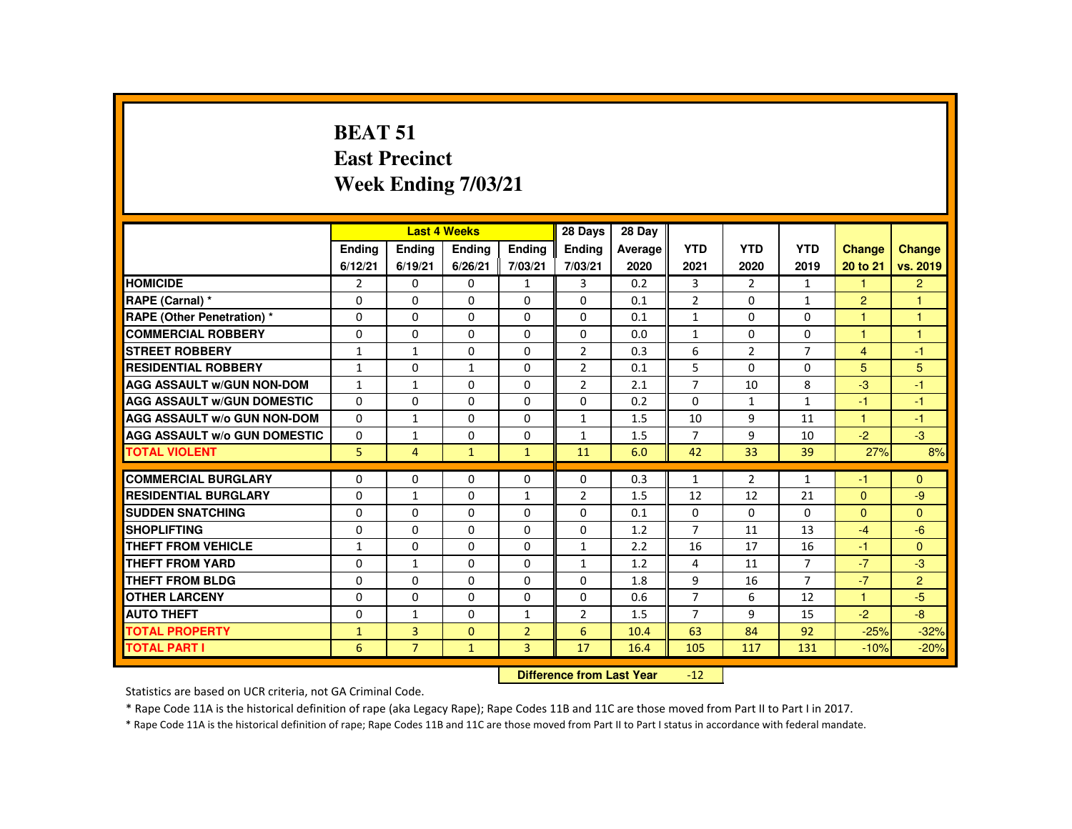# BEAT 51
## East Precinct
## Week Ending 7/03/21

| | Last 4 Weeks | | | | 28 Days | 28 Day | | | | | |
|---|---|---|---|---|---|---|---|---|---|---|---|
| | Ending 6/12/21 | Ending 6/19/21 | Ending 6/26/21 | Ending 7/03/21 | Ending 7/03/21 | Average 2020 | YTD 2021 | YTD 2020 | YTD 2019 | Change 20 to 21 | Change vs. 2019 |
| HOMICIDE | 2 | 0 | 0 | 1 | 3 | 0.2 | 3 | 2 | 1 | 1 | 2 |
| RAPE (Carnal) * | 0 | 0 | 0 | 0 | 0 | 0.1 | 2 | 0 | 1 | 2 | 1 |
| RAPE (Other Penetration) * | 0 | 0 | 0 | 0 | 0 | 0.1 | 1 | 0 | 0 | 1 | 1 |
| COMMERCIAL ROBBERY | 0 | 0 | 0 | 0 | 0 | 0.0 | 1 | 0 | 0 | 1 | 1 |
| STREET ROBBERY | 1 | 1 | 0 | 0 | 2 | 0.3 | 6 | 2 | 7 | 4 | -1 |
| RESIDENTIAL ROBBERY | 1 | 0 | 1 | 0 | 2 | 0.1 | 5 | 0 | 0 | 5 | 5 |
| AGG ASSAULT w/GUN NON-DOM | 1 | 1 | 0 | 0 | 2 | 2.1 | 7 | 10 | 8 | -3 | -1 |
| AGG ASSAULT w/GUN DOMESTIC | 0 | 0 | 0 | 0 | 0 | 0.2 | 0 | 1 | 1 | -1 | -1 |
| AGG ASSAULT w/o GUN NON-DOM | 0 | 1 | 0 | 0 | 1 | 1.5 | 10 | 9 | 11 | 1 | -1 |
| AGG ASSAULT w/o GUN DOMESTIC | 0 | 1 | 0 | 0 | 1 | 1.5 | 7 | 9 | 10 | -2 | -3 |
| TOTAL VIOLENT | 5 | 4 | 1 | 1 | 11 | 6.0 | 42 | 33 | 39 | 27% | 8% |
| COMMERCIAL BURGLARY | 0 | 0 | 0 | 0 | 0 | 0.3 | 1 | 2 | 1 | -1 | 0 |
| RESIDENTIAL BURGLARY | 0 | 1 | 0 | 1 | 2 | 1.5 | 12 | 12 | 21 | 0 | -9 |
| SUDDEN SNATCHING | 0 | 0 | 0 | 0 | 0 | 0.1 | 0 | 0 | 0 | 0 | 0 |
| SHOPLIFTING | 0 | 0 | 0 | 0 | 0 | 1.2 | 7 | 11 | 13 | -4 | -6 |
| THEFT FROM VEHICLE | 1 | 0 | 0 | 0 | 1 | 2.2 | 16 | 17 | 16 | -1 | 0 |
| THEFT FROM YARD | 0 | 1 | 0 | 0 | 1 | 1.2 | 4 | 11 | 7 | -7 | -3 |
| THEFT FROM BLDG | 0 | 0 | 0 | 0 | 0 | 1.8 | 9 | 16 | 7 | -7 | 2 |
| OTHER LARCENY | 0 | 0 | 0 | 0 | 0 | 0.6 | 7 | 6 | 12 | 1 | -5 |
| AUTO THEFT | 0 | 1 | 0 | 1 | 2 | 1.5 | 7 | 9 | 15 | -2 | -8 |
| TOTAL PROPERTY | 1 | 3 | 0 | 2 | 6 | 10.4 | 63 | 84 | 92 | -25% | -32% |
| TOTAL PART I | 6 | 7 | 1 | 3 | 17 | 16.4 | 105 | 117 | 131 | -10% | -20% |

**Difference from Last Year** -12

Statistics are based on UCR criteria, not GA Criminal Code.

* Rape Code 11A is the historical definition of rape (aka Legacy Rape); Rape Codes 11B and 11C are those moved from Part II to Part I in 2017.

* Rape Code 11A is the historical definition of rape; Rape Codes 11B and 11C are those moved from Part II to Part I status in accordance with federal mandate.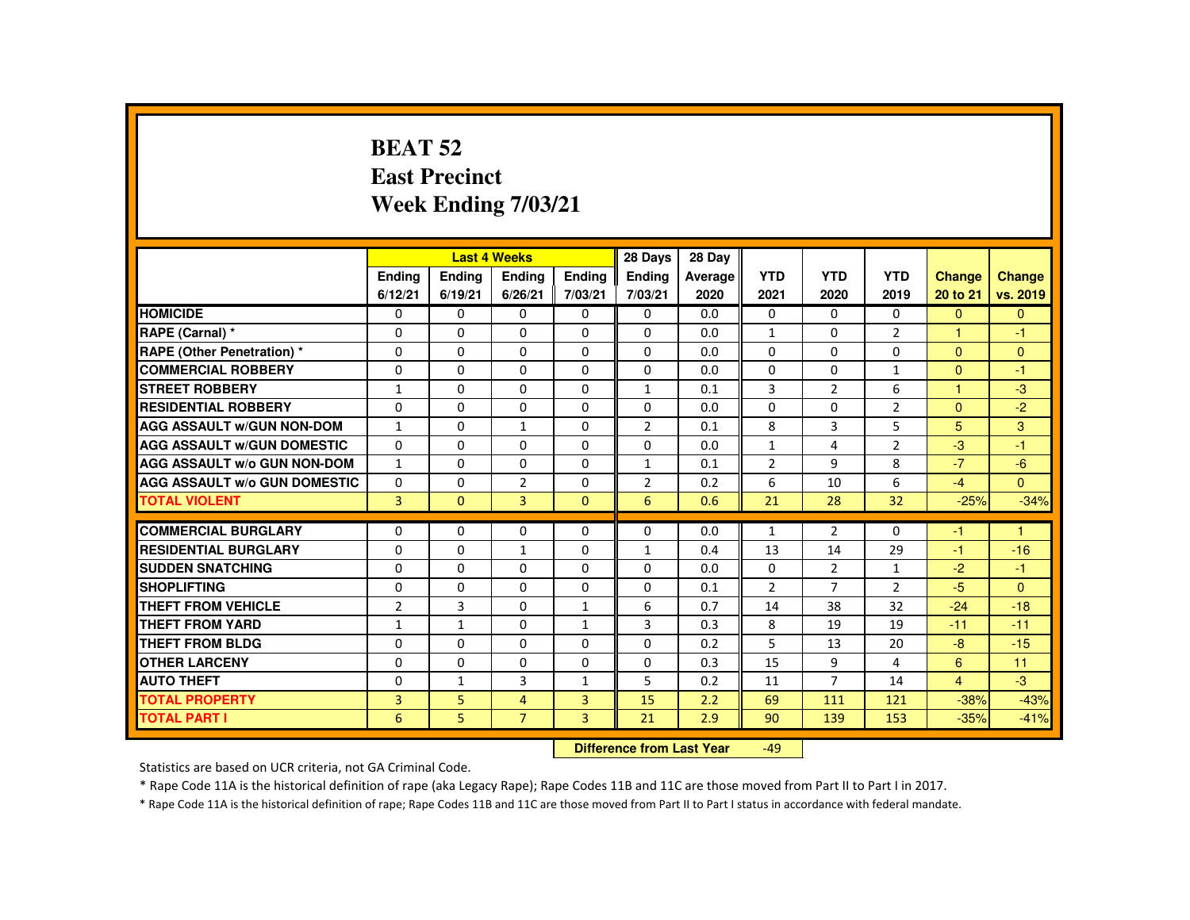# BEAT 52
## East Precinct
## Week Ending 7/03/21

| | Last 4 Weeks | | | | 28 Days | 28 Day | | | | | |
|---|---|---|---|---|---|---|---|---|---|---|---|
| | Ending 6/12/21 | Ending 6/19/21 | Ending 6/26/21 | Ending 7/03/21 | Ending 7/03/21 | Average 2020 | YTD 2021 | YTD 2020 | YTD 2019 | Change 20 to 21 | Change vs. 2019 |
| HOMICIDE | 0 | 0 | 0 | 0 | 0 | 0.0 | 0 | 0 | 0 | 0 | 0 |
| RAPE (Carnal) * | 0 | 0 | 0 | 0 | 0 | 0.0 | 1 | 0 | 2 | 1 | -1 |
| RAPE (Other Penetration) * | 0 | 0 | 0 | 0 | 0 | 0.0 | 0 | 0 | 0 | 0 | 0 |
| COMMERCIAL ROBBERY | 0 | 0 | 0 | 0 | 0 | 0.0 | 0 | 0 | 1 | 0 | -1 |
| STREET ROBBERY | 1 | 0 | 0 | 0 | 1 | 0.1 | 3 | 2 | 6 | 1 | -3 |
| RESIDENTIAL ROBBERY | 0 | 0 | 0 | 0 | 0 | 0.0 | 0 | 0 | 2 | 0 | -2 |
| AGG ASSAULT w/GUN NON-DOM | 1 | 0 | 1 | 0 | 2 | 0.1 | 8 | 3 | 5 | 5 | 3 |
| AGG ASSAULT w/GUN DOMESTIC | 0 | 0 | 0 | 0 | 0 | 0.0 | 1 | 4 | 2 | -3 | -1 |
| AGG ASSAULT w/o GUN NON-DOM | 1 | 0 | 0 | 0 | 1 | 0.1 | 2 | 9 | 8 | -7 | -6 |
| AGG ASSAULT w/o GUN DOMESTIC | 0 | 0 | 2 | 0 | 2 | 0.2 | 6 | 10 | 6 | -4 | 0 |
| TOTAL VIOLENT | 3 | 0 | 3 | 0 | 6 | 0.6 | 21 | 28 | 32 | -25% | -34% |
| COMMERCIAL BURGLARY | 0 | 0 | 0 | 0 | 0 | 0.0 | 1 | 2 | 0 | -1 | 1 |
| RESIDENTIAL BURGLARY | 0 | 0 | 1 | 0 | 1 | 0.4 | 13 | 14 | 29 | -1 | -16 |
| SUDDEN SNATCHING | 0 | 0 | 0 | 0 | 0 | 0.0 | 0 | 2 | 1 | -2 | -1 |
| SHOPLIFTING | 0 | 0 | 0 | 0 | 0 | 0.1 | 2 | 7 | 2 | -5 | 0 |
| THEFT FROM VEHICLE | 2 | 3 | 0 | 1 | 6 | 0.7 | 14 | 38 | 32 | -24 | -18 |
| THEFT FROM YARD | 1 | 1 | 0 | 1 | 3 | 0.3 | 8 | 19 | 19 | -11 | -11 |
| THEFT FROM BLDG | 0 | 0 | 0 | 0 | 0 | 0.2 | 5 | 13 | 20 | -8 | -15 |
| OTHER LARCENY | 0 | 0 | 0 | 0 | 0 | 0.3 | 15 | 9 | 4 | 6 | 11 |
| AUTO THEFT | 0 | 1 | 3 | 1 | 5 | 0.2 | 11 | 7 | 14 | 4 | -3 |
| TOTAL PROPERTY | 3 | 5 | 4 | 3 | 15 | 2.2 | 69 | 111 | 121 | -38% | -43% |
| TOTAL PART I | 6 | 5 | 7 | 3 | 21 | 2.9 | 90 | 139 | 153 | -35% | -41% |

**Difference from Last Year** -49

Statistics are based on UCR criteria, not GA Criminal Code.

* Rape Code 11A is the historical definition of rape (aka Legacy Rape); Rape Codes 11B and 11C are those moved from Part II to Part I in 2017.

* Rape Code 11A is the historical definition of rape; Rape Codes 11B and 11C are those moved from Part II to Part I status in accordance with federal mandate.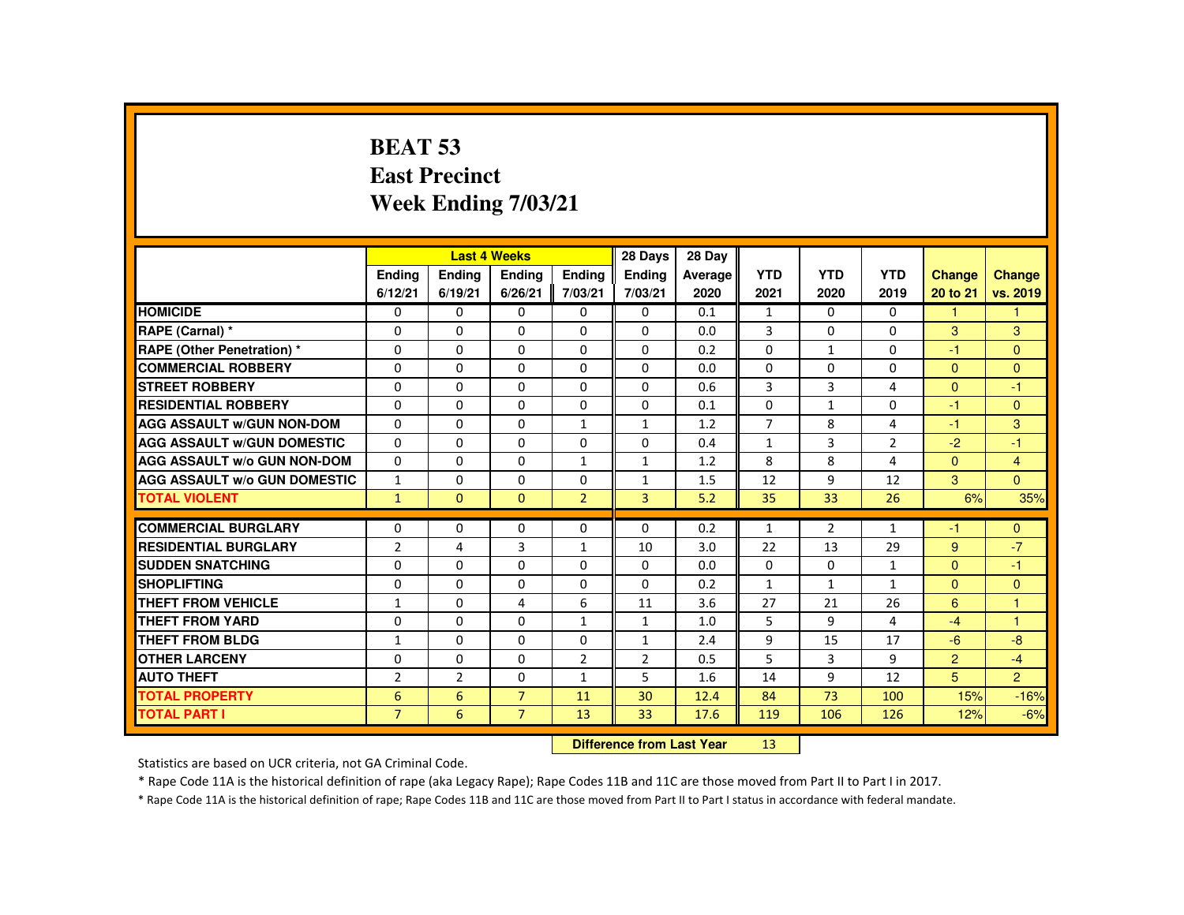# BEAT 53
# East Precinct
# Week Ending 7/03/21

| | Last 4 Weeks | | | | 28 Days | 28 Day | YTD | YTD | YTD | Change | Change |
|---|---|---|---|---|---|---|---|---|---|---|---|
| | Ending 6/12/21 | Ending 6/19/21 | Ending 6/26/21 | Ending 7/03/21 | Ending 7/03/21 | Average 2020 | 2021 | 2020 | 2019 | 20 to 21 | vs. 2019 |
| HOMICIDE | 0 | 0 | 0 | 0 | 0 | 0.1 | 1 | 0 | 0 | 1 | 1 |
| RAPE (Carnal) * | 0 | 0 | 0 | 0 | 0 | 0.0 | 3 | 0 | 0 | 3 | 3 |
| RAPE (Other Penetration) * | 0 | 0 | 0 | 0 | 0 | 0.2 | 0 | 1 | 0 | -1 | 0 |
| COMMERCIAL ROBBERY | 0 | 0 | 0 | 0 | 0 | 0.0 | 0 | 0 | 0 | 0 | 0 |
| STREET ROBBERY | 0 | 0 | 0 | 0 | 0 | 0.6 | 3 | 3 | 4 | 0 | -1 |
| RESIDENTIAL ROBBERY | 0 | 0 | 0 | 0 | 0 | 0.1 | 0 | 1 | 0 | -1 | 0 |
| AGG ASSAULT w/GUN NON-DOM | 0 | 0 | 0 | 1 | 1 | 1.2 | 7 | 8 | 4 | -1 | 3 |
| AGG ASSAULT w/GUN DOMESTIC | 0 | 0 | 0 | 0 | 0 | 0.4 | 1 | 3 | 2 | -2 | -1 |
| AGG ASSAULT w/o GUN NON-DOM | 0 | 0 | 0 | 1 | 1 | 1.2 | 8 | 8 | 4 | 0 | 4 |
| AGG ASSAULT w/o GUN DOMESTIC | 1 | 0 | 0 | 0 | 1 | 1.5 | 12 | 9 | 12 | 3 | 0 |
| TOTAL VIOLENT | 1 | 0 | 0 | 2 | 3 | 5.2 | 35 | 33 | 26 | 6% | 35% |
| COMMERCIAL BURGLARY | 0 | 0 | 0 | 0 | 0 | 0.2 | 1 | 2 | 1 | -1 | 0 |
| RESIDENTIAL BURGLARY | 2 | 4 | 3 | 1 | 10 | 3.0 | 22 | 13 | 29 | 9 | -7 |
| SUDDEN SNATCHING | 0 | 0 | 0 | 0 | 0 | 0.0 | 0 | 0 | 1 | 0 | -1 |
| SHOPLIFTING | 0 | 0 | 0 | 0 | 0 | 0.2 | 1 | 1 | 1 | 0 | 0 |
| THEFT FROM VEHICLE | 1 | 0 | 4 | 6 | 11 | 3.6 | 27 | 21 | 26 | 6 | 1 |
| THEFT FROM YARD | 0 | 0 | 0 | 1 | 1 | 1.0 | 5 | 9 | 4 | -4 | 1 |
| THEFT FROM BLDG | 1 | 0 | 0 | 0 | 1 | 2.4 | 9 | 15 | 17 | -6 | -8 |
| OTHER LARCENY | 0 | 0 | 0 | 2 | 2 | 0.5 | 5 | 3 | 9 | 2 | -4 |
| AUTO THEFT | 2 | 2 | 0 | 1 | 5 | 1.6 | 14 | 9 | 12 | 5 | 2 |
| TOTAL PROPERTY | 6 | 6 | 7 | 11 | 30 | 12.4 | 84 | 73 | 100 | 15% | -16% |
| TOTAL PART I | 7 | 6 | 7 | 13 | 33 | 17.6 | 119 | 106 | 126 | 12% | -6% |

**Difference from Last Year** 13

Statistics are based on UCR criteria, not GA Criminal Code.

* Rape Code 11A is the historical definition of rape (aka Legacy Rape); Rape Codes 11B and 11C are those moved from Part II to Part I in 2017.

* Rape Code 11A is the historical definition of rape; Rape Codes 11B and 11C are those moved from Part II to Part I status in accordance with federal mandate.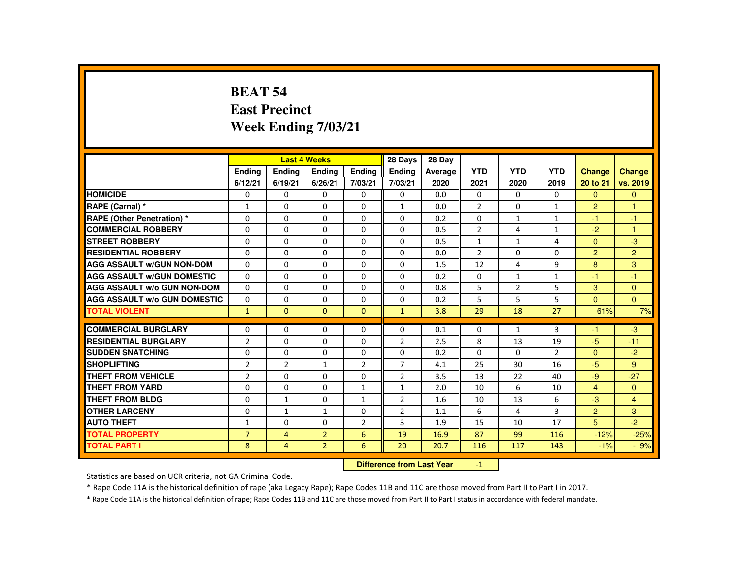# BEAT 54
# East Precinct
# Week Ending 7/03/21

| | Last 4 Weeks | | | | 28 Days | 28 Day | YTD | YTD | YTD | Change | Change |
|---|---|---|---|---|---|---|---|---|---|---|---|
| | Ending 6/12/21 | Ending 6/19/21 | Ending 6/26/21 | Ending 7/03/21 | Ending 7/03/21 | Average 2020 | 2021 | 2020 | 2019 | 20 to 21 | vs. 2019 |
| **HOMICIDE** | 0 | 0 | 0 | 0 | 0 | 0.0 | 0 | 0 | 0 | 0 | 0 |
| **RAPE (Carnal) *** | 1 | 0 | 0 | 0 | 1 | 0.0 | 2 | 0 | 1 | 2 | 1 |
| **RAPE (Other Penetration) *** | 0 | 0 | 0 | 0 | 0 | 0.2 | 0 | 1 | 1 | -1 | -1 |
| **COMMERCIAL ROBBERY** | 0 | 0 | 0 | 0 | 0 | 0.5 | 2 | 4 | 1 | -2 | 1 |
| **STREET ROBBERY** | 0 | 0 | 0 | 0 | 0 | 0.5 | 1 | 1 | 4 | 0 | -3 |
| **RESIDENTIAL ROBBERY** | 0 | 0 | 0 | 0 | 0 | 0.0 | 2 | 0 | 0 | 2 | 2 |
| **AGG ASSAULT w/GUN NON-DOM** | 0 | 0 | 0 | 0 | 0 | 1.5 | 12 | 4 | 9 | 8 | 3 |
| **AGG ASSAULT w/GUN DOMESTIC** | 0 | 0 | 0 | 0 | 0 | 0.2 | 0 | 1 | 1 | -1 | -1 |
| **AGG ASSAULT w/o GUN NON-DOM** | 0 | 0 | 0 | 0 | 0 | 0.8 | 5 | 2 | 5 | 3 | 0 |
| **AGG ASSAULT w/o GUN DOMESTIC** | 0 | 0 | 0 | 0 | 0 | 0.2 | 5 | 5 | 5 | 0 | 0 |
| **TOTAL VIOLENT** | 1 | 0 | 0 | 0 | 1 | 3.8 | 29 | 18 | 27 | 61% | 7% |
| **COMMERCIAL BURGLARY** | 0 | 0 | 0 | 0 | 0 | 0.1 | 0 | 1 | 3 | -1 | -3 |
| **RESIDENTIAL BURGLARY** | 2 | 0 | 0 | 0 | 2 | 2.5 | 8 | 13 | 19 | -5 | -11 |
| **SUDDEN SNATCHING** | 0 | 0 | 0 | 0 | 0 | 0.2 | 0 | 0 | 2 | 0 | -2 |
| **SHOPLIFTING** | 2 | 2 | 1 | 2 | 7 | 4.1 | 25 | 30 | 16 | -5 | 9 |
| **THEFT FROM VEHICLE** | 2 | 0 | 0 | 0 | 2 | 3.5 | 13 | 22 | 40 | -9 | -27 |
| **THEFT FROM YARD** | 0 | 0 | 0 | 1 | 1 | 2.0 | 10 | 6 | 10 | 4 | 0 |
| **THEFT FROM BLDG** | 0 | 1 | 0 | 1 | 2 | 1.6 | 10 | 13 | 6 | -3 | 4 |
| **OTHER LARCENY** | 0 | 1 | 1 | 0 | 2 | 1.1 | 6 | 4 | 3 | 2 | 3 |
| **AUTO THEFT** | 1 | 0 | 0 | 2 | 3 | 1.9 | 15 | 10 | 17 | 5 | -2 |
| **TOTAL PROPERTY** | 7 | 4 | 2 | 6 | 19 | 16.9 | 87 | 99 | 116 | -12% | -25% |
| **TOTAL PART I** | 8 | 4 | 2 | 6 | 20 | 20.7 | 116 | 117 | 143 | -1% | -19% |

**Difference from Last Year** -1

Statistics are based on UCR criteria, not GA Criminal Code.

* Rape Code 11A is the historical definition of rape (aka Legacy Rape); Rape Codes 11B and 11C are those moved from Part II to Part I in 2017.

* Rape Code 11A is the historical definition of rape; Rape Codes 11B and 11C are those moved from Part II to Part I status in accordance with federal mandate.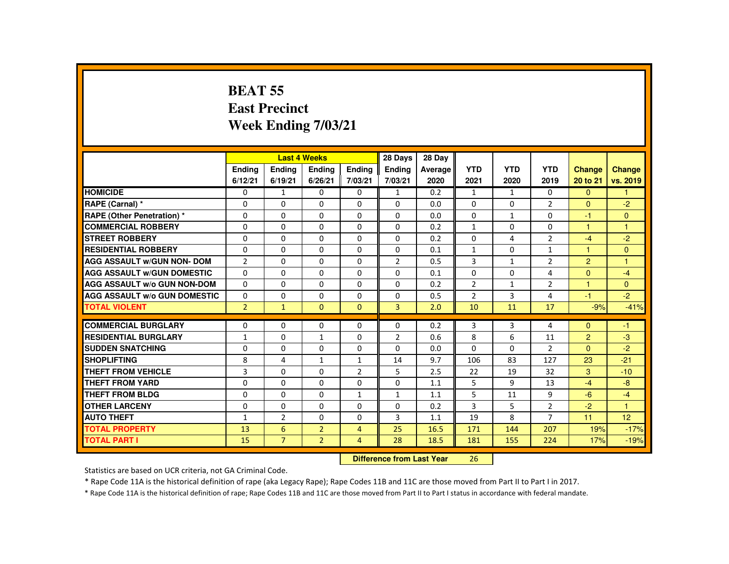# BEAT 55
# East Precinct
# Week Ending 7/03/21

| | Last 4 Weeks | | | | 28 Days | 28 Day | | | | | |
|---|---|---|---|---|---|---|---|---|---|---|---|
| | Ending 6/12/21 | Ending 6/19/21 | Ending 6/26/21 | Ending 7/03/21 | Ending 7/03/21 | Average 2020 | YTD 2021 | YTD 2020 | YTD 2019 | Change 20 to 21 | Change vs. 2019 |
| HOMICIDE | 0 | 1 | 0 | 0 | 1 | 0.2 | 1 | 1 | 0 | 0 | 1 |
| RAPE (Carnal) * | 0 | 0 | 0 | 0 | 0 | 0.0 | 0 | 0 | 2 | 0 | -2 |
| RAPE (Other Penetration) * | 0 | 0 | 0 | 0 | 0 | 0.0 | 0 | 1 | 0 | -1 | 0 |
| COMMERCIAL ROBBERY | 0 | 0 | 0 | 0 | 0 | 0.2 | 1 | 0 | 0 | 1 | 1 |
| STREET ROBBERY | 0 | 0 | 0 | 0 | 0 | 0.2 | 0 | 4 | 2 | -4 | -2 |
| RESIDENTIAL ROBBERY | 0 | 0 | 0 | 0 | 0 | 0.1 | 1 | 0 | 1 | 1 | 0 |
| AGG ASSAULT w/GUN NON- DOM | 2 | 0 | 0 | 0 | 2 | 0.5 | 3 | 1 | 2 | 2 | 1 |
| AGG ASSAULT w/GUN DOMESTIC | 0 | 0 | 0 | 0 | 0 | 0.1 | 0 | 0 | 4 | 0 | -4 |
| AGG ASSAULT w/o GUN NON-DOM | 0 | 0 | 0 | 0 | 0 | 0.2 | 2 | 1 | 2 | 1 | 0 |
| AGG ASSAULT w/o GUN DOMESTIC | 0 | 0 | 0 | 0 | 0 | 0.5 | 2 | 3 | 4 | -1 | -2 |
| TOTAL VIOLENT | 2 | 1 | 0 | 0 | 3 | 2.0 | 10 | 11 | 17 | -9% | -41% |
| COMMERCIAL BURGLARY | 0 | 0 | 0 | 0 | 0 | 0.2 | 3 | 3 | 4 | 0 | -1 |
| RESIDENTIAL BURGLARY | 1 | 0 | 1 | 0 | 2 | 0.6 | 8 | 6 | 11 | 2 | -3 |
| SUDDEN SNATCHING | 0 | 0 | 0 | 0 | 0 | 0.0 | 0 | 0 | 2 | 0 | -2 |
| SHOPLIFTING | 8 | 4 | 1 | 1 | 14 | 9.7 | 106 | 83 | 127 | 23 | -21 |
| THEFT FROM VEHICLE | 3 | 0 | 0 | 2 | 5 | 2.5 | 22 | 19 | 32 | 3 | -10 |
| THEFT FROM YARD | 0 | 0 | 0 | 0 | 0 | 1.1 | 5 | 9 | 13 | -4 | -8 |
| THEFT FROM BLDG | 0 | 0 | 0 | 1 | 1 | 1.1 | 5 | 11 | 9 | -6 | -4 |
| OTHER LARCENY | 0 | 0 | 0 | 0 | 0 | 0.2 | 3 | 5 | 2 | -2 | 1 |
| AUTO THEFT | 1 | 2 | 0 | 0 | 3 | 1.1 | 19 | 8 | 7 | 11 | 12 |
| TOTAL PROPERTY | 13 | 6 | 2 | 4 | 25 | 16.5 | 171 | 144 | 207 | 19% | -17% |
| TOTAL PART I | 15 | 7 | 2 | 4 | 28 | 18.5 | 181 | 155 | 224 | 17% | -19% |

**Difference from Last Year** 26

Statistics are based on UCR criteria, not GA Criminal Code.

* Rape Code 11A is the historical definition of rape (aka Legacy Rape); Rape Codes 11B and 11C are those moved from Part II to Part I in 2017.

* Rape Code 11A is the historical definition of rape; Rape Codes 11B and 11C are those moved from Part II to Part I status in accordance with federal mandate.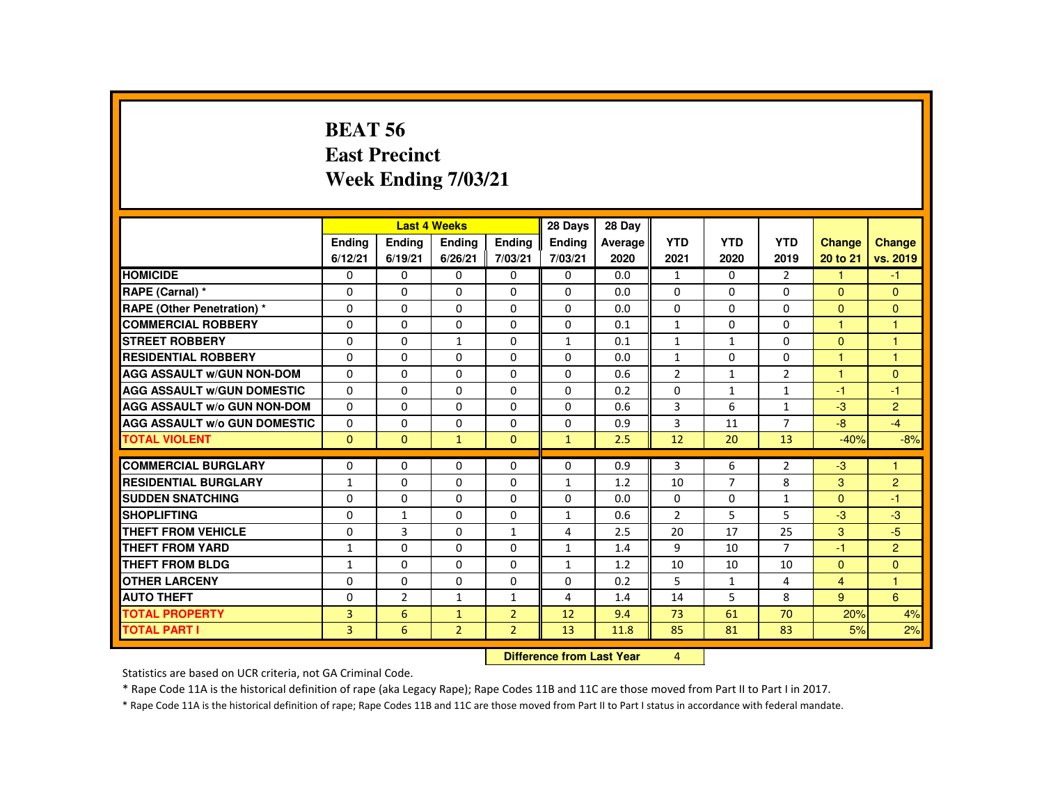# BEAT 56
## East Precinct
## Week Ending 7/03/21

| | Last 4 Weeks | | | | 28 Days | 28 Day | | | | | |
|---|---|---|---|---|---|---|---|---|---|---|---|
| | Ending 6/12/21 | Ending 6/19/21 | Ending 6/26/21 | Ending 7/03/21 | Ending 7/03/21 | Average 2020 | YTD 2021 | YTD 2020 | YTD 2019 | Change 20 to 21 | Change vs. 2019 |
| HOMICIDE | 0 | 0 | 0 | 0 | 0 | 0.0 | 1 | 0 | 2 | 1 | -1 |
| RAPE (Carnal) * | 0 | 0 | 0 | 0 | 0 | 0.0 | 0 | 0 | 0 | 0 | 0 |
| RAPE (Other Penetration) * | 0 | 0 | 0 | 0 | 0 | 0.0 | 0 | 0 | 0 | 0 | 0 |
| COMMERCIAL ROBBERY | 0 | 0 | 0 | 0 | 0 | 0.1 | 1 | 0 | 0 | 1 | 1 |
| STREET ROBBERY | 0 | 0 | 1 | 0 | 1 | 0.1 | 1 | 1 | 0 | 0 | 1 |
| RESIDENTIAL ROBBERY | 0 | 0 | 0 | 0 | 0 | 0.0 | 1 | 0 | 0 | 1 | 1 |
| AGG ASSAULT w/GUN NON-DOM | 0 | 0 | 0 | 0 | 0 | 0.6 | 2 | 1 | 2 | 1 | 0 |
| AGG ASSAULT w/GUN DOMESTIC | 0 | 0 | 0 | 0 | 0 | 0.2 | 0 | 1 | 1 | -1 | -1 |
| AGG ASSAULT w/o GUN NON-DOM | 0 | 0 | 0 | 0 | 0 | 0.6 | 3 | 6 | 1 | -3 | 2 |
| AGG ASSAULT w/o GUN DOMESTIC | 0 | 0 | 0 | 0 | 0 | 0.9 | 3 | 11 | 7 | -8 | -4 |
| TOTAL VIOLENT | 0 | 0 | 1 | 0 | 1 | 2.5 | 12 | 20 | 13 | -40% | -8% |
| COMMERCIAL BURGLARY | 0 | 0 | 0 | 0 | 0 | 0.9 | 3 | 6 | 2 | -3 | 1 |
| RESIDENTIAL BURGLARY | 1 | 0 | 0 | 0 | 1 | 1.2 | 10 | 7 | 8 | 3 | 2 |
| SUDDEN SNATCHING | 0 | 0 | 0 | 0 | 0 | 0.0 | 0 | 0 | 1 | 0 | -1 |
| SHOPLIFTING | 0 | 1 | 0 | 0 | 1 | 0.6 | 2 | 5 | 5 | -3 | -3 |
| THEFT FROM VEHICLE | 0 | 3 | 0 | 1 | 4 | 2.5 | 20 | 17 | 25 | 3 | -5 |
| THEFT FROM YARD | 1 | 0 | 0 | 0 | 1 | 1.4 | 9 | 10 | 7 | -1 | 2 |
| THEFT FROM BLDG | 1 | 0 | 0 | 0 | 1 | 1.2 | 10 | 10 | 10 | 0 | 0 |
| OTHER LARCENY | 0 | 0 | 0 | 0 | 0 | 0.2 | 5 | 1 | 4 | 4 | 1 |
| AUTO THEFT | 0 | 2 | 1 | 1 | 4 | 1.4 | 14 | 5 | 8 | 9 | 6 |
| TOTAL PROPERTY | 3 | 6 | 1 | 2 | 12 | 9.4 | 73 | 61 | 70 | 20% | 4% |
| TOTAL PART I | 3 | 6 | 2 | 2 | 13 | 11.8 | 85 | 81 | 83 | 5% | 2% |

**Difference from Last Year** 4

Statistics are based on UCR criteria, not GA Criminal Code.

* Rape Code 11A is the historical definition of rape (aka Legacy Rape); Rape Codes 11B and 11C are those moved from Part II to Part I in 2017.

* Rape Code 11A is the historical definition of rape; Rape Codes 11B and 11C are those moved from Part II to Part I status in accordance with federal mandate.